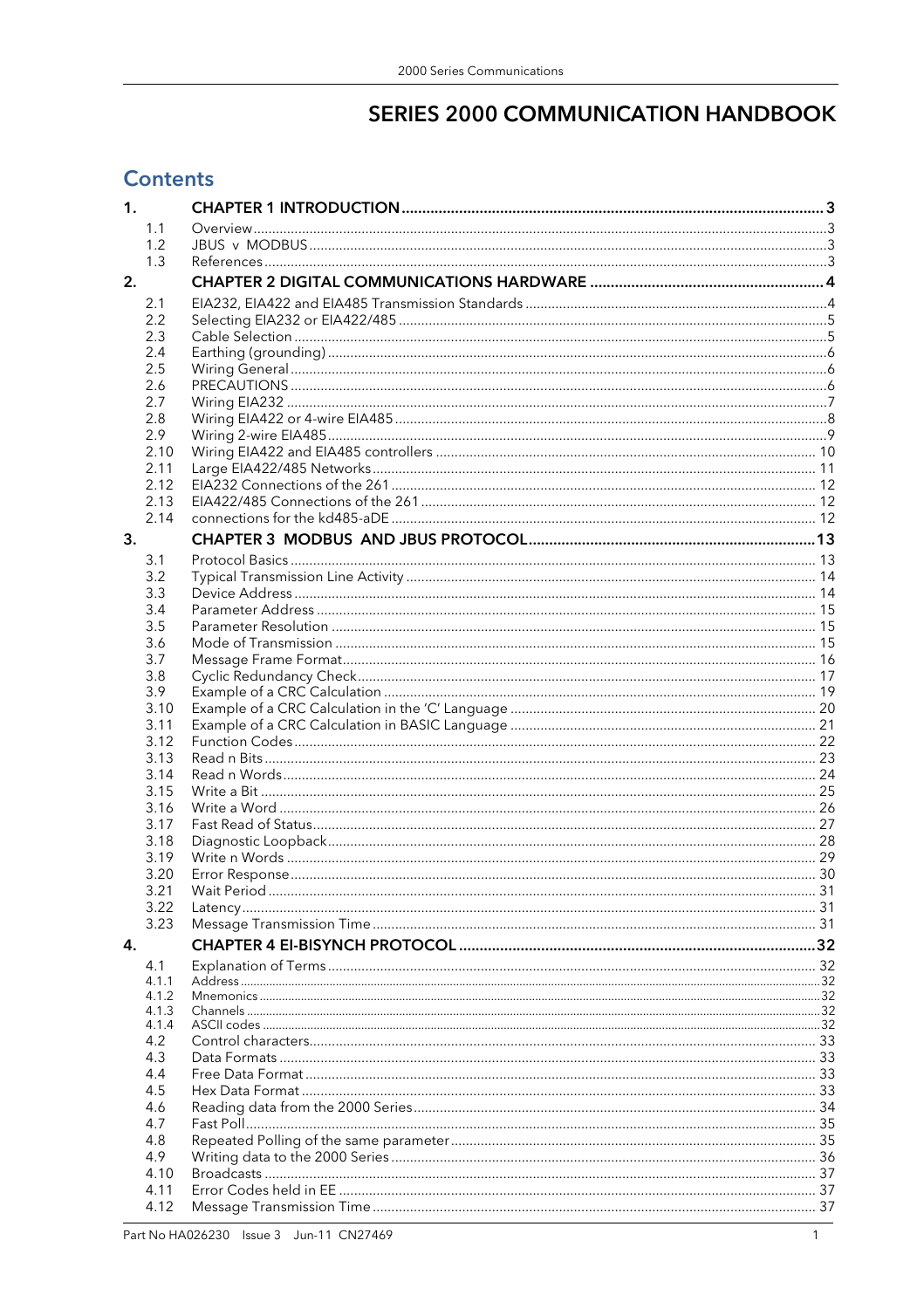# SERIES 2000 COMMUNICATION HANDBOOK

## Contents

| | | |
|---|---|---|
| **1.** | **CHAPTER 1 INTRODUCTION** | **3** |
| 1.1 | Overview | 3 |
| 1.2 | JBUS v MODBUS | 3 |
| 1.3 | References | 3 |
| **2.** | **CHAPTER 2 DIGITAL COMMUNICATIONS HARDWARE** | **4** |
| 2.1 | EIA232, EIA422 and EIA485 Transmission Standards | 4 |
| 2.2 | Selecting EIA232 or EIA422/485 | 5 |
| 2.3 | Cable Selection | 5 |
| 2.4 | Earthing (grounding) | 6 |
| 2.5 | Wiring General | 6 |
| 2.6 | PRECAUTIONS | 6 |
| 2.7 | Wiring EIA232 | 7 |
| 2.8 | Wiring EIA422 or 4-wire EIA485 | 8 |
| 2.9 | Wiring 2-wire EIA485 | 9 |
| 2.10 | Wiring EIA422 and EIA485 controllers | 10 |
| 2.11 | Large EIA422/485 Networks | 11 |
| 2.12 | EIA232 Connections of the 261 | 12 |
| 2.13 | EIA422/485 Connections of the 261 | 12 |
| 2.14 | connections for the kd485-aDE | 12 |
| **3.** | **CHAPTER 3 MODBUS AND JBUS PROTOCOL** | **13** |
| 3.1 | Protocol Basics | 13 |
| 3.2 | Typical Transmission Line Activity | 14 |
| 3.3 | Device Address | 14 |
| 3.4 | Parameter Address | 15 |
| 3.5 | Parameter Resolution | 15 |
| 3.6 | Mode of Transmission | 15 |
| 3.7 | Message Frame Format | 16 |
| 3.8 | Cyclic Redundancy Check | 17 |
| 3.9 | Example of a CRC Calculation | 19 |
| 3.10 | Example of a CRC Calculation in the 'C' Language | 20 |
| 3.11 | Example of a CRC Calculation in BASIC Language | 21 |
| 3.12 | Function Codes | 22 |
| 3.13 | Read n Bits | 23 |
| 3.14 | Read n Words | 24 |
| 3.15 | Write a Bit | 25 |
| 3.16 | Write a Word | 26 |
| 3.17 | Fast Read of Status | 27 |
| 3.18 | Diagnostic Loopback | 28 |
| 3.19 | Write n Words | 29 |
| 3.20 | Error Response | 30 |
| 3.21 | Wait Period | 31 |
| 3.22 | Latency | 31 |
| 3.23 | Message Transmission Time | 31 |
| **4.** | **CHAPTER 4 EI-BISYNCH PROTOCOL** | **32** |
| 4.1 | Explanation of Terms | 32 |
| 4.1.1 | Address | 32 |
| 4.1.2 | Mnemonics | 32 |
| 4.1.3 | Channels | 32 |
| 4.1.4 | ASCII codes | 32 |
| 4.2 | Control characters | 33 |
| 4.3 | Data Formats | 33 |
| 4.4 | Free Data Format | 33 |
| 4.5 | Hex Data Format | 33 |
| 4.6 | Reading data from the 2000 Series | 34 |
| 4.7 | Fast Poll | 35 |
| 4.8 | Repeated Polling of the same parameter | 35 |
| 4.9 | Writing data to the 2000 Series | 36 |
| 4.10 | Broadcasts | 37 |
| 4.11 | Error Codes held in EE | 37 |
| 4.12 | Message Transmission Time | 37 |

Part No HA026230 Issue 3 Jun-11 CN27469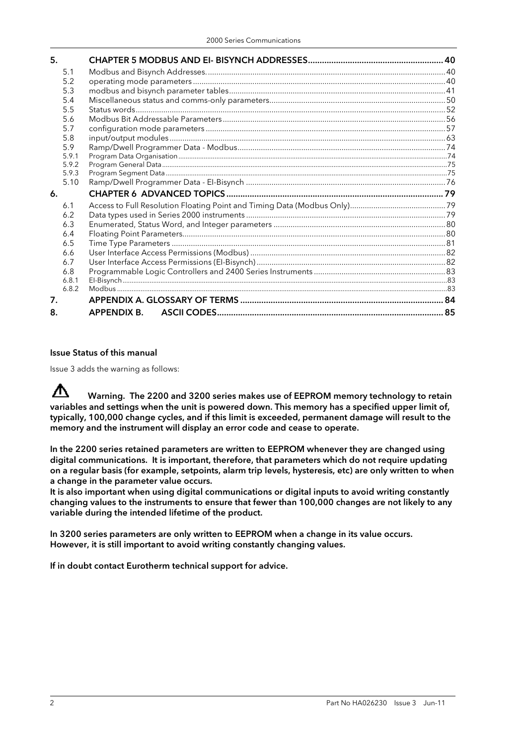| | | |
|---|---|---|
| **5.** | **CHAPTER 5 MODBUS AND EI- BISYNCH ADDRESSES** | **40** |
| 5.1 | Modbus and Bisynch Addresses. | 40 |
| 5.2 | operating mode parameters | 40 |
| 5.3 | modbus and bisynch parameter tables | 41 |
| 5.4 | Miscellaneous status and comms-only parameters | 50 |
| 5.5 | Status words | 52 |
| 5.6 | Modbus Bit Addressable Parameters | 56 |
| 5.7 | configuration mode parameters | 57 |
| 5.8 | input/output modules | 63 |
| 5.9 | Ramp/Dwell Programmer Data - Modbus | 74 |
| 5.9.1 | Program Data Organisation | 74 |
| 5.9.2 | Program General Data | 75 |
| 5.9.3 | Program Segment Data | 75 |
| 5.10 | Ramp/Dwell Programmer Data - EI-Bisynch | 76 |
| **6.** | **CHAPTER 6 ADVANCED TOPICS** | **79** |
| 6.1 | Access to Full Resolution Floating Point and Timing Data (Modbus Only) | 79 |
| 6.2 | Data types used in Series 2000 instruments | 79 |
| 6.3 | Enumerated, Status Word, and Integer parameters | 80 |
| 6.4 | Floating Point Parameters | 80 |
| 6.5 | Time Type Parameters | 81 |
| 6.6 | User Interface Access Permissions (Modbus) | 82 |
| 6.7 | User Interface Access Permissions (EI-Bisynch) | 82 |
| 6.8 | Programmable Logic Controllers and 2400 Series Instruments | 83 |
| 6.8.1 | EI-Bisynch | 83 |
| 6.8.2 | Modbus | 83 |
| **7.** | **APPENDIX A. GLOSSARY OF TERMS** | **84** |
| **8.** | **APPENDIX B. ASCII CODES** | **85** |

**Issue Status of this manual**

Issue 3 adds the warning as follows:

⚠ **Warning. The 2200 and 3200 series makes use of EEPROM memory technology to retain variables and settings when the unit is powered down. This memory has a specified upper limit of, typically, 100,000 change cycles, and if this limit is exceeded, permanent damage will result to the memory and the instrument will display an error code and cease to operate.**

**In the 2200 series retained parameters are written to EEPROM whenever they are changed using digital communications. It is important, therefore, that parameters which do not require updating on a regular basis (for example, setpoints, alarm trip levels, hysteresis, etc) are only written to when a change in the parameter value occurs.**

**It is also important when using digital communications or digital inputs to avoid writing constantly changing values to the instruments to ensure that fewer than 100,000 changes are not likely to any variable during the intended lifetime of the product.**

**In 3200 series parameters are only written to EEPROM when a change in its value occurs. However, it is still important to avoid writing constantly changing values.**

**If in doubt contact Eurotherm technical support for advice.**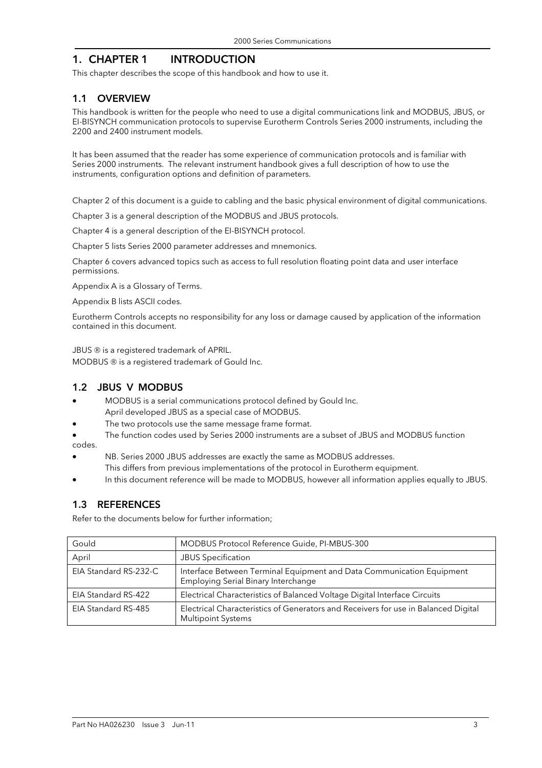# 1. CHAPTER 1 INTRODUCTION

This chapter describes the scope of this handbook and how to use it.

## 1.1 OVERVIEW

This handbook is written for the people who need to use a digital communications link and MODBUS, JBUS, or EI-BISYNCH communication protocols to supervise Eurotherm Controls Series 2000 instruments, including the 2200 and 2400 instrument models.

It has been assumed that the reader has some experience of communication protocols and is familiar with Series 2000 instruments. The relevant instrument handbook gives a full description of how to use the instruments, configuration options and definition of parameters.

Chapter 2 of this document is a guide to cabling and the basic physical environment of digital communications.

Chapter 3 is a general description of the MODBUS and JBUS protocols.

Chapter 4 is a general description of the EI-BISYNCH protocol.

Chapter 5 lists Series 2000 parameter addresses and mnemonics.

Chapter 6 covers advanced topics such as access to full resolution floating point data and user interface permissions.

Appendix A is a Glossary of Terms.

Appendix B lists ASCII codes.

Eurotherm Controls accepts no responsibility for any loss or damage caused by application of the information contained in this document.

JBUS ® is a registered trademark of APRIL.

MODBUS ® is a registered trademark of Gould Inc.

## 1.2 JBUS V MODBUS

- MODBUS is a serial communications protocol defined by Gould Inc.
  April developed JBUS as a special case of MODBUS.
- The two protocols use the same message frame format.
- The function codes used by Series 2000 instruments are a subset of JBUS and MODBUS function codes.
- NB. Series 2000 JBUS addresses are exactly the same as MODBUS addresses.
  This differs from previous implementations of the protocol in Eurotherm equipment.
- In this document reference will be made to MODBUS, however all information applies equally to JBUS.

## 1.3 REFERENCES

Refer to the documents below for further information;

| | |
|---|---|
| Gould | MODBUS Protocol Reference Guide, PI-MBUS-300 |
| April | JBUS Specification |
| EIA Standard RS-232-C | Interface Between Terminal Equipment and Data Communication Equipment Employing Serial Binary Interchange |
| EIA Standard RS-422 | Electrical Characteristics of Balanced Voltage Digital Interface Circuits |
| EIA Standard RS-485 | Electrical Characteristics of Generators and Receivers for use in Balanced Digital Multipoint Systems |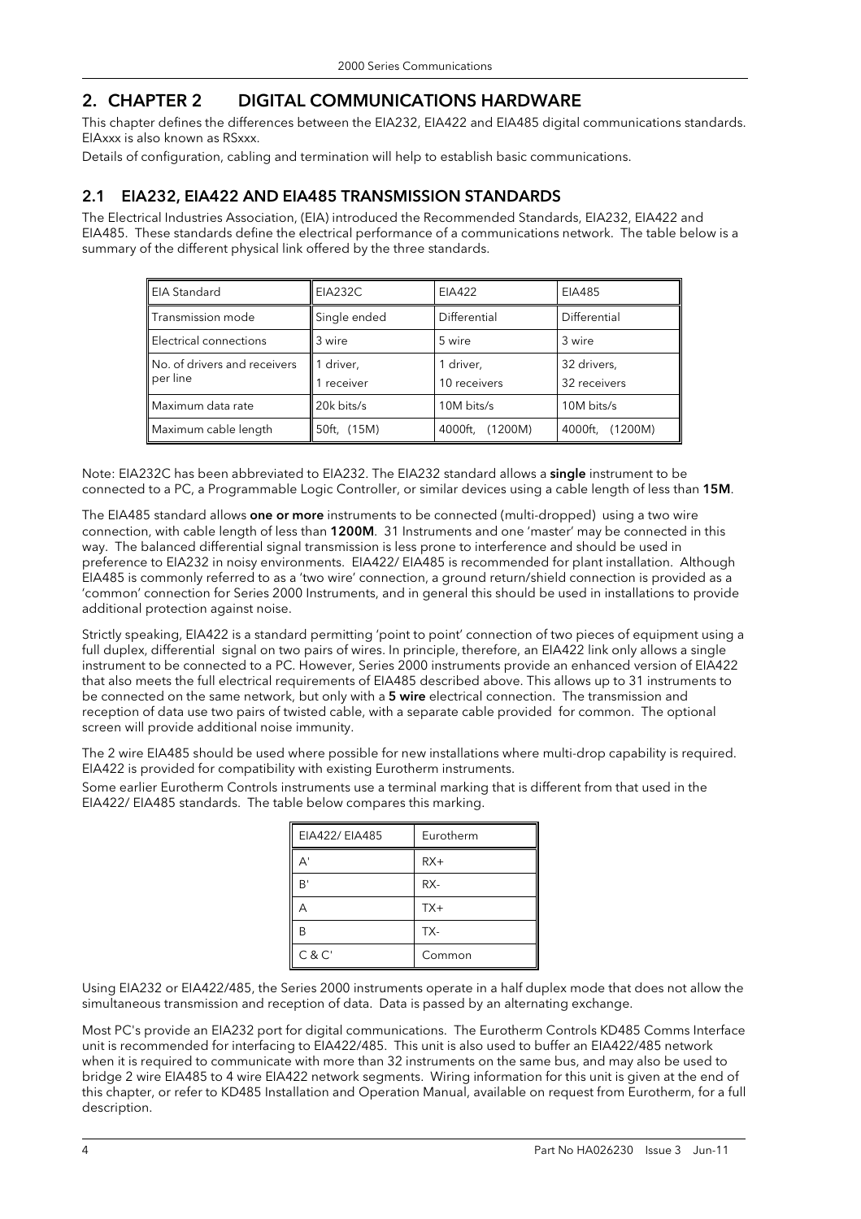# 2. CHAPTER 2 DIGITAL COMMUNICATIONS HARDWARE

This chapter defines the differences between the EIA232, EIA422 and EIA485 digital communications standards. EIAxxx is also known as RSxxx.

Details of configuration, cabling and termination will help to establish basic communications.

## 2.1 EIA232, EIA422 AND EIA485 TRANSMISSION STANDARDS

The Electrical Industries Association, (EIA) introduced the Recommended Standards, EIA232, EIA422 and EIA485. These standards define the electrical performance of a communications network. The table below is a summary of the different physical link offered by the three standards.

| EIA Standard | EIA232C | EIA422 | EIA485 |
|---|---|---|---|
| Transmission mode | Single ended | Differential | Differential |
| Electrical connections | 3 wire | 5 wire | 3 wire |
| No. of drivers and receivers per line | 1 driver, 1 receiver | 1 driver, 10 receivers | 32 drivers, 32 receivers |
| Maximum data rate | 20k bits/s | 10M bits/s | 10M bits/s |
| Maximum cable length | 50ft, (15M) | 4000ft, (1200M) | 4000ft, (1200M) |

Note: EIA232C has been abbreviated to EIA232. The EIA232 standard allows a **single** instrument to be connected to a PC, a Programmable Logic Controller, or similar devices using a cable length of less than **15M**.

The EIA485 standard allows **one or more** instruments to be connected (multi-dropped) using a two wire connection, with cable length of less than **1200M**. 31 Instruments and one 'master' may be connected in this way. The balanced differential signal transmission is less prone to interference and should be used in preference to EIA232 in noisy environments. EIA422/ EIA485 is recommended for plant installation. Although EIA485 is commonly referred to as a 'two wire' connection, a ground return/shield connection is provided as a 'common' connection for Series 2000 Instruments, and in general this should be used in installations to provide additional protection against noise.

Strictly speaking, EIA422 is a standard permitting 'point to point' connection of two pieces of equipment using a full duplex, differential signal on two pairs of wires. In principle, therefore, an EIA422 link only allows a single instrument to be connected to a PC. However, Series 2000 instruments provide an enhanced version of EIA422 that also meets the full electrical requirements of EIA485 described above. This allows up to 31 instruments to be connected on the same network, but only with a **5 wire** electrical connection. The transmission and reception of data use two pairs of twisted cable, with a separate cable provided for common. The optional screen will provide additional noise immunity.

The 2 wire EIA485 should be used where possible for new installations where multi-drop capability is required. EIA422 is provided for compatibility with existing Eurotherm instruments.

Some earlier Eurotherm Controls instruments use a terminal marking that is different from that used in the EIA422/ EIA485 standards. The table below compares this marking.

| EIA422/ EIA485 | Eurotherm |
|---|---|
| A' | RX+ |
| B' | RX- |
| A | TX+ |
| B | TX- |
| C & C' | Common |

Using EIA232 or EIA422/485, the Series 2000 instruments operate in a half duplex mode that does not allow the simultaneous transmission and reception of data. Data is passed by an alternating exchange.

Most PC's provide an EIA232 port for digital communications. The Eurotherm Controls KD485 Comms Interface unit is recommended for interfacing to EIA422/485. This unit is also used to buffer an EIA422/485 network when it is required to communicate with more than 32 instruments on the same bus, and may also be used to bridge 2 wire EIA485 to 4 wire EIA422 network segments. Wiring information for this unit is given at the end of this chapter, or refer to KD485 Installation and Operation Manual, available on request from Eurotherm, for a full description.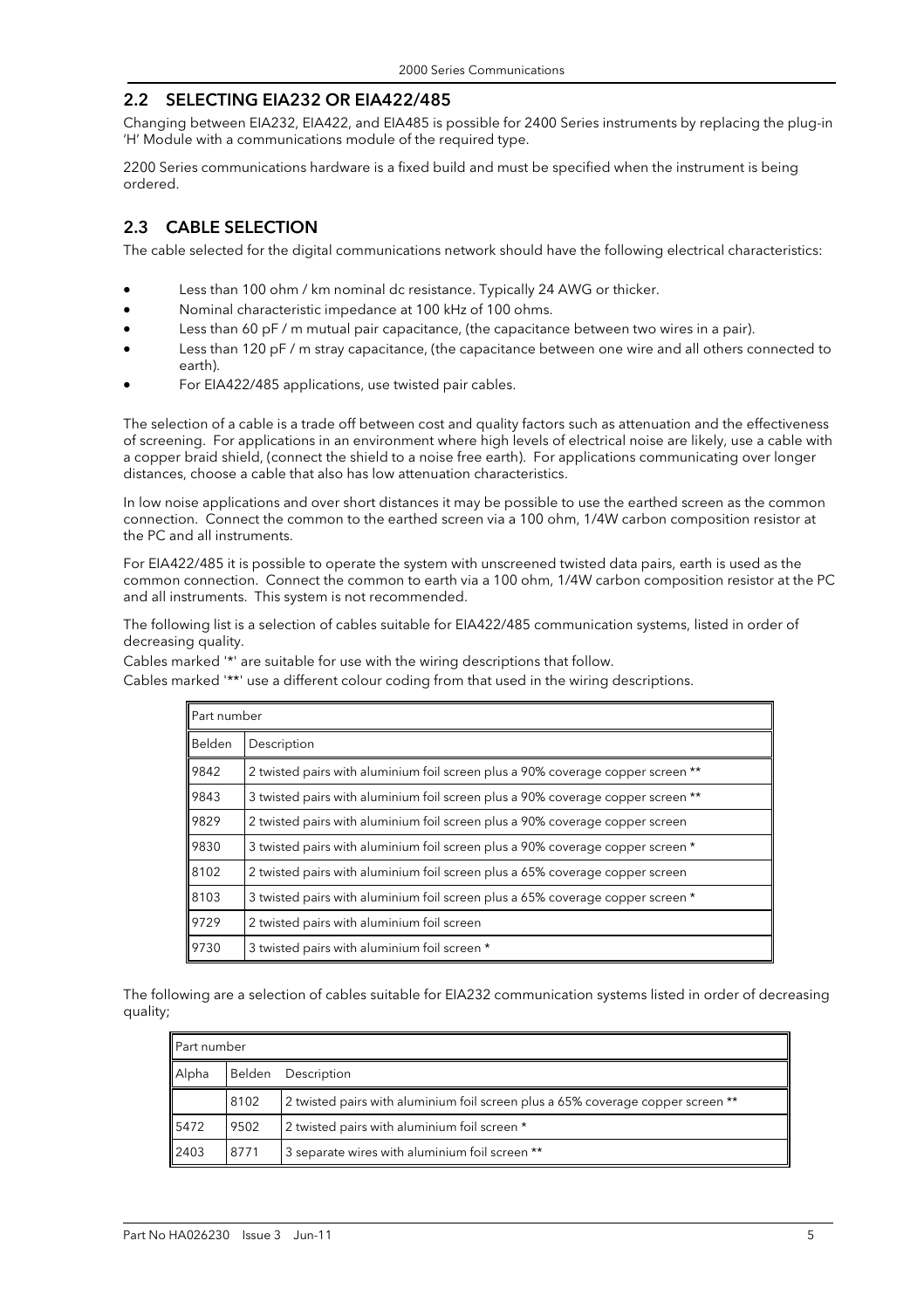## 2.2 SELECTING EIA232 OR EIA422/485

Changing between EIA232, EIA422, and EIA485 is possible for 2400 Series instruments by replacing the plug-in 'H' Module with a communications module of the required type.

2200 Series communications hardware is a fixed build and must be specified when the instrument is being ordered.

## 2.3 CABLE SELECTION

The cable selected for the digital communications network should have the following electrical characteristics:

- Less than 100 ohm / km nominal dc resistance. Typically 24 AWG or thicker.
- Nominal characteristic impedance at 100 kHz of 100 ohms.
- Less than 60 pF / m mutual pair capacitance, (the capacitance between two wires in a pair).
- Less than 120 pF / m stray capacitance, (the capacitance between one wire and all others connected to earth).
- For EIA422/485 applications, use twisted pair cables.

The selection of a cable is a trade off between cost and quality factors such as attenuation and the effectiveness of screening. For applications in an environment where high levels of electrical noise are likely, use a cable with a copper braid shield, (connect the shield to a noise free earth). For applications communicating over longer distances, choose a cable that also has low attenuation characteristics.

In low noise applications and over short distances it may be possible to use the earthed screen as the common connection. Connect the common to the earthed screen via a 100 ohm, 1/4W carbon composition resistor at the PC and all instruments.

For EIA422/485 it is possible to operate the system with unscreened twisted data pairs, earth is used as the common connection. Connect the common to earth via a 100 ohm, 1/4W carbon composition resistor at the PC and all instruments. This system is not recommended.

The following list is a selection of cables suitable for EIA422/485 communication systems, listed in order of decreasing quality.

Cables marked '*' are suitable for use with the wiring descriptions that follow.

Cables marked '**' use a different colour coding from that used in the wiring descriptions.

| Part number | |
|---|---|
| Belden | Description |
| 9842 | 2 twisted pairs with aluminium foil screen plus a 90% coverage copper screen ** |
| 9843 | 3 twisted pairs with aluminium foil screen plus a 90% coverage copper screen ** |
| 9829 | 2 twisted pairs with aluminium foil screen plus a 90% coverage copper screen |
| 9830 | 3 twisted pairs with aluminium foil screen plus a 90% coverage copper screen * |
| 8102 | 2 twisted pairs with aluminium foil screen plus a 65% coverage copper screen |
| 8103 | 3 twisted pairs with aluminium foil screen plus a 65% coverage copper screen * |
| 9729 | 2 twisted pairs with aluminium foil screen |
| 9730 | 3 twisted pairs with aluminium foil screen * |

The following are a selection of cables suitable for EIA232 communication systems listed in order of decreasing quality;

| Part number | | |
|---|---|---|
| Alpha | Belden | Description |
| | 8102 | 2 twisted pairs with aluminium foil screen plus a 65% coverage copper screen ** |
| 5472 | 9502 | 2 twisted pairs with aluminium foil screen * |
| 2403 | 8771 | 3 separate wires with aluminium foil screen ** |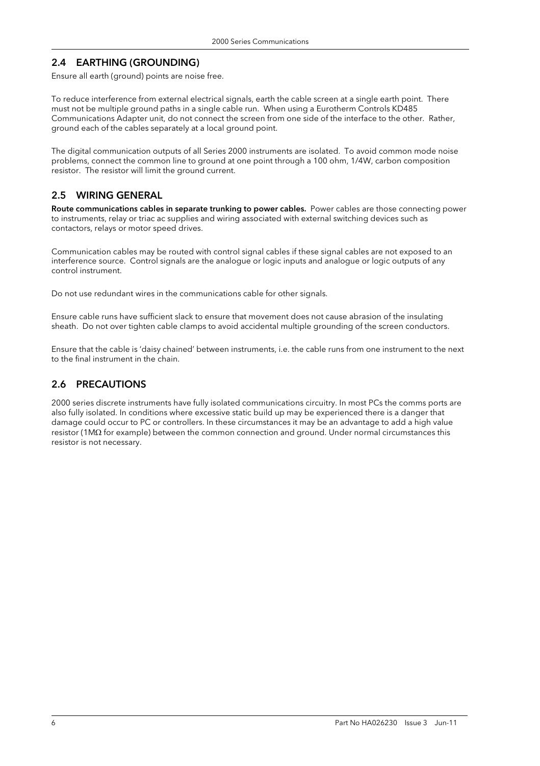## 2.4 EARTHING (GROUNDING)

Ensure all earth (ground) points are noise free.

To reduce interference from external electrical signals, earth the cable screen at a single earth point. There must not be multiple ground paths in a single cable run. When using a Eurotherm Controls KD485 Communications Adapter unit, do not connect the screen from one side of the interface to the other. Rather, ground each of the cables separately at a local ground point.

The digital communication outputs of all Series 2000 instruments are isolated. To avoid common mode noise problems, connect the common line to ground at one point through a 100 ohm, 1/4W, carbon composition resistor. The resistor will limit the ground current.

## 2.5 WIRING GENERAL

**Route communications cables in separate trunking to power cables.** Power cables are those connecting power to instruments, relay or triac ac supplies and wiring associated with external switching devices such as contactors, relays or motor speed drives.

Communication cables may be routed with control signal cables if these signal cables are not exposed to an interference source. Control signals are the analogue or logic inputs and analogue or logic outputs of any control instrument.

Do not use redundant wires in the communications cable for other signals.

Ensure cable runs have sufficient slack to ensure that movement does not cause abrasion of the insulating sheath. Do not over tighten cable clamps to avoid accidental multiple grounding of the screen conductors.

Ensure that the cable is 'daisy chained' between instruments, i.e. the cable runs from one instrument to the next to the final instrument in the chain.

## 2.6 PRECAUTIONS

2000 series discrete instruments have fully isolated communications circuitry. In most PCs the comms ports are also fully isolated. In conditions where excessive static build up may be experienced there is a danger that damage could occur to PC or controllers. In these circumstances it may be an advantage to add a high value resistor (1MΩ for example) between the common connection and ground. Under normal circumstances this resistor is not necessary.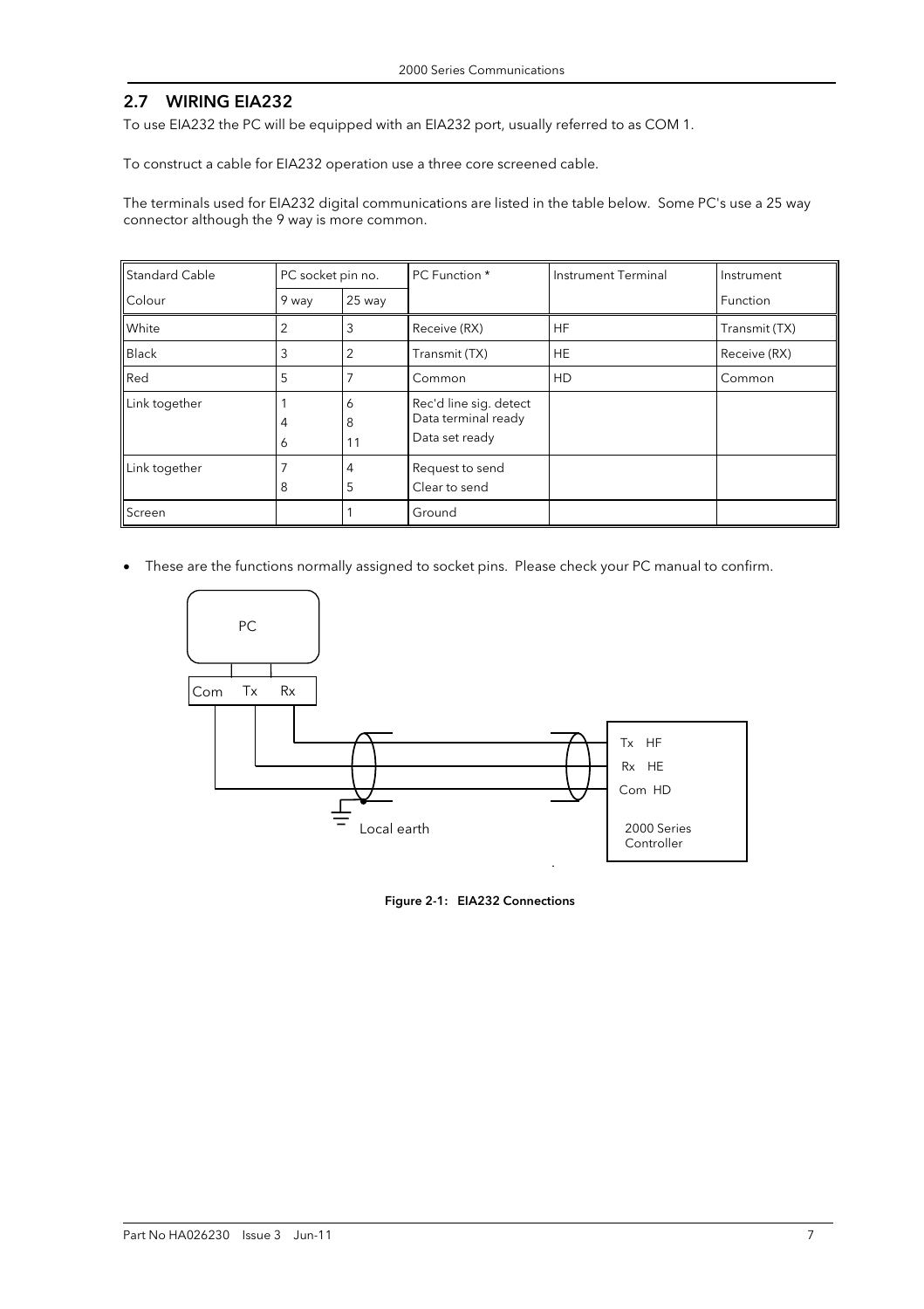## 2.7 WIRING EIA232

To use EIA232 the PC will be equipped with an EIA232 port, usually referred to as COM 1.

To construct a cable for EIA232 operation use a three core screened cable.

The terminals used for EIA232 digital communications are listed in the table below. Some PC's use a 25 way connector although the 9 way is more common.

| Standard Cable | PC socket pin no. | | PC Function * | Instrument Terminal | Instrument |
|---|---|---|---|---|---|
| Colour | 9 way | 25 way | | | Function |
| White | 2 | 3 | Receive (RX) | HF | Transmit (TX) |
| Black | 3 | 2 | Transmit (TX) | HE | Receive (RX) |
| Red | 5 | 7 | Common | HD | Common |
| Link together | 1<br>4<br>6 | 6<br>8<br>11 | Rec'd line sig. detect<br>Data terminal ready<br>Data set ready | | |
| Link together | 7<br>8 | 4<br>5 | Request to send<br>Clear to send | | |
| Screen | | 1 | Ground | | |

- These are the functions normally assigned to socket pins. Please check your PC manual to confirm.

PC — Com, Tx, Rx — Local earth — Tx HF, Rx HE, Com HD — 2000 Series Controller

**Figure 2-1: EIA232 Connections**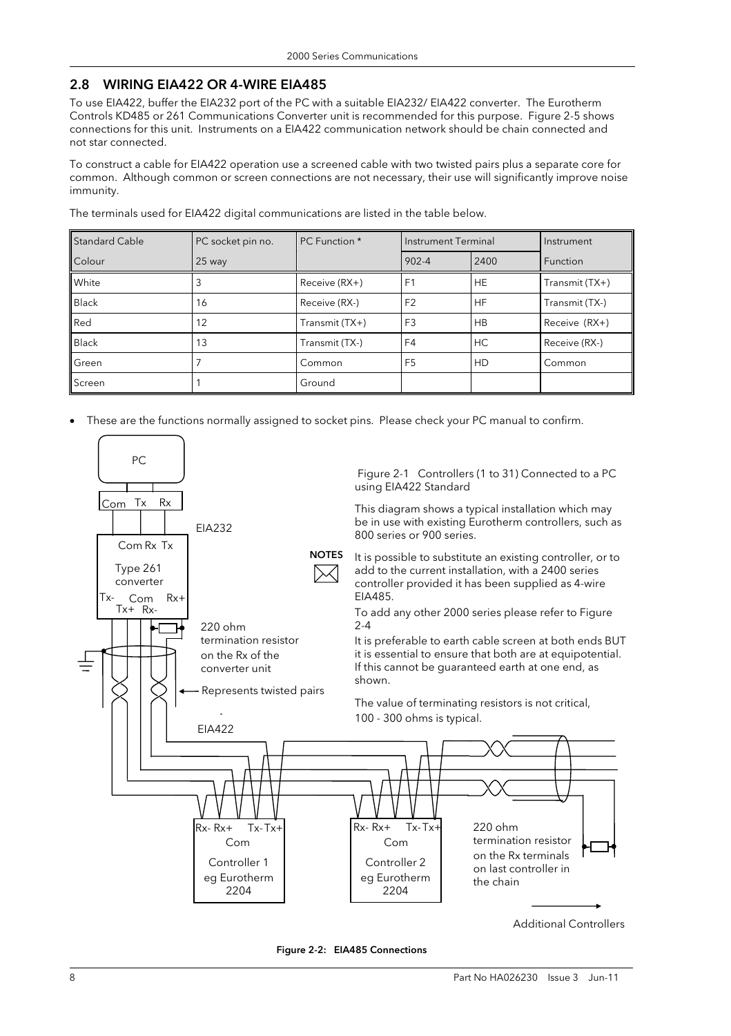## 2.8 WIRING EIA422 OR 4-WIRE EIA485

To use EIA422, buffer the EIA232 port of the PC with a suitable EIA232/ EIA422 converter. The Eurotherm Controls KD485 or 261 Communications Converter unit is recommended for this purpose. Figure 2-5 shows connections for this unit. Instruments on a EIA422 communication network should be chain connected and not star connected.

To construct a cable for EIA422 operation use a screened cable with two twisted pairs plus a separate core for common. Although common or screen connections are not necessary, their use will significantly improve noise immunity.

The terminals used for EIA422 digital communications are listed in the table below.

| Standard Cable Colour | PC socket pin no. 25 way | PC Function * | Instrument Terminal | | Instrument Function |
|---|---|---|---|---|---|
| | | | 902-4 | 2400 | |
| White | 3 | Receive (RX+) | F1 | HE | Transmit (TX+) |
| Black | 16 | Receive (RX-) | F2 | HF | Transmit (TX-) |
| Red | 12 | Transmit (TX+) | F3 | HB | Receive (RX+) |
| Black | 13 | Transmit (TX-) | F4 | HC | Receive (RX-) |
| Green | 7 | Common | F5 | HD | Common |
| Screen | 1 | Ground | | | |

- These are the functions normally assigned to socket pins. Please check your PC manual to confirm.

PC: Com Tx Rx — EIA232 — Com Rx Tx, Type 261 converter, Tx- Com Rx+, Tx+ Rx-

220 ohm termination resistor on the Rx of the converter unit

Represents twisted pairs

EIA422

Controller 1 eg Eurotherm 2204 (Rx- Rx+ Tx- Tx+ Com)

Controller 2 eg Eurotherm 2204 (Rx- Rx+ Tx- Tx+ Com)

220 ohm termination resistor on the Rx terminals on last controller in the chain

Additional Controllers

Figure 2-1 Controllers (1 to 31) Connected to a PC using EIA422 Standard

This diagram shows a typical installation which may be in use with existing Eurotherm controllers, such as 800 series or 900 series.

**NOTES**

It is possible to substitute an existing controller, or to add to the current installation, with a 2400 series controller provided it has been supplied as 4-wire EIA485.

To add any other 2000 series please refer to Figure 2-4

It is preferable to earth cable screen at both ends BUT it is essential to ensure that both are at equipotential. If this cannot be guaranteed earth at one end, as shown.

The value of terminating resistors is not critical, 100 - 300 ohms is typical.

**Figure 2-2: EIA485 Connections**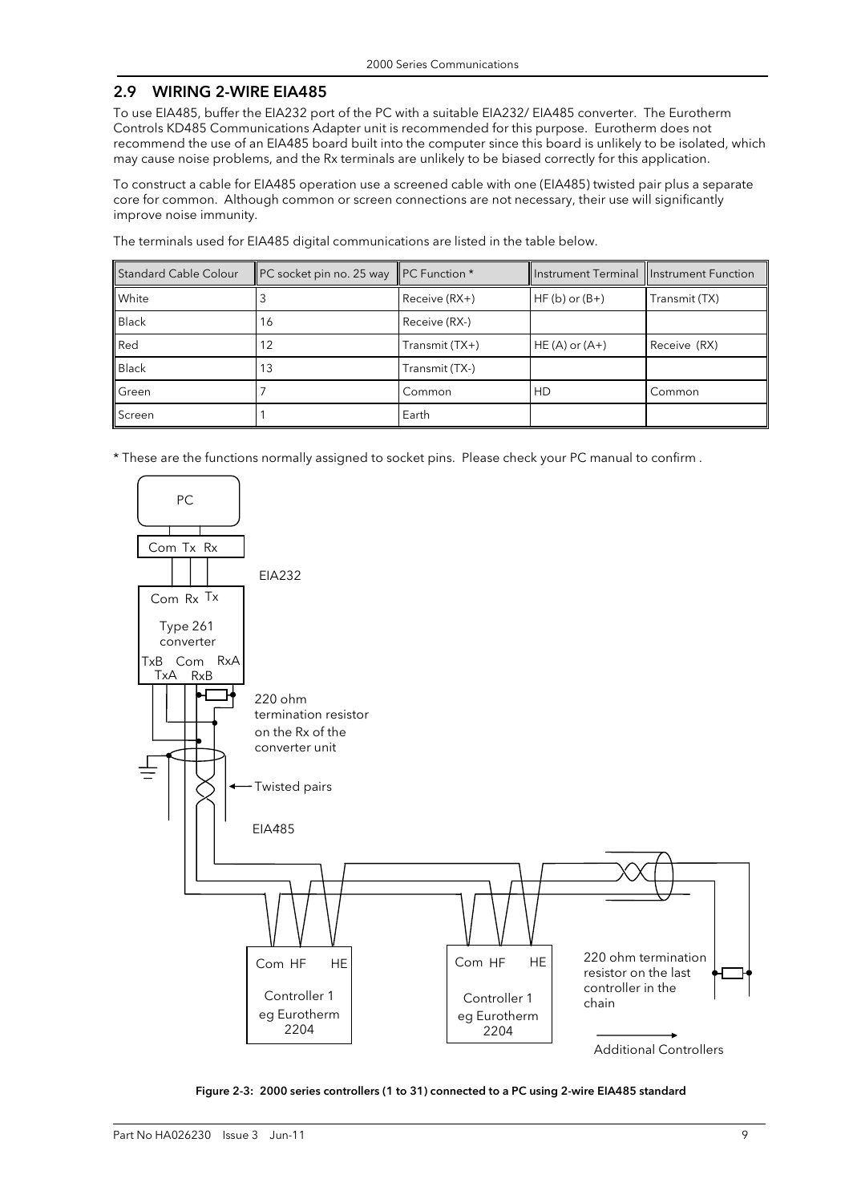## 2.9 WIRING 2-WIRE EIA485

To use EIA485, buffer the EIA232 port of the PC with a suitable EIA232/ EIA485 converter. The Eurotherm Controls KD485 Communications Adapter unit is recommended for this purpose. Eurotherm does not recommend the use of an EIA485 board built into the computer since this board is unlikely to be isolated, which may cause noise problems, and the Rx terminals are unlikely to be biased correctly for this application.

To construct a cable for EIA485 operation use a screened cable with one (EIA485) twisted pair plus a separate core for common. Although common or screen connections are not necessary, their use will significantly improve noise immunity.

The terminals used for EIA485 digital communications are listed in the table below.

| Standard Cable Colour | PC socket pin no. 25 way | PC Function * | Instrument Terminal | Instrument Function |
|---|---|---|---|---|
| White | 3 | Receive (RX+) | HF (b) or (B+) | Transmit (TX) |
| Black | 16 | Receive (RX-) | | |
| Red | 12 | Transmit (TX+) | HE (A) or (A+) | Receive (RX) |
| Black | 13 | Transmit (TX-) | | |
| Green | 7 | Common | HD | Common |
| Screen | 1 | Earth | | |

* These are the functions normally assigned to socket pins. Please check your PC manual to confirm .

Figure 2-3: 2000 series controllers (1 to 31) connected to a PC using 2-wire EIA485 standard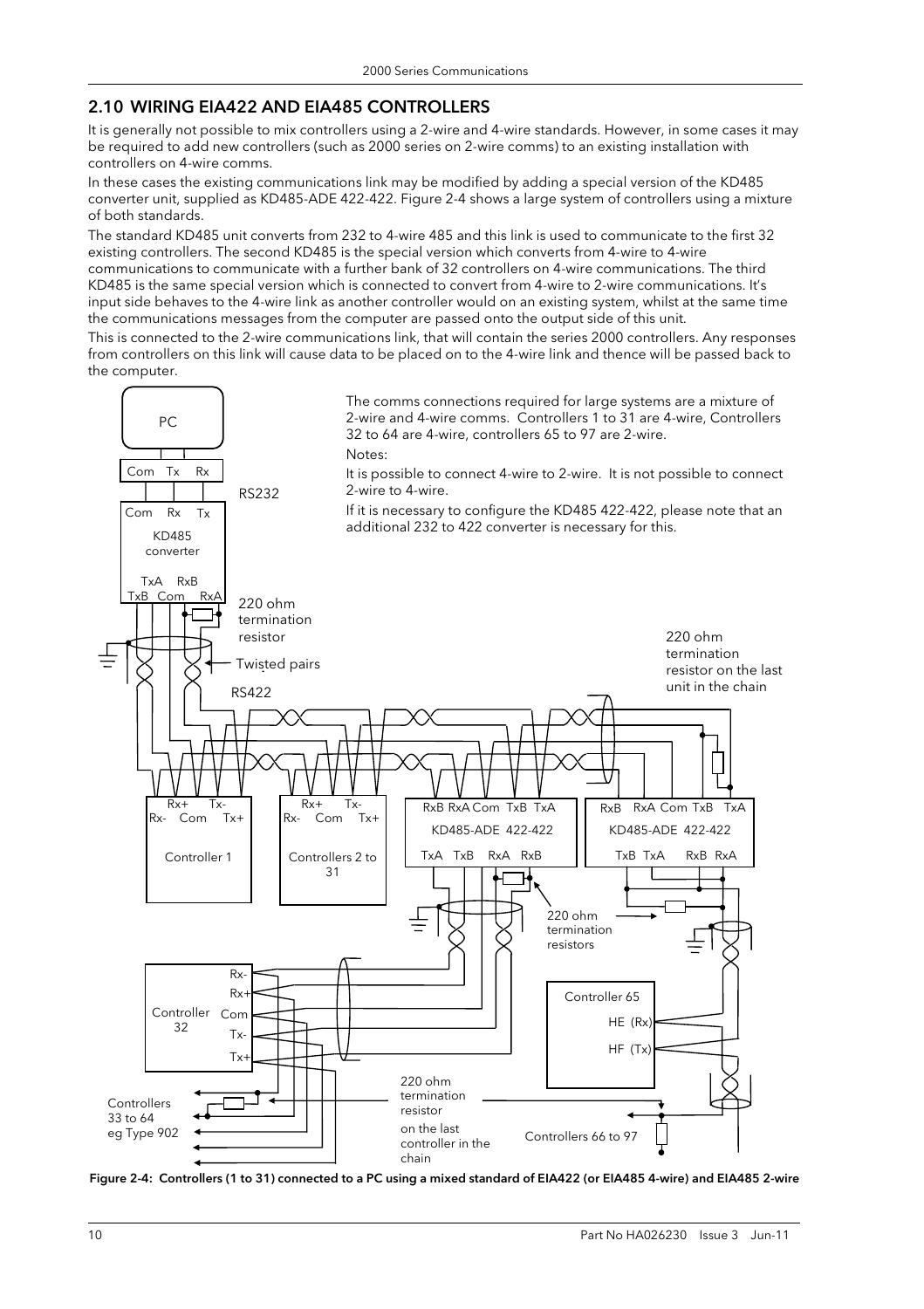## 2.10 WIRING EIA422 AND EIA485 CONTROLLERS

It is generally not possible to mix controllers using a 2-wire and 4-wire standards. However, in some cases it may be required to add new controllers (such as 2000 series on 2-wire comms) to an existing installation with controllers on 4-wire comms.

In these cases the existing communications link may be modified by adding a special version of the KD485 converter unit, supplied as KD485-ADE 422-422. Figure 2-4 shows a large system of controllers using a mixture of both standards.

The standard KD485 unit converts from 232 to 4-wire 485 and this link is used to communicate to the first 32 existing controllers. The second KD485 is the special version which converts from 4-wire to 4-wire communications to communicate with a further bank of 32 controllers on 4-wire communications. The third KD485 is the same special version which is connected to convert from 4-wire to 2-wire communications. It's input side behaves to the 4-wire link as another controller would on an existing system, whilst at the same time the communications messages from the computer are passed onto the output side of this unit.

This is connected to the 2-wire communications link, that will contain the series 2000 controllers. Any responses from controllers on this link will cause data to be placed on to the 4-wire link and thence will be passed back to the computer.

The comms connections required for large systems are a mixture of 2-wire and 4-wire comms. Controllers 1 to 31 are 4-wire, Controllers 32 to 64 are 4-wire, controllers 65 to 97 are 2-wire.

Notes:

It is possible to connect 4-wire to 2-wire. It is not possible to connect 2-wire to 4-wire.

If it is necessary to configure the KD485 422-422, please note that an additional 232 to 422 converter is necessary for this.

**Figure 2-4: Controllers (1 to 31) connected to a PC using a mixed standard of EIA422 (or EIA485 4-wire) and EIA485 2-wire**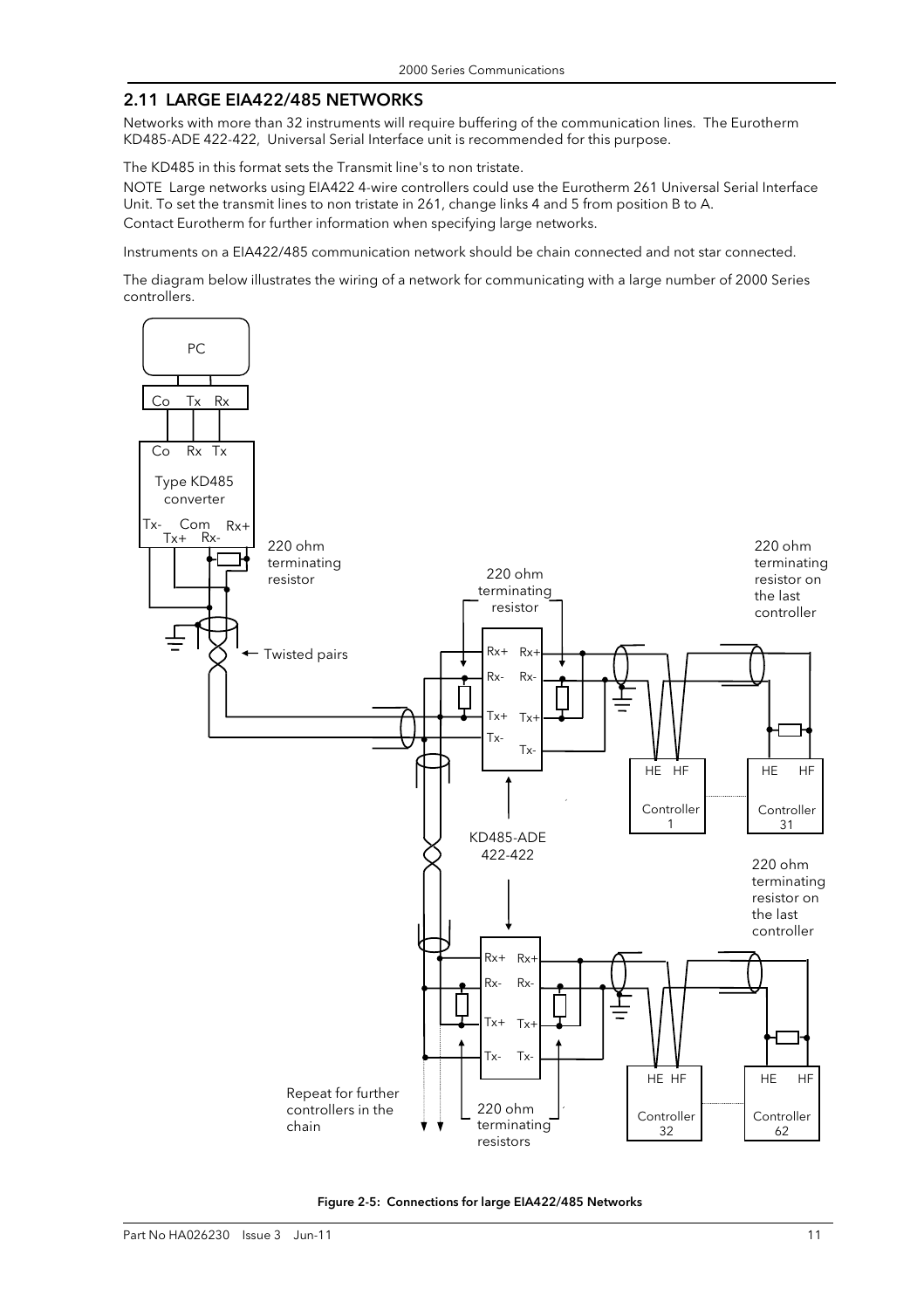## 2.11 LARGE EIA422/485 NETWORKS

Networks with more than 32 instruments will require buffering of the communication lines. The Eurotherm KD485-ADE 422-422, Universal Serial Interface unit is recommended for this purpose.

The KD485 in this format sets the Transmit line's to non tristate.

NOTE Large networks using EIA422 4-wire controllers could use the Eurotherm 261 Universal Serial Interface Unit. To set the transmit lines to non tristate in 261, change links 4 and 5 from position B to A.

Contact Eurotherm for further information when specifying large networks.

Instruments on a EIA422/485 communication network should be chain connected and not star connected.

The diagram below illustrates the wiring of a network for communicating with a large number of 2000 Series controllers.

**Figure 2-5: Connections for large EIA422/485 Networks**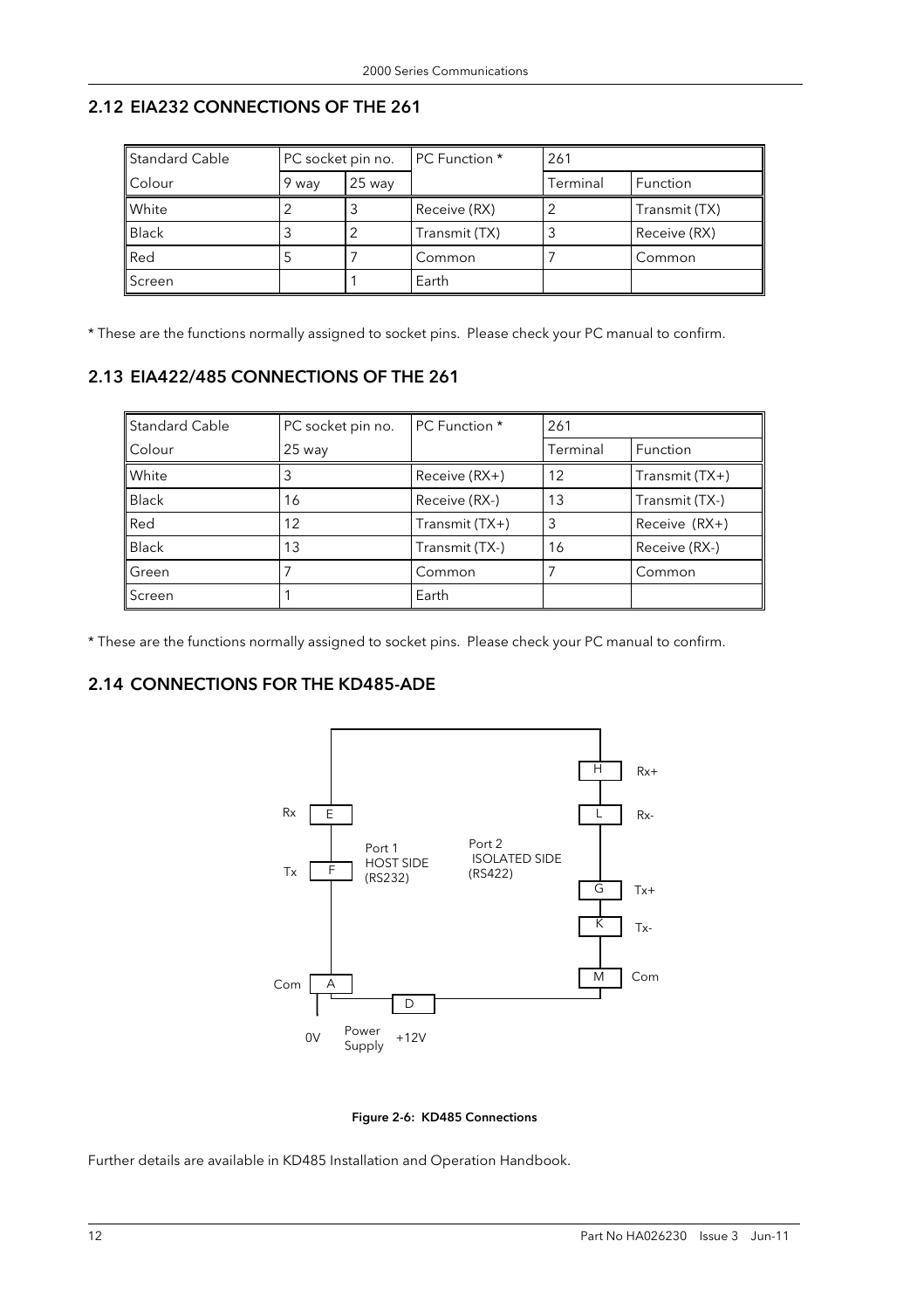## 2.12 EIA232 CONNECTIONS OF THE 261

| Standard Cable | PC socket pin no. | | PC Function * | 261 | |
|---|---|---|---|---|---|
| Colour | 9 way | 25 way | | Terminal | Function |
| White | 2 | 3 | Receive (RX) | 2 | Transmit (TX) |
| Black | 3 | 2 | Transmit (TX) | 3 | Receive (RX) |
| Red | 5 | 7 | Common | 7 | Common |
| Screen | | 1 | Earth | | |

* These are the functions normally assigned to socket pins. Please check your PC manual to confirm.

## 2.13 EIA422/485 CONNECTIONS OF THE 261

| Standard Cable | PC socket pin no. | PC Function * | 261 | |
|---|---|---|---|---|
| Colour | 25 way | | Terminal | Function |
| White | 3 | Receive (RX+) | 12 | Transmit (TX+) |
| Black | 16 | Receive (RX-) | 13 | Transmit (TX-) |
| Red | 12 | Transmit (TX+) | 3 | Receive (RX+) |
| Black | 13 | Transmit (TX-) | 16 | Receive (RX-) |
| Green | 7 | Common | 7 | Common |
| Screen | 1 | Earth | | |

* These are the functions normally assigned to socket pins. Please check your PC manual to confirm.

## 2.14 CONNECTIONS FOR THE KD485-ADE

Port 1 HOST SIDE (RS232): Rx – E, Tx – F, Com – A

Port 2 ISOLATED SIDE (RS422): H – Rx+, L – Rx-, G – Tx+, K – Tx-, M – Com

Power Supply: 0V, D +12V

**Figure 2-6: KD485 Connections**

Further details are available in KD485 Installation and Operation Handbook.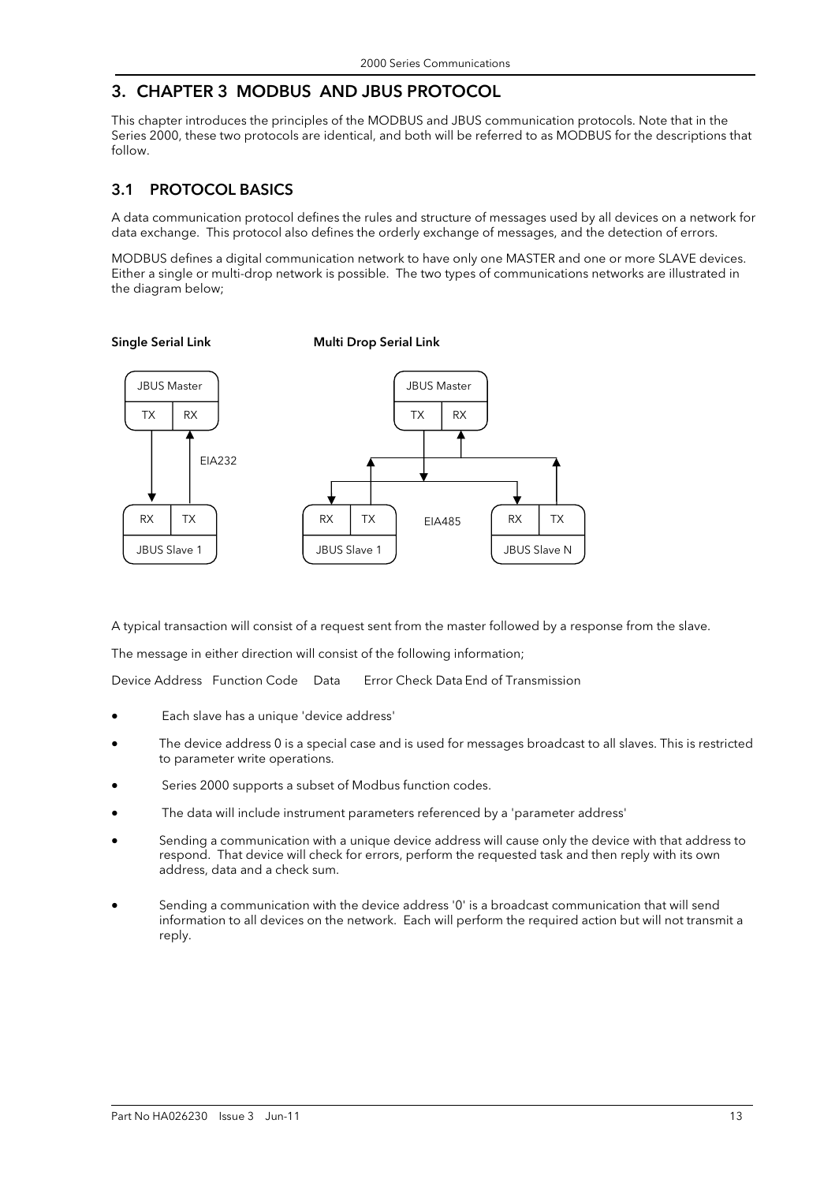# 3. CHAPTER 3 MODBUS AND JBUS PROTOCOL

This chapter introduces the principles of the MODBUS and JBUS communication protocols. Note that in the Series 2000, these two protocols are identical, and both will be referred to as MODBUS for the descriptions that follow.

## 3.1 PROTOCOL BASICS

A data communication protocol defines the rules and structure of messages used by all devices on a network for data exchange. This protocol also defines the orderly exchange of messages, and the detection of errors.

MODBUS defines a digital communication network to have only one MASTER and one or more SLAVE devices. Either a single or multi-drop network is possible. The two types of communications networks are illustrated in the diagram below;

**Single Serial Link** **Multi Drop Serial Link**

JBUS Master TX RX EIA232 RX TX JBUS Slave 1

JBUS Master TX RX RX TX JBUS Slave 1 EIA485 RX TX JBUS Slave N

A typical transaction will consist of a request sent from the master followed by a response from the slave.

The message in either direction will consist of the following information;

Device Address Function Code Data Error Check Data End of Transmission

- Each slave has a unique 'device address'
- The device address 0 is a special case and is used for messages broadcast to all slaves. This is restricted to parameter write operations.
- Series 2000 supports a subset of Modbus function codes.
- The data will include instrument parameters referenced by a 'parameter address'
- Sending a communication with a unique device address will cause only the device with that address to respond. That device will check for errors, perform the requested task and then reply with its own address, data and a check sum.
- Sending a communication with the device address '0' is a broadcast communication that will send information to all devices on the network. Each will perform the required action but will not transmit a reply.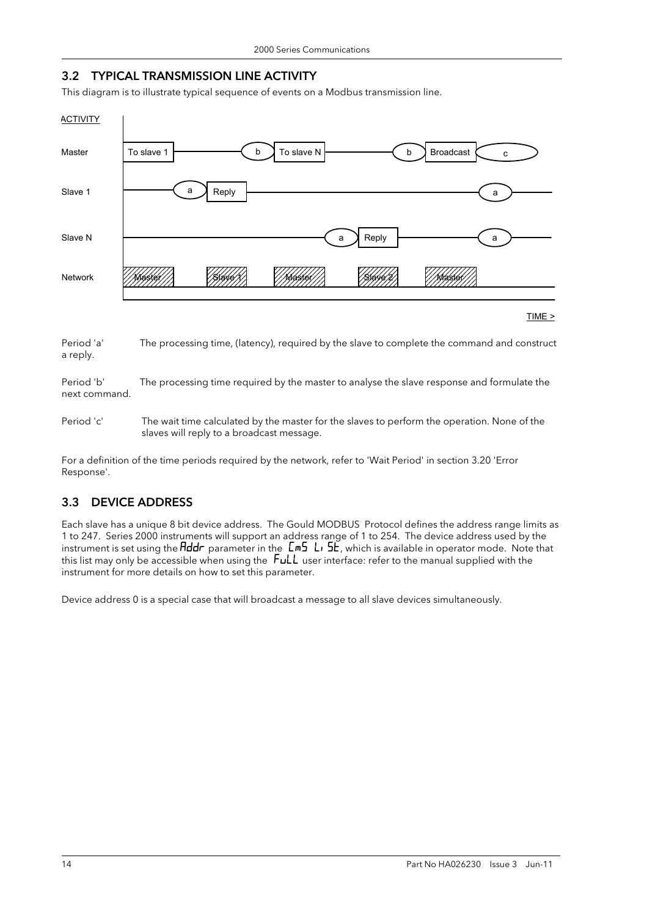## 3.2 TYPICAL TRANSMISSION LINE ACTIVITY

This diagram is to illustrate typical sequence of events on a Modbus transmission line.

ACTIVITY

Master: To slave 1 — b — To slave N — b — Broadcast — c

Slave 1: a — Reply — a

Slave N: a — Reply — a

Network: Master, Slave 1, Master, Slave 2, Master

TIME >

Period 'a' The processing time, (latency), required by the slave to complete the command and construct a reply.

Period 'b' The processing time required by the master to analyse the slave response and formulate the next command.

Period 'c' The wait time calculated by the master for the slaves to perform the operation. None of the slaves will reply to a broadcast message.

For a definition of the time periods required by the network, refer to 'Wait Period' in section 3.20 'Error Response'.

## 3.3 DEVICE ADDRESS

Each slave has a unique 8 bit device address. The Gould MODBUS Protocol defines the address range limits as 1 to 247. Series 2000 instruments will support an address range of 1 to 254. The device address used by the instrument is set using the Addr parameter in the CmS LiSt, which is available in operator mode. Note that this list may only be accessible when using the FuLL user interface: refer to the manual supplied with the instrument for more details on how to set this parameter.

Device address 0 is a special case that will broadcast a message to all slave devices simultaneously.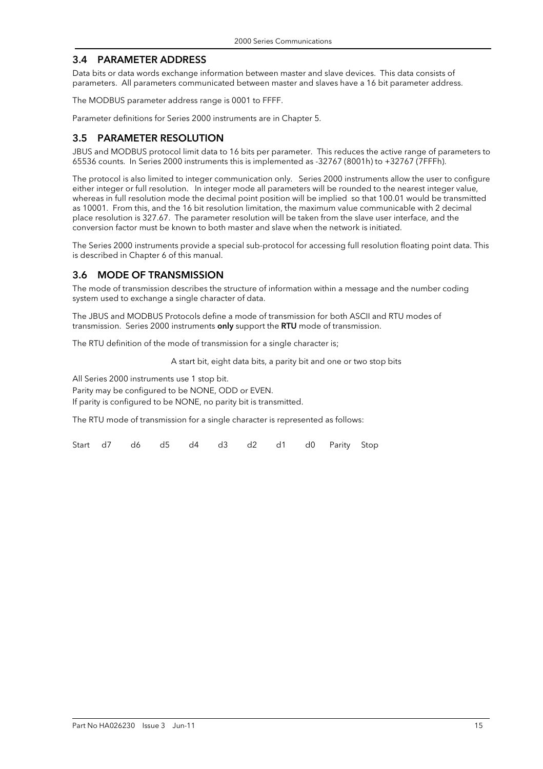## 3.4 PARAMETER ADDRESS

Data bits or data words exchange information between master and slave devices. This data consists of parameters. All parameters communicated between master and slaves have a 16 bit parameter address.

The MODBUS parameter address range is 0001 to FFFF.

Parameter definitions for Series 2000 instruments are in Chapter 5.

## 3.5 PARAMETER RESOLUTION

JBUS and MODBUS protocol limit data to 16 bits per parameter. This reduces the active range of parameters to 65536 counts. In Series 2000 instruments this is implemented as -32767 (8001h) to +32767 (7FFFh).

The protocol is also limited to integer communication only. Series 2000 instruments allow the user to configure either integer or full resolution. In integer mode all parameters will be rounded to the nearest integer value, whereas in full resolution mode the decimal point position will be implied so that 100.01 would be transmitted as 10001. From this, and the 16 bit resolution limitation, the maximum value communicable with 2 decimal place resolution is 327.67. The parameter resolution will be taken from the slave user interface, and the conversion factor must be known to both master and slave when the network is initiated.

The Series 2000 instruments provide a special sub-protocol for accessing full resolution floating point data. This is described in Chapter 6 of this manual.

## 3.6 MODE OF TRANSMISSION

The mode of transmission describes the structure of information within a message and the number coding system used to exchange a single character of data.

The JBUS and MODBUS Protocols define a mode of transmission for both ASCII and RTU modes of transmission. Series 2000 instruments **only** support the **RTU** mode of transmission.

The RTU definition of the mode of transmission for a single character is;

A start bit, eight data bits, a parity bit and one or two stop bits

All Series 2000 instruments use 1 stop bit.
Parity may be configured to be NONE, ODD or EVEN.
If parity is configured to be NONE, no parity bit is transmitted.

The RTU mode of transmission for a single character is represented as follows:

| Start | d7 | d6 | d5 | d4 | d3 | d2 | d1 | d0 | Parity | Stop |
|---|---|---|---|---|---|---|---|---|---|---|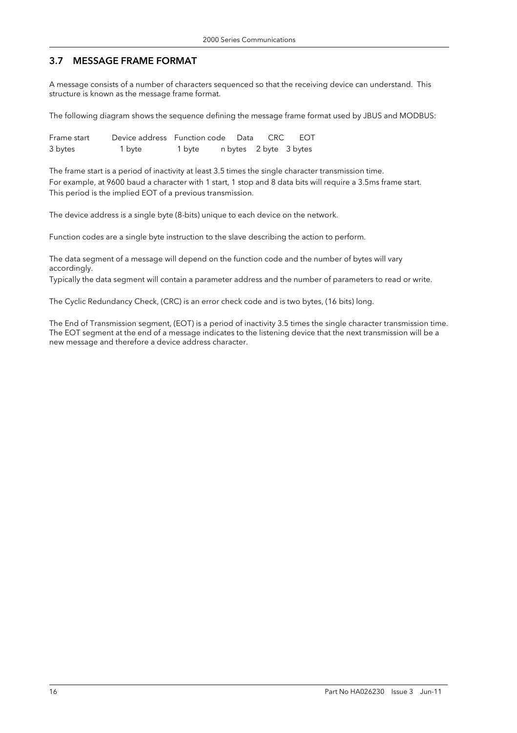## 3.7 MESSAGE FRAME FORMAT

A message consists of a number of characters sequenced so that the receiving device can understand. This structure is known as the message frame format.

The following diagram shows the sequence defining the message frame format used by JBUS and MODBUS:

| Frame start | Device address | Function code | Data | CRC | EOT |
|---|---|---|---|---|---|
| 3 bytes | 1 byte | 1 byte | n bytes | 2 byte | 3 bytes |

The frame start is a period of inactivity at least 3.5 times the single character transmission time.
For example, at 9600 baud a character with 1 start, 1 stop and 8 data bits will require a 3.5ms frame start.
This period is the implied EOT of a previous transmission.

The device address is a single byte (8-bits) unique to each device on the network.

Function codes are a single byte instruction to the slave describing the action to perform.

The data segment of a message will depend on the function code and the number of bytes will vary accordingly.
Typically the data segment will contain a parameter address and the number of parameters to read or write.

The Cyclic Redundancy Check, (CRC) is an error check code and is two bytes, (16 bits) long.

The End of Transmission segment, (EOT) is a period of inactivity 3.5 times the single character transmission time. The EOT segment at the end of a message indicates to the listening device that the next transmission will be a new message and therefore a device address character.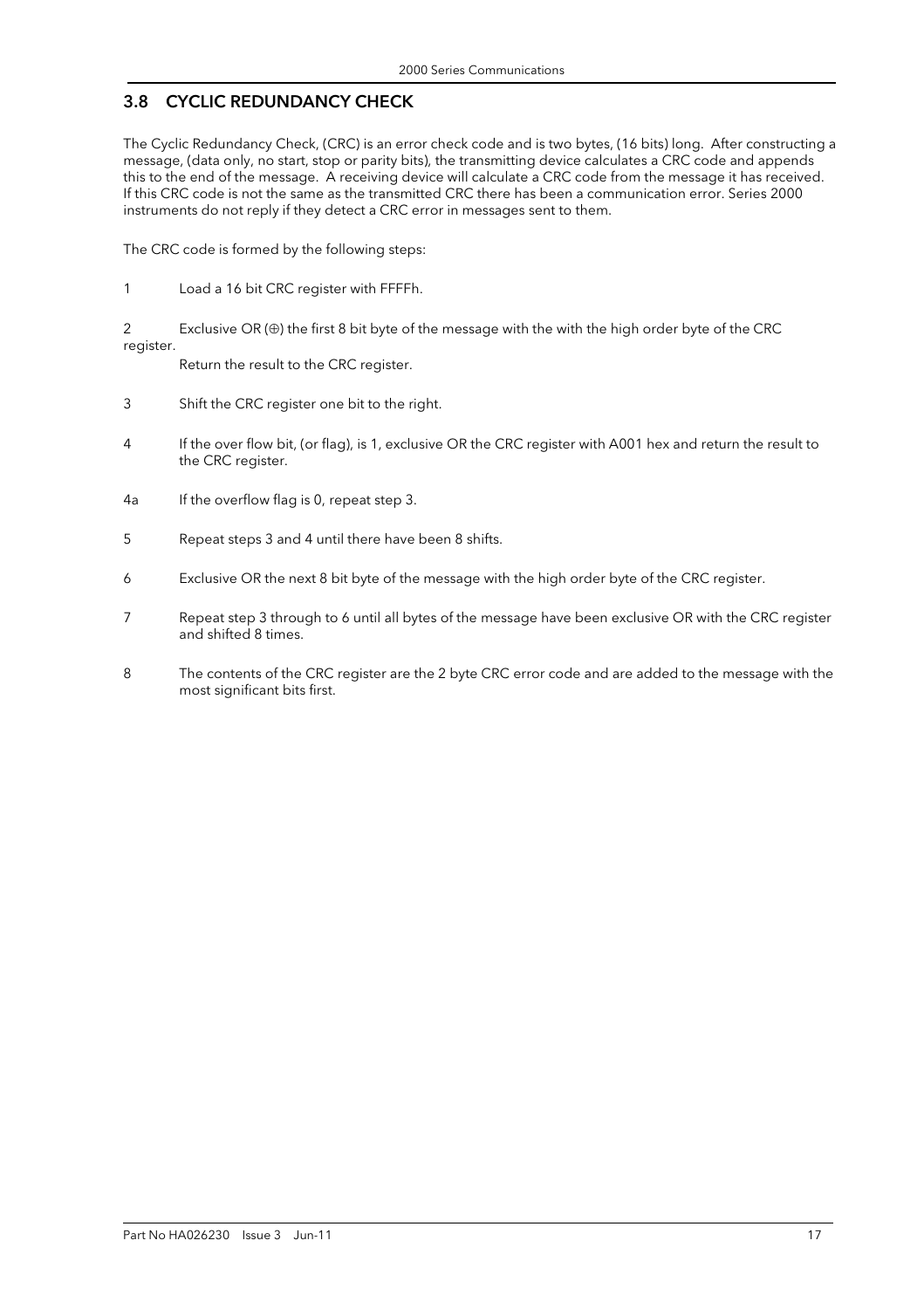## 3.8 CYCLIC REDUNDANCY CHECK

The Cyclic Redundancy Check, (CRC) is an error check code and is two bytes, (16 bits) long. After constructing a message, (data only, no start, stop or parity bits), the transmitting device calculates a CRC code and appends this to the end of the message. A receiving device will calculate a CRC code from the message it has received. If this CRC code is not the same as the transmitted CRC there has been a communication error. Series 2000 instruments do not reply if they detect a CRC error in messages sent to them.

The CRC code is formed by the following steps:

1 Load a 16 bit CRC register with FFFFh.

2 Exclusive OR (⊕) the first 8 bit byte of the message with the with the high order byte of the CRC register.
Return the result to the CRC register.

3 Shift the CRC register one bit to the right.

4 If the over flow bit, (or flag), is 1, exclusive OR the CRC register with A001 hex and return the result to the CRC register.

4a If the overflow flag is 0, repeat step 3.

5 Repeat steps 3 and 4 until there have been 8 shifts.

6 Exclusive OR the next 8 bit byte of the message with the high order byte of the CRC register.

7 Repeat step 3 through to 6 until all bytes of the message have been exclusive OR with the CRC register and shifted 8 times.

8 The contents of the CRC register are the 2 byte CRC error code and are added to the message with the most significant bits first.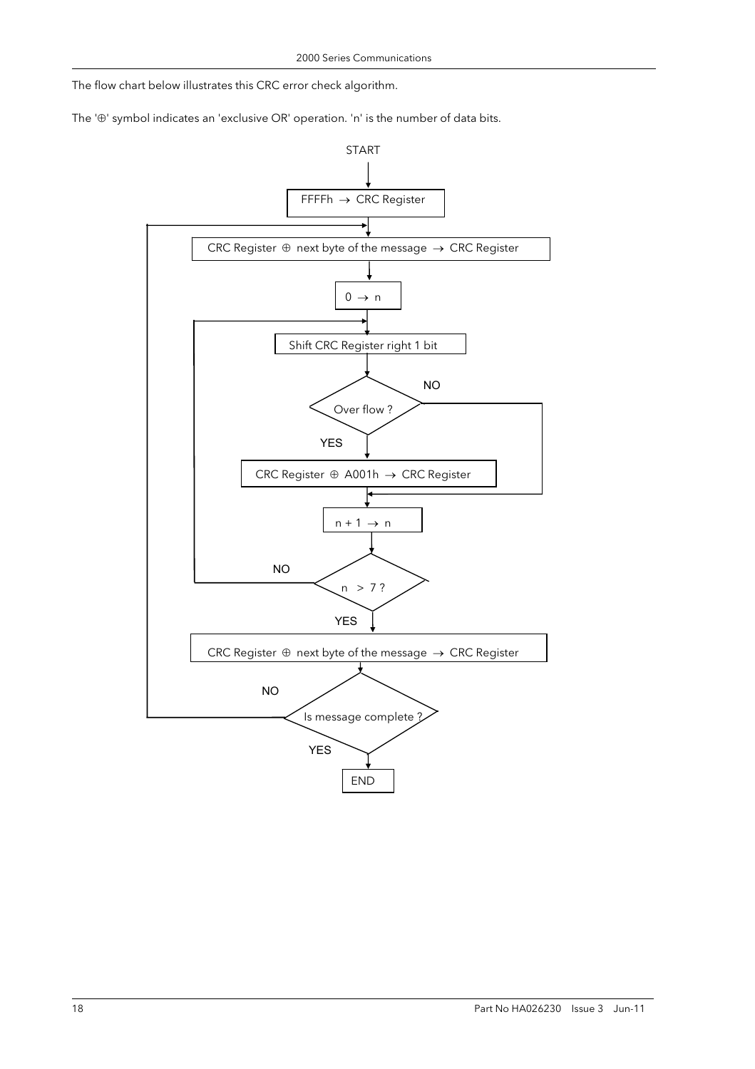The flow chart below illustrates this CRC error check algorithm.

The '⊕' symbol indicates an 'exclusive OR' operation. 'n' is the number of data bits.

START

FFFFh → CRC Register

CRC Register ⊕ next byte of the message → CRC Register

0 → n

Shift CRC Register right 1 bit

Over flow ?

NO

YES

CRC Register ⊕ A001h → CRC Register

n + 1 → n

n > 7 ?

NO

YES

CRC Register ⊕ next byte of the message → CRC Register

Is message complete ?

NO

YES

END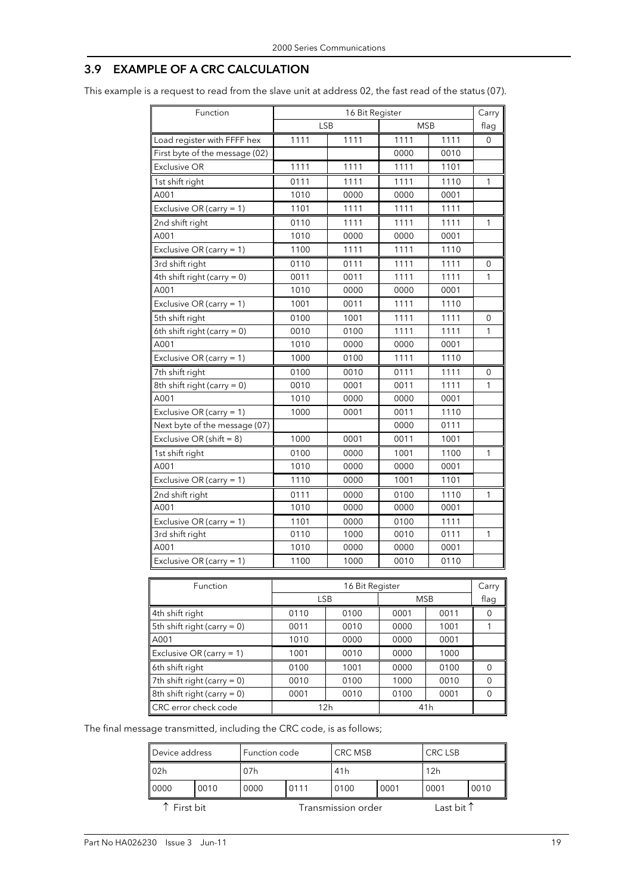## 3.9 EXAMPLE OF A CRC CALCULATION

This example is a request to read from the slave unit at address 02, the fast read of the status (07).

| Function | 16 Bit Register | | | | Carry |
|---|---|---|---|---|---|
| | LSB | | MSB | | flag |
| Load register with FFFF hex | 1111 | 1111 | 1111 | 1111 | 0 |
| First byte of the message (02) | | | 0000 | 0010 | |
| Exclusive OR | 1111 | 1111 | 1111 | 1101 | |
| 1st shift right | 0111 | 1111 | 1111 | 1110 | 1 |
| A001 | 1010 | 0000 | 0000 | 0001 | |
| Exclusive OR (carry = 1) | 1101 | 1111 | 1111 | 1111 | |
| 2nd shift right | 0110 | 1111 | 1111 | 1111 | 1 |
| A001 | 1010 | 0000 | 0000 | 0001 | |
| Exclusive OR (carry = 1) | 1100 | 1111 | 1111 | 1110 | |
| 3rd shift right | 0110 | 0111 | 1111 | 1111 | 0 |
| 4th shift right (carry = 0) | 0011 | 0011 | 1111 | 1111 | 1 |
| A001 | 1010 | 0000 | 0000 | 0001 | |
| Exclusive OR (carry = 1) | 1001 | 0011 | 1111 | 1110 | |
| 5th shift right | 0100 | 1001 | 1111 | 1111 | 0 |
| 6th shift right (carry = 0) | 0010 | 0100 | 1111 | 1111 | 1 |
| A001 | 1010 | 0000 | 0000 | 0001 | |
| Exclusive OR (carry = 1) | 1000 | 0100 | 1111 | 1110 | |
| 7th shift right | 0100 | 0010 | 0111 | 1111 | 0 |
| 8th shift right (carry = 0) | 0010 | 0001 | 0011 | 1111 | 1 |
| A001 | 1010 | 0000 | 0000 | 0001 | |
| Exclusive OR (carry = 1) | 1000 | 0001 | 0011 | 1110 | |
| Next byte of the message (07) | | | 0000 | 0111 | |
| Exclusive OR (shift = 8) | 1000 | 0001 | 0011 | 1001 | |
| 1st shift right | 0100 | 0000 | 1001 | 1100 | 1 |
| A001 | 1010 | 0000 | 0000 | 0001 | |
| Exclusive OR (carry = 1) | 1110 | 0000 | 1001 | 1101 | |
| 2nd shift right | 0111 | 0000 | 0100 | 1110 | 1 |
| A001 | 1010 | 0000 | 0000 | 0001 | |
| Exclusive OR (carry = 1) | 1101 | 0000 | 0100 | 1111 | |
| 3rd shift right | 0110 | 1000 | 0010 | 0111 | 1 |
| A001 | 1010 | 0000 | 0000 | 0001 | |
| Exclusive OR (carry = 1) | 1100 | 1000 | 0010 | 0110 | |
| 4th shift right | 0110 | 0100 | 0001 | 0011 | 0 |
| 5th shift right (carry = 0) | 0011 | 0010 | 0000 | 1001 | 1 |
| A001 | 1010 | 0000 | 0000 | 0001 | |
| Exclusive OR (carry = 1) | 1001 | 0010 | 0000 | 1000 | |
| 6th shift right | 0100 | 1001 | 0000 | 0100 | 0 |
| 7th shift right (carry = 0) | 0010 | 0100 | 1000 | 0010 | 0 |
| 8th shift right (carry = 0) | 0001 | 0010 | 0100 | 0001 | 0 |
| CRC error check code | 12h | | 41h | | |

The final message transmitted, including the CRC code, is as follows;

| Device address | | Function code | | CRC MSB | | CRC LSB | |
|---|---|---|---|---|---|---|---|
| 02h | | 07h | | 41h | | 12h | |
| 0000 | 0010 | 0000 | 0111 | 0100 | 0001 | 0001 | 0010 |

↑ First bit    Transmission order    Last bit ↑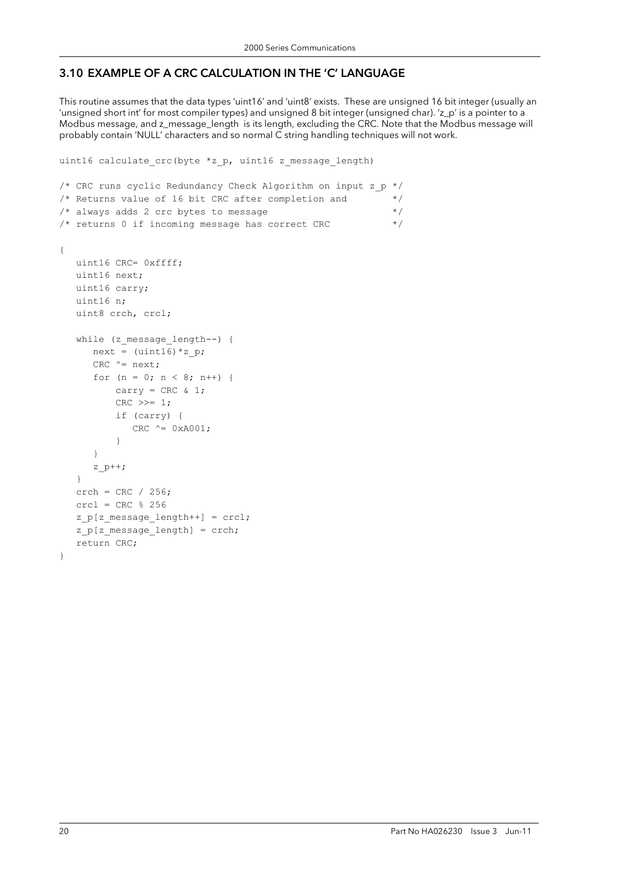## 3.10 EXAMPLE OF A CRC CALCULATION IN THE 'C' LANGUAGE

This routine assumes that the data types 'uint16' and 'uint8' exists. These are unsigned 16 bit integer (usually an 'unsigned short int' for most compiler types) and unsigned 8 bit integer (unsigned char). 'z_p' is a pointer to a Modbus message, and z_message_length is its length, excluding the CRC. Note that the Modbus message will probably contain 'NULL' characters and so normal C string handling techniques will not work.

```
uint16 calculate_crc(byte *z_p, uint16 z_message_length)

/* CRC runs cyclic Redundancy Check Algorithm on input z_p */
/* Returns value of 16 bit CRC after completion and        */
/* always adds 2 crc bytes to message                      */
/* returns 0 if incoming message has correct CRC           */

{
   uint16 CRC= 0xffff;
   uint16 next;
   uint16 carry;
   uint16 n;
   uint8 crch, crcl;

   while (z_message_length--) {
      next = (uint16)*z_p;
      CRC ^= next;
      for (n = 0; n < 8; n++) {
          carry = CRC & 1;
          CRC >>= 1;
          if (carry) {
             CRC ^= 0xA001;
          }
      }
      z_p++;
   }
   crch = CRC / 256;
   crcl = CRC % 256
   z_p[z_message_length++] = crcl;
   z_p[z_message_length] = crch;
   return CRC;
}
```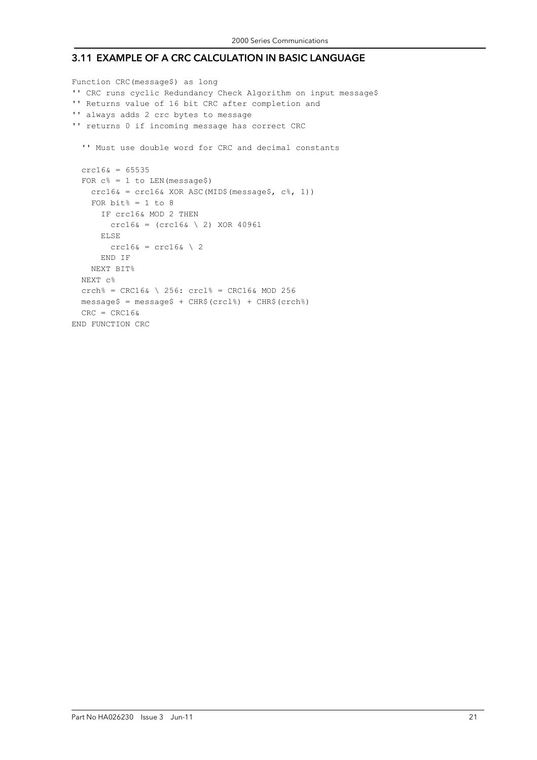## 3.11 EXAMPLE OF A CRC CALCULATION IN BASIC LANGUAGE

```
Function CRC(message$) as long
'' CRC runs cyclic Redundancy Check Algorithm on input message$
'' Returns value of 16 bit CRC after completion and
'' always adds 2 crc bytes to message
'' returns 0 if incoming message has correct CRC

  '' Must use double word for CRC and decimal constants

  crc16& = 65535
  FOR c% = 1 to LEN(message$)
    crc16& = crc16& XOR ASC(MID$(message$, c%, 1))
    FOR bit% = 1 to 8
      IF crc16& MOD 2 THEN
        crc16& = (crc16& \ 2) XOR 40961
      ELSE
        crc16& = crc16& \ 2
      END IF
    NEXT BIT%
  NEXT c%
  crch% = CRC16& \ 256: crcl% = CRC16& MOD 256
  message$ = message$ + CHR$(crcl%) + CHR$(crch%)
  CRC = CRC16&
END FUNCTION CRC
```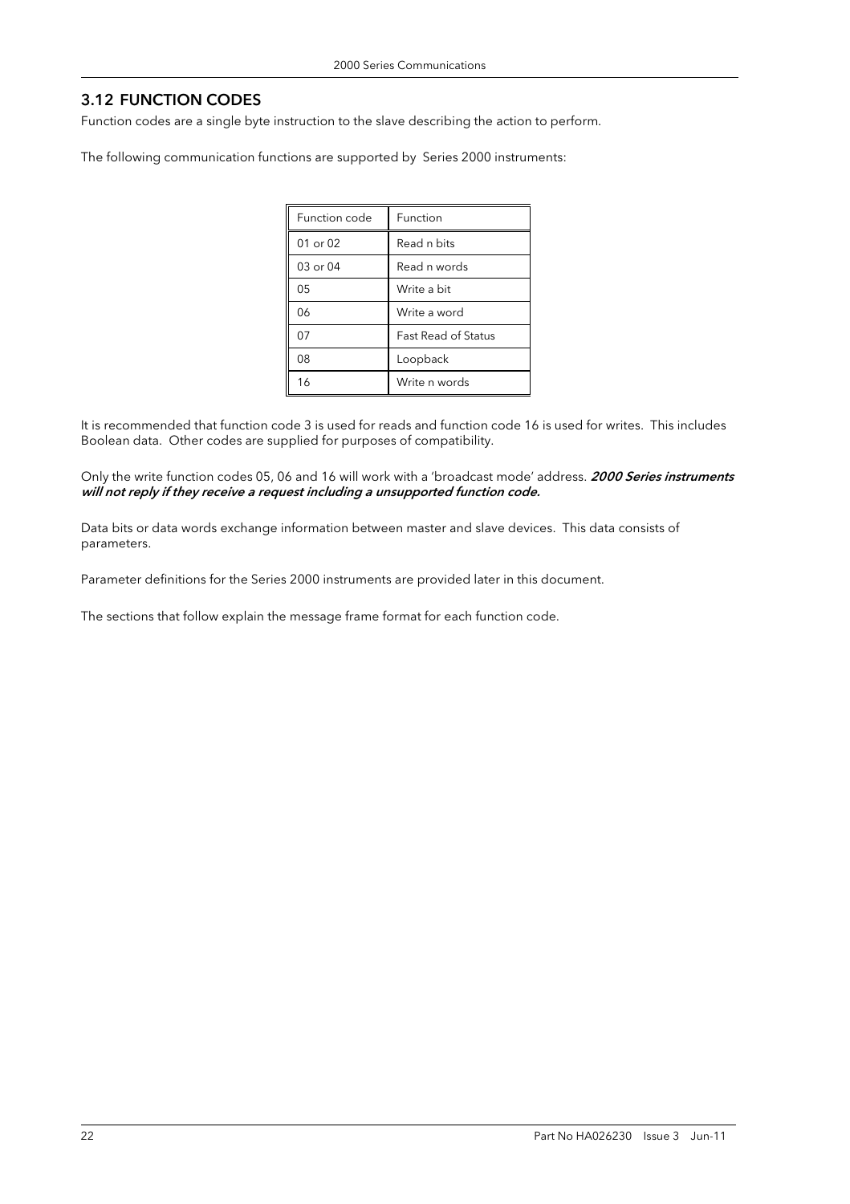## 3.12 FUNCTION CODES

Function codes are a single byte instruction to the slave describing the action to perform.

The following communication functions are supported by Series 2000 instruments:

| Function code | Function |
|---|---|
| 01 or 02 | Read n bits |
| 03 or 04 | Read n words |
| 05 | Write a bit |
| 06 | Write a word |
| 07 | Fast Read of Status |
| 08 | Loopback |
| 16 | Write n words |

It is recommended that function code 3 is used for reads and function code 16 is used for writes. This includes Boolean data. Other codes are supplied for purposes of compatibility.

Only the write function codes 05, 06 and 16 will work with a 'broadcast mode' address. ***2000 Series instruments will not reply if they receive a request including a unsupported function code.***

Data bits or data words exchange information between master and slave devices. This data consists of parameters.

Parameter definitions for the Series 2000 instruments are provided later in this document.

The sections that follow explain the message frame format for each function code.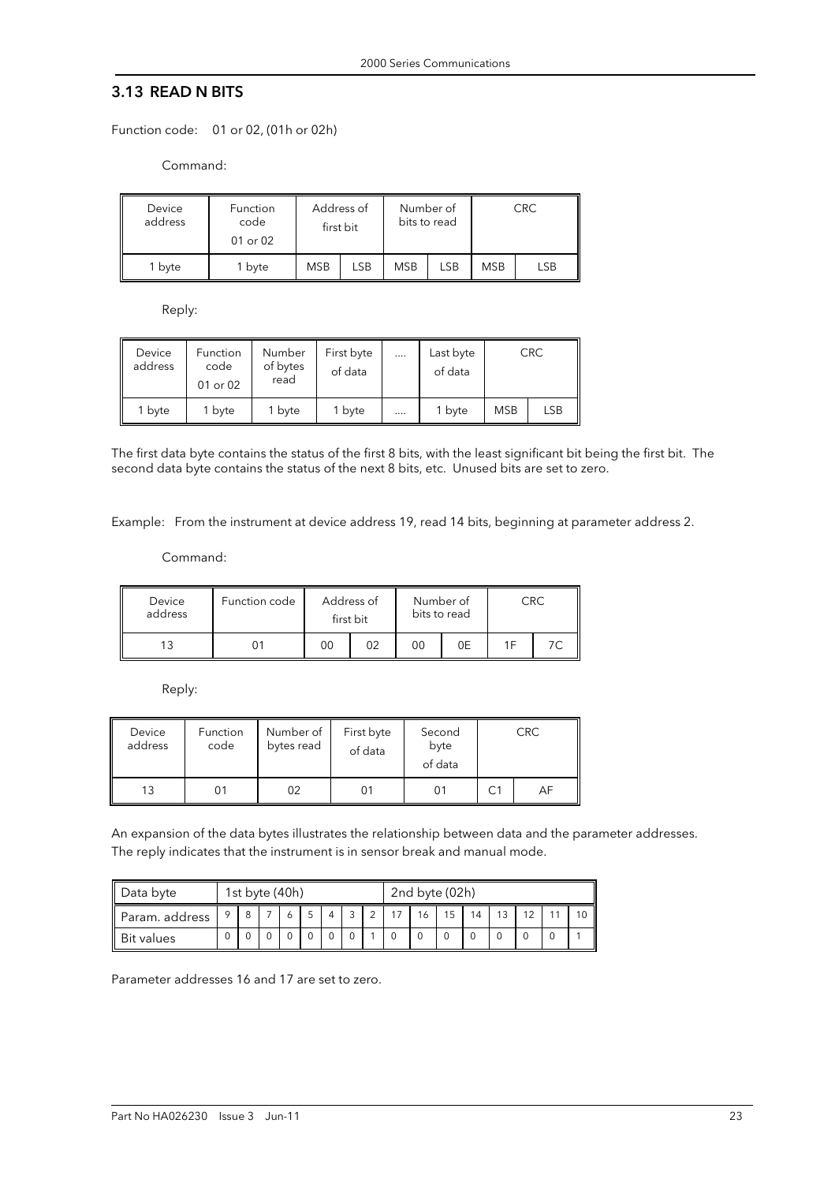## 3.13 READ N BITS

Function code: 01 or 02, (01h or 02h)

Command:

| Device address | Function code 01 or 02 | Address of first bit | | Number of bits to read | | CRC | |
|---|---|---|---|---|---|---|---|
| 1 byte | 1 byte | MSB | LSB | MSB | LSB | MSB | LSB |

Reply:

| Device address | Function code 01 or 02 | Number of bytes read | First byte of data | .... | Last byte of data | CRC | |
|---|---|---|---|---|---|---|---|
| 1 byte | 1 byte | 1 byte | 1 byte | .... | 1 byte | MSB | LSB |

The first data byte contains the status of the first 8 bits, with the least significant bit being the first bit. The second data byte contains the status of the next 8 bits, etc. Unused bits are set to zero.

Example: From the instrument at device address 19, read 14 bits, beginning at parameter address 2.

Command:

| Device address | Function code | Address of first bit | | Number of bits to read | | CRC | |
|---|---|---|---|---|---|---|---|
| 13 | 01 | 00 | 02 | 00 | 0E | 1F | 7C |

Reply:

| Device address | Function code | Number of bytes read | First byte of data | Second byte of data | CRC | |
|---|---|---|---|---|---|---|
| 13 | 01 | 02 | 01 | 01 | C1 | AF |

An expansion of the data bytes illustrates the relationship between data and the parameter addresses. The reply indicates that the instrument is in sensor break and manual mode.

| Data byte | 1st byte (40h) | | | | | | | | 2nd byte (02h) | | | | | | | |
|---|---|---|---|---|---|---|---|---|---|---|---|---|---|---|---|---|
| Param. address | 9 | 8 | 7 | 6 | 5 | 4 | 3 | 2 | 17 | 16 | 15 | 14 | 13 | 12 | 11 | 10 |
| Bit values | 0 | 0 | 0 | 0 | 0 | 0 | 0 | 1 | 0 | 0 | 0 | 0 | 0 | 0 | 0 | 1 |

Parameter addresses 16 and 17 are set to zero.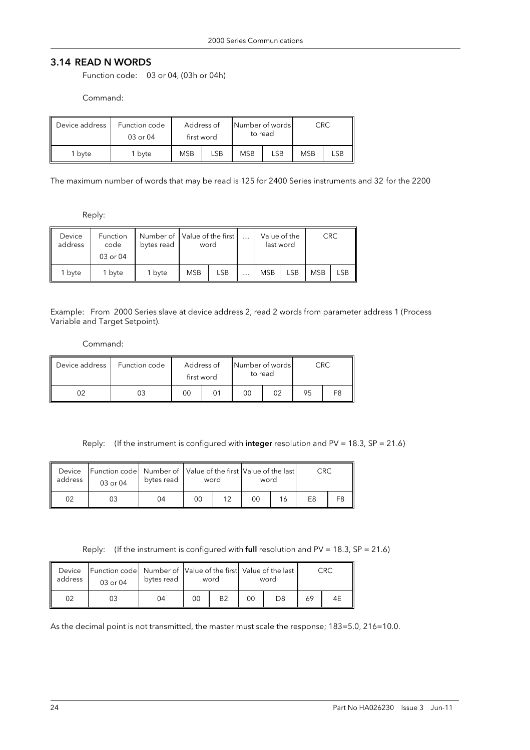## 3.14 READ N WORDS

Function code: 03 or 04, (03h or 04h)

Command:

| Device address | Function code 03 or 04 | Address of first word | | Number of words to read | | CRC | |
|---|---|---|---|---|---|---|---|
| 1 byte | 1 byte | MSB | LSB | MSB | LSB | MSB | LSB |

The maximum number of words that may be read is 125 for 2400 Series instruments and 32 for the 2200

Reply:

| Device address | Function code 03 or 04 | Number of bytes read | Value of the first word | | .... | Value of the last word | | CRC | |
|---|---|---|---|---|---|---|---|---|---|
| 1 byte | 1 byte | 1 byte | MSB | LSB | .... | MSB | LSB | MSB | LSB |

Example: From 2000 Series slave at device address 2, read 2 words from parameter address 1 (Process Variable and Target Setpoint).

Command:

| Device address | Function code | Address of first word | | Number of words to read | | CRC | |
|---|---|---|---|---|---|---|---|
| 02 | 03 | 00 | 01 | 00 | 02 | 95 | F8 |

Reply: (If the instrument is configured with **integer** resolution and PV = 18.3, SP = 21.6)

| Device address | Function code 03 or 04 | Number of bytes read | Value of the first word | | Value of the last word | | CRC | |
|---|---|---|---|---|---|---|---|---|
| 02 | 03 | 04 | 00 | 12 | 00 | 16 | E8 | F8 |

Reply: (If the instrument is configured with **full** resolution and PV = 18.3, SP = 21.6)

| Device address | Function code 03 or 04 | Number of bytes read | Value of the first word | | Value of the last word | | CRC | |
|---|---|---|---|---|---|---|---|---|
| 02 | 03 | 04 | 00 | B2 | 00 | D8 | 69 | 4E |

As the decimal point is not transmitted, the master must scale the response; 183=5.0, 216=10.0.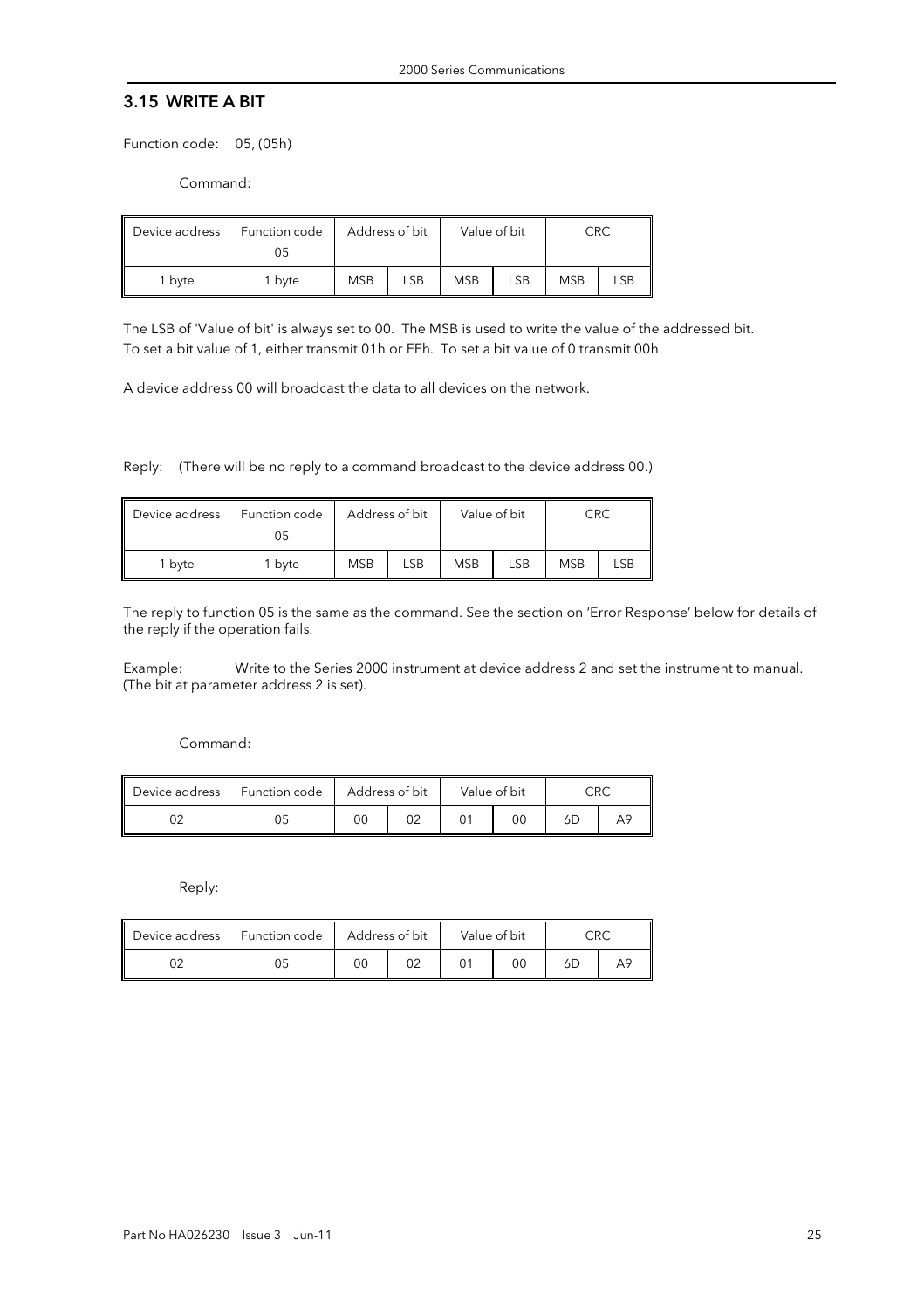## 3.15 WRITE A BIT

Function code: 05, (05h)

Command:

| Device address | Function code 05 | Address of bit | | Value of bit | | CRC | |
|---|---|---|---|---|---|---|---|
| 1 byte | 1 byte | MSB | LSB | MSB | LSB | MSB | LSB |

The LSB of 'Value of bit' is always set to 00. The MSB is used to write the value of the addressed bit. To set a bit value of 1, either transmit 01h or FFh. To set a bit value of 0 transmit 00h.

A device address 00 will broadcast the data to all devices on the network.

Reply: (There will be no reply to a command broadcast to the device address 00.)

| Device address | Function code 05 | Address of bit | | Value of bit | | CRC | |
|---|---|---|---|---|---|---|---|
| 1 byte | 1 byte | MSB | LSB | MSB | LSB | MSB | LSB |

The reply to function 05 is the same as the command. See the section on 'Error Response' below for details of the reply if the operation fails.

Example: Write to the Series 2000 instrument at device address 2 and set the instrument to manual. (The bit at parameter address 2 is set).

Command:

| Device address | Function code | Address of bit | | Value of bit | | CRC | |
|---|---|---|---|---|---|---|---|
| 02 | 05 | 00 | 02 | 01 | 00 | 6D | A9 |

Reply:

| Device address | Function code | Address of bit | | Value of bit | | CRC | |
|---|---|---|---|---|---|---|---|
| 02 | 05 | 00 | 02 | 01 | 00 | 6D | A9 |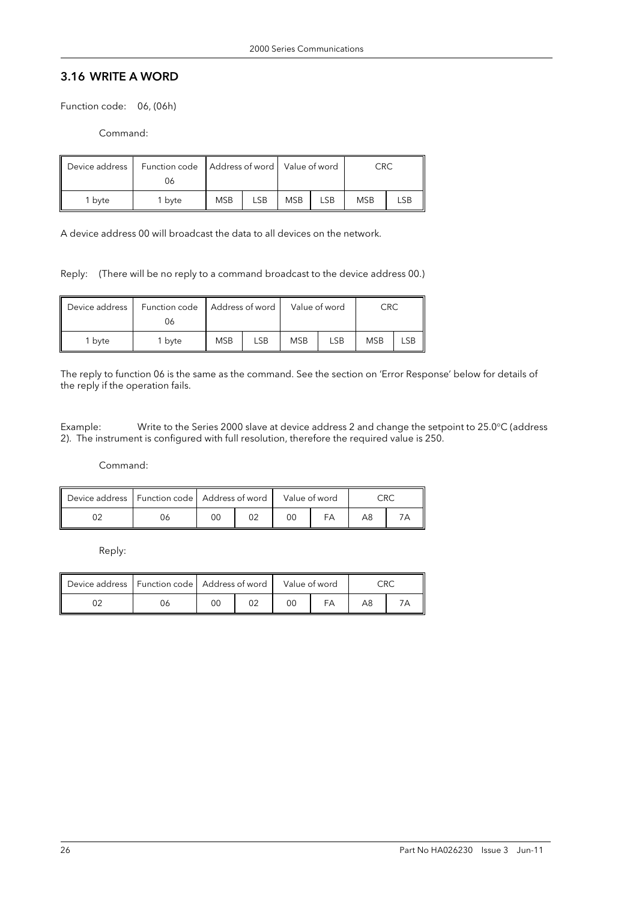## 3.16 WRITE A WORD

Function code: 06, (06h)

Command:

| Device address | Function code 06 | Address of word | | Value of word | | CRC | |
|---|---|---|---|---|---|---|---|
| 1 byte | 1 byte | MSB | LSB | MSB | LSB | MSB | LSB |

A device address 00 will broadcast the data to all devices on the network.

Reply: (There will be no reply to a command broadcast to the device address 00.)

| Device address | Function code 06 | Address of word | | Value of word | | CRC | |
|---|---|---|---|---|---|---|---|
| 1 byte | 1 byte | MSB | LSB | MSB | LSB | MSB | LSB |

The reply to function 06 is the same as the command. See the section on 'Error Response' below for details of the reply if the operation fails.

Example: Write to the Series 2000 slave at device address 2 and change the setpoint to 25.0°C (address 2). The instrument is configured with full resolution, therefore the required value is 250.

Command:

| Device address | Function code | Address of word | | Value of word | | CRC | |
|---|---|---|---|---|---|---|---|
| 02 | 06 | 00 | 02 | 00 | FA | A8 | 7A |

Reply:

| Device address | Function code | Address of word | | Value of word | | CRC | |
|---|---|---|---|---|---|---|---|
| 02 | 06 | 00 | 02 | 00 | FA | A8 | 7A |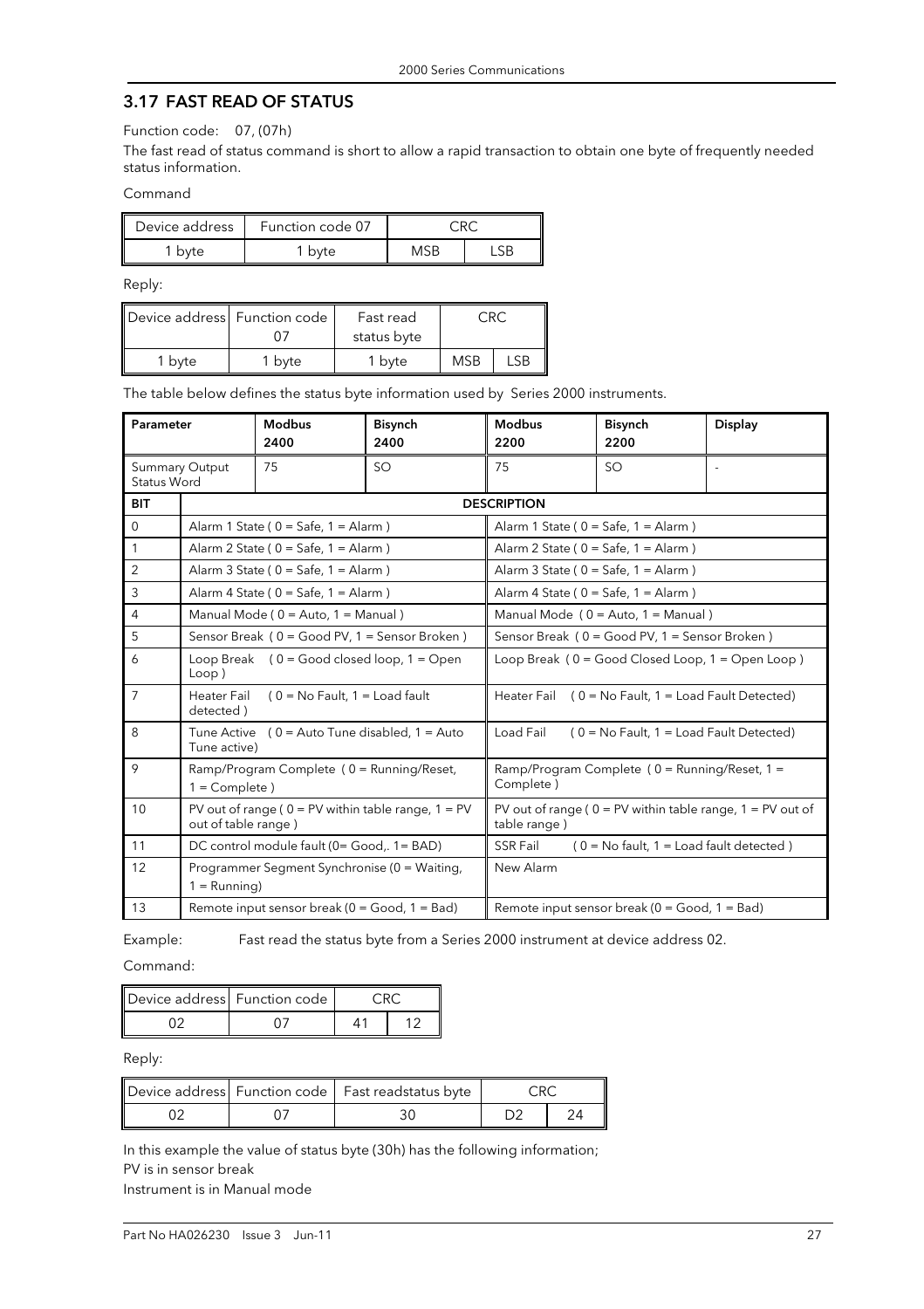## 3.17 FAST READ OF STATUS

Function code: 07, (07h)

The fast read of status command is short to allow a rapid transaction to obtain one byte of frequently needed status information.

Command

| Device address | Function code 07 | CRC | |
|---|---|---|---|
| 1 byte | 1 byte | MSB | LSB |

Reply:

| Device address | Function code 07 | Fast read status byte | CRC | |
|---|---|---|---|---|
| 1 byte | 1 byte | 1 byte | MSB | LSB |

The table below defines the status byte information used by Series 2000 instruments.

| Parameter | Modbus 2400 | Bisynch 2400 | Modbus 2200 | Bisynch 2200 | Display |
|---|---|---|---|---|---|
| Summary Output Status Word | 75 | SO | 75 | SO | - |

| BIT | DESCRIPTION (2400) | DESCRIPTION (2200) |
|---|---|---|
| 0 | Alarm 1 State ( 0 = Safe, 1 = Alarm ) | Alarm 1 State ( 0 = Safe, 1 = Alarm ) |
| 1 | Alarm 2 State ( 0 = Safe, 1 = Alarm ) | Alarm 2 State ( 0 = Safe, 1 = Alarm ) |
| 2 | Alarm 3 State ( 0 = Safe, 1 = Alarm ) | Alarm 3 State ( 0 = Safe, 1 = Alarm ) |
| 3 | Alarm 4 State ( 0 = Safe, 1 = Alarm ) | Alarm 4 State ( 0 = Safe, 1 = Alarm ) |
| 4 | Manual Mode ( 0 = Auto, 1 = Manual ) | Manual Mode ( 0 = Auto, 1 = Manual ) |
| 5 | Sensor Break ( 0 = Good PV, 1 = Sensor Broken ) | Sensor Break ( 0 = Good PV, 1 = Sensor Broken ) |
| 6 | Loop Break ( 0 = Good closed loop, 1 = Open Loop ) | Loop Break ( 0 = Good Closed Loop, 1 = Open Loop ) |
| 7 | Heater Fail ( 0 = No Fault, 1 = Load fault detected ) | Heater Fail ( 0 = No Fault, 1 = Load Fault Detected) |
| 8 | Tune Active ( 0 = Auto Tune disabled, 1 = Auto Tune active) | Load Fail ( 0 = No Fault, 1 = Load Fault Detected) |
| 9 | Ramp/Program Complete ( 0 = Running/Reset, 1 = Complete ) | Ramp/Program Complete ( 0 = Running/Reset, 1 = Complete ) |
| 10 | PV out of range ( 0 = PV within table range, 1 = PV out of table range ) | PV out of range ( 0 = PV within table range, 1 = PV out of table range ) |
| 11 | DC control module fault (0= Good,. 1= BAD) | SSR Fail ( 0 = No fault, 1 = Load fault detected ) |
| 12 | Programmer Segment Synchronise (0 = Waiting, 1 = Running) | New Alarm |
| 13 | Remote input sensor break (0 = Good, 1 = Bad) | Remote input sensor break (0 = Good, 1 = Bad) |

Example: Fast read the status byte from a Series 2000 instrument at device address 02.

Command:

| Device address | Function code | CRC | |
|---|---|---|---|
| 02 | 07 | 41 | 12 |

Reply:

| Device address | Function code | Fast readstatus byte | CRC | |
|---|---|---|---|---|
| 02 | 07 | 30 | D2 | 24 |

In this example the value of status byte (30h) has the following information;

PV is in sensor break

Instrument is in Manual mode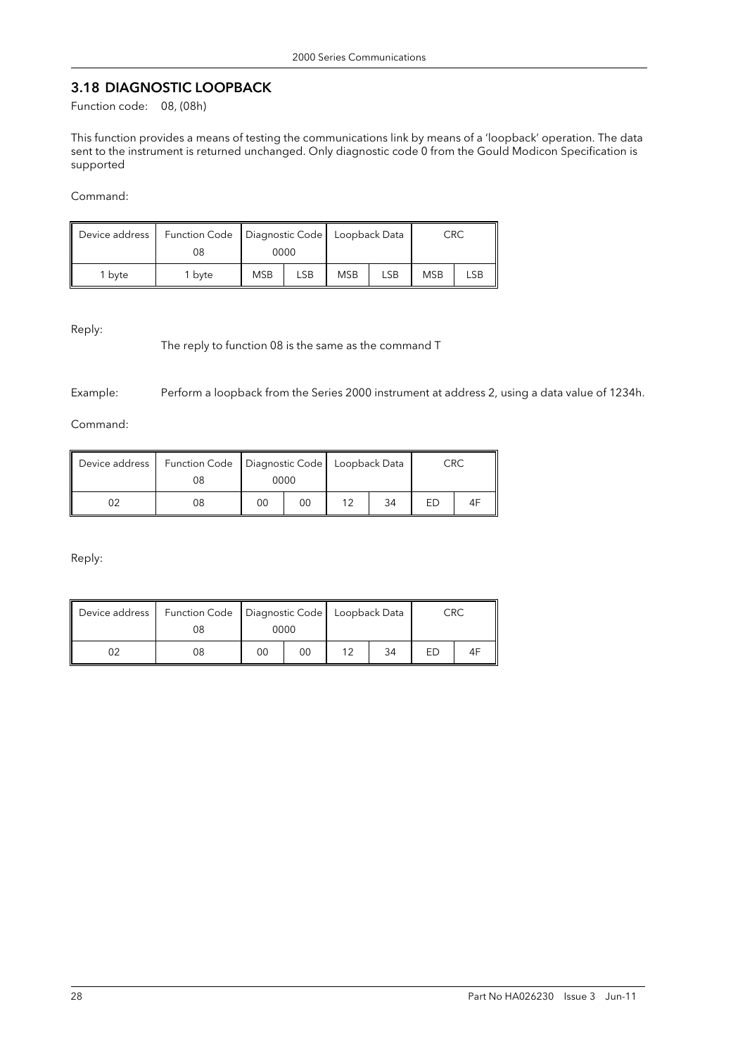## 3.18 DIAGNOSTIC LOOPBACK

Function code: 08, (08h)

This function provides a means of testing the communications link by means of a 'loopback' operation. The data sent to the instrument is returned unchanged. Only diagnostic code 0 from the Gould Modicon Specification is supported

Command:

| Device address | Function Code 08 | Diagnostic Code 0000 | | Loopback Data | | CRC | |
|---|---|---|---|---|---|---|---|
| 1 byte | 1 byte | MSB | LSB | MSB | LSB | MSB | LSB |

Reply:

The reply to function 08 is the same as the command T

Example: Perform a loopback from the Series 2000 instrument at address 2, using a data value of 1234h.

Command:

| Device address | Function Code 08 | Diagnostic Code 0000 | | Loopback Data | | CRC | |
|---|---|---|---|---|---|---|---|
| 02 | 08 | 00 | 00 | 12 | 34 | ED | 4F |

Reply:

| Device address | Function Code 08 | Diagnostic Code 0000 | | Loopback Data | | CRC | |
|---|---|---|---|---|---|---|---|
| 02 | 08 | 00 | 00 | 12 | 34 | ED | 4F |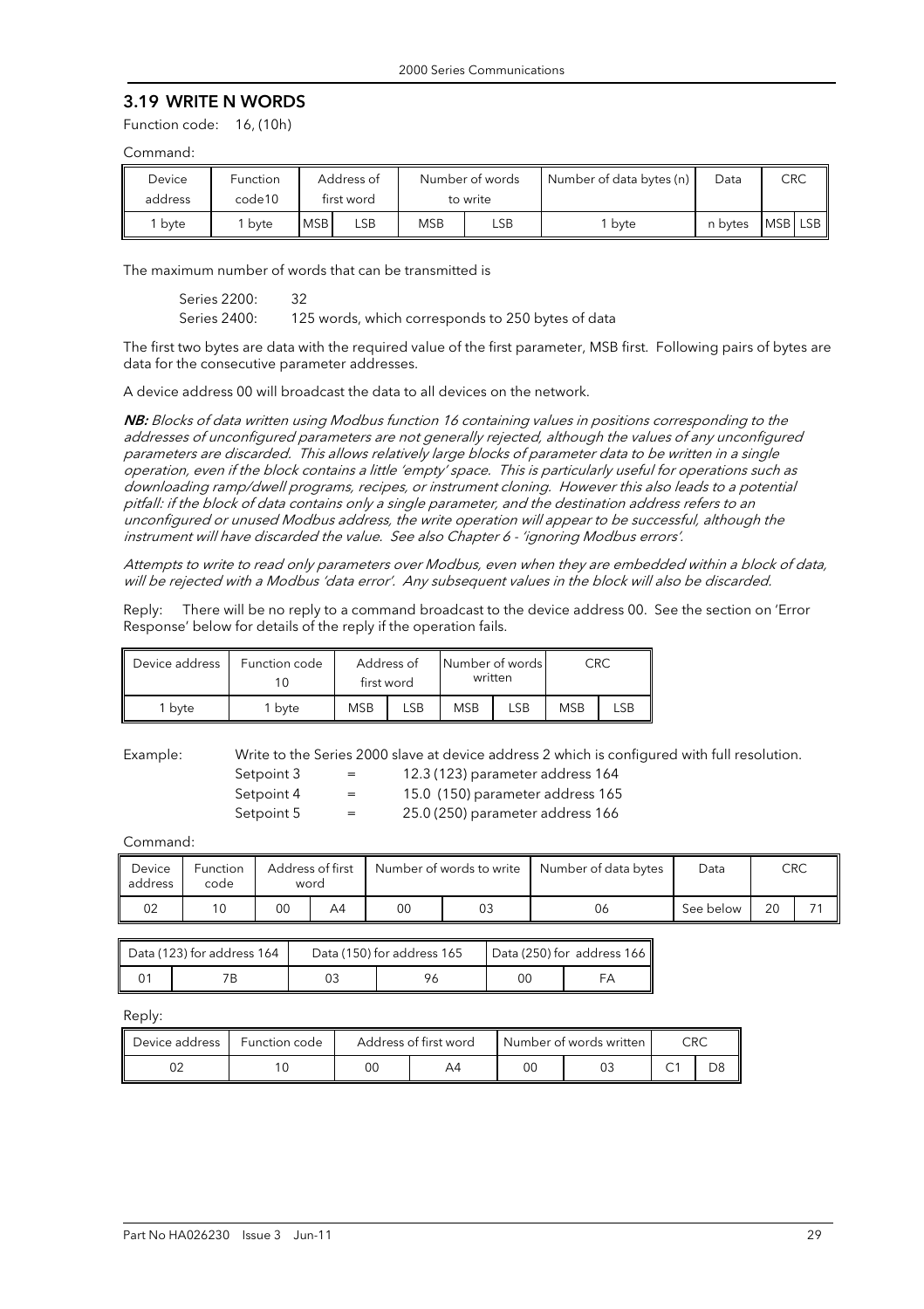## 3.19 WRITE N WORDS

Function code: 16, (10h)

Command:

| Device address | Function code10 | Address of first word | | Number of words to write | | Number of data bytes (n) | Data | CRC | |
|---|---|---|---|---|---|---|---|---|---|
| 1 byte | 1 byte | MSB | LSB | MSB | LSB | 1 byte | n bytes | MSB | LSB |

The maximum number of words that can be transmitted is

Series 2200: 32
Series 2400: 125 words, which corresponds to 250 bytes of data

The first two bytes are data with the required value of the first parameter, MSB first. Following pairs of bytes are data for the consecutive parameter addresses.

A device address 00 will broadcast the data to all devices on the network.

***NB:*** *Blocks of data written using Modbus function 16 containing values in positions corresponding to the addresses of unconfigured parameters are not generally rejected, although the values of any unconfigured parameters are discarded. This allows relatively large blocks of parameter data to be written in a single operation, even if the block contains a little 'empty' space. This is particularly useful for operations such as downloading ramp/dwell programs, recipes, or instrument cloning. However this also leads to a potential pitfall: if the block of data contains only a single parameter, and the destination address refers to an unconfigured or unused Modbus address, the write operation will appear to be successful, although the instrument will have discarded the value. See also Chapter 6 - 'ignoring Modbus errors'.*

*Attempts to write to read only parameters over Modbus, even when they are embedded within a block of data, will be rejected with a Modbus 'data error'. Any subsequent values in the block will also be discarded.*

Reply: There will be no reply to a command broadcast to the device address 00. See the section on 'Error Response' below for details of the reply if the operation fails.

| Device address | Function code 10 | Address of first word | | Number of words written | | CRC | |
|---|---|---|---|---|---|---|---|
| 1 byte | 1 byte | MSB | LSB | MSB | LSB | MSB | LSB |

Example: Write to the Series 2000 slave at device address 2 which is configured with full resolution.

Setpoint 3 = 12.3 (123) parameter address 164
Setpoint 4 = 15.0 (150) parameter address 165
Setpoint 5 = 25.0 (250) parameter address 166

Command:

| Device address | Function code | Address of first word | | Number of words to write | | Number of data bytes | Data | CRC | |
|---|---|---|---|---|---|---|---|---|---|
| 02 | 10 | 00 | A4 | 00 | 03 | 06 | See below | 20 | 71 |

| Data (123) for address 164 | | Data (150) for address 165 | | Data (250) for address 166 | |
|---|---|---|---|---|---|
| 01 | 7B | 03 | 96 | 00 | FA |

Reply:

| Device address | Function code | Address of first word | | Number of words written | | CRC | |
|---|---|---|---|---|---|---|---|
| 02 | 10 | 00 | A4 | 00 | 03 | C1 | D8 |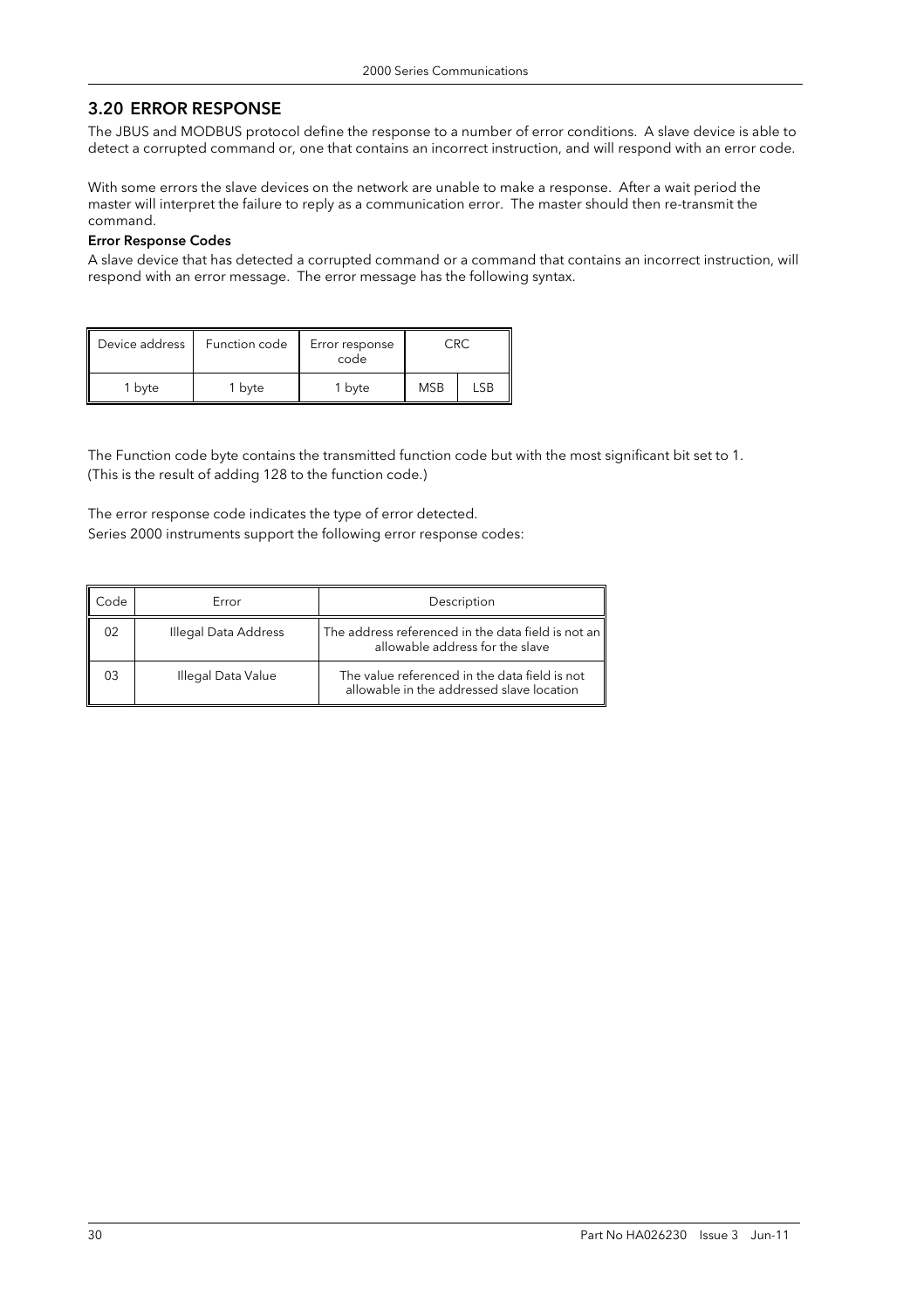## 3.20 ERROR RESPONSE

The JBUS and MODBUS protocol define the response to a number of error conditions. A slave device is able to detect a corrupted command or, one that contains an incorrect instruction, and will respond with an error code.

With some errors the slave devices on the network are unable to make a response. After a wait period the master will interpret the failure to reply as a communication error. The master should then re-transmit the command.

**Error Response Codes**

A slave device that has detected a corrupted command or a command that contains an incorrect instruction, will respond with an error message. The error message has the following syntax.

| Device address | Function code | Error response code | CRC | |
|---|---|---|---|---|
| 1 byte | 1 byte | 1 byte | MSB | LSB |

The Function code byte contains the transmitted function code but with the most significant bit set to 1. (This is the result of adding 128 to the function code.)

The error response code indicates the type of error detected.
Series 2000 instruments support the following error response codes:

| Code | Error | Description |
|---|---|---|
| 02 | Illegal Data Address | The address referenced in the data field is not an allowable address for the slave |
| 03 | Illegal Data Value | The value referenced in the data field is not allowable in the addressed slave location |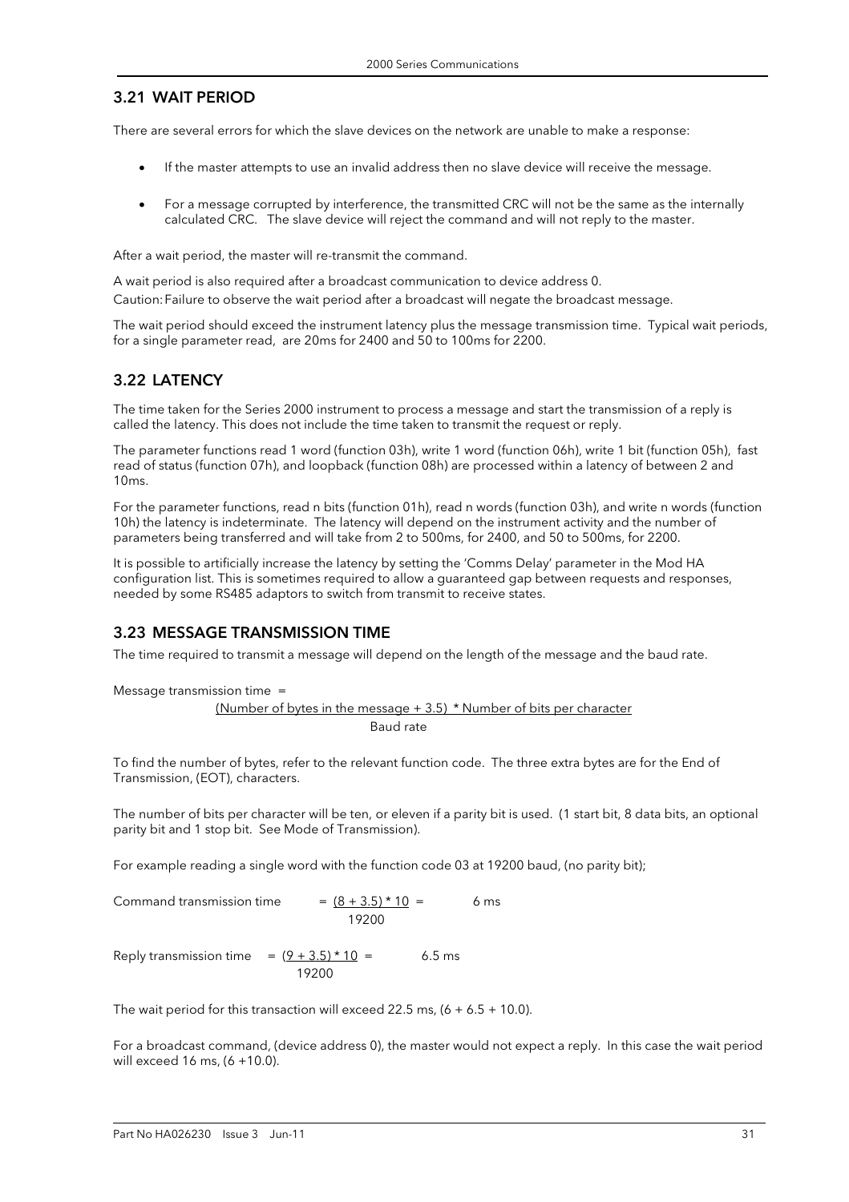## 3.21 WAIT PERIOD

There are several errors for which the slave devices on the network are unable to make a response:

- If the master attempts to use an invalid address then no slave device will receive the message.
- For a message corrupted by interference, the transmitted CRC will not be the same as the internally calculated CRC. The slave device will reject the command and will not reply to the master.

After a wait period, the master will re-transmit the command.

A wait period is also required after a broadcast communication to device address 0.

Caution: Failure to observe the wait period after a broadcast will negate the broadcast message.

The wait period should exceed the instrument latency plus the message transmission time. Typical wait periods, for a single parameter read, are 20ms for 2400 and 50 to 100ms for 2200.

## 3.22 LATENCY

The time taken for the Series 2000 instrument to process a message and start the transmission of a reply is called the latency. This does not include the time taken to transmit the request or reply.

The parameter functions read 1 word (function 03h), write 1 word (function 06h), write 1 bit (function 05h), fast read of status (function 07h), and loopback (function 08h) are processed within a latency of between 2 and 10ms.

For the parameter functions, read n bits (function 01h), read n words (function 03h), and write n words (function 10h) the latency is indeterminate. The latency will depend on the instrument activity and the number of parameters being transferred and will take from 2 to 500ms, for 2400, and 50 to 500ms, for 2200.

It is possible to artificially increase the latency by setting the 'Comms Delay' parameter in the Mod HA configuration list. This is sometimes required to allow a guaranteed gap between requests and responses, needed by some RS485 adaptors to switch from transmit to receive states.

## 3.23 MESSAGE TRANSMISSION TIME

The time required to transmit a message will depend on the length of the message and the baud rate.

$$\text{Message transmission time} = \frac{(\text{Number of bytes in the message} + 3.5) * \text{Number of bits per character}}{\text{Baud rate}}$$

To find the number of bytes, refer to the relevant function code. The three extra bytes are for the End of Transmission, (EOT), characters.

The number of bits per character will be ten, or eleven if a parity bit is used. (1 start bit, 8 data bits, an optional parity bit and 1 stop bit. See Mode of Transmission).

For example reading a single word with the function code 03 at 19200 baud, (no parity bit);

$$\text{Command transmission time} = \frac{(8 + 3.5) * 10}{19200} = 6 \text{ ms}$$

$$\text{Reply transmission time} = \frac{(9 + 3.5) * 10}{19200} = 6.5 \text{ ms}$$

The wait period for this transaction will exceed 22.5 ms, (6 + 6.5 + 10.0).

For a broadcast command, (device address 0), the master would not expect a reply. In this case the wait period will exceed 16 ms, (6 +10.0).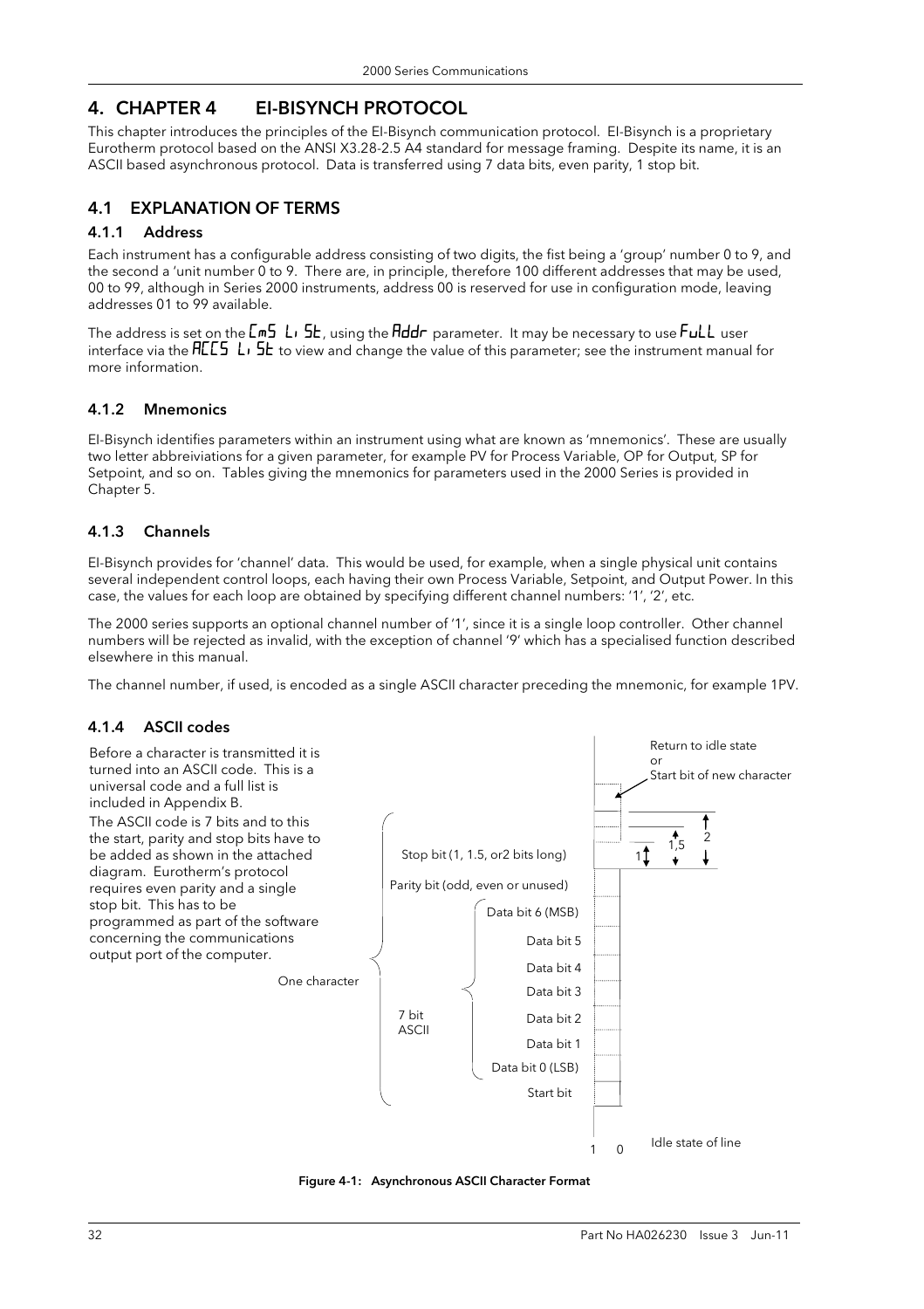# 4. CHAPTER 4 EI-BISYNCH PROTOCOL

This chapter introduces the principles of the EI-Bisynch communication protocol. EI-Bisynch is a proprietary Eurotherm protocol based on the ANSI X3.28-2.5 A4 standard for message framing. Despite its name, it is an ASCII based asynchronous protocol. Data is transferred using 7 data bits, even parity, 1 stop bit.

## 4.1 EXPLANATION OF TERMS

### 4.1.1 Address

Each instrument has a configurable address consisting of two digits, the fist being a 'group' number 0 to 9, and the second a 'unit number 0 to 9. There are, in principle, therefore 100 different addresses that may be used, 00 to 99, although in Series 2000 instruments, address 00 is reserved for use in configuration mode, leaving addresses 01 to 99 available.

The address is set on the CmS LiSt, using the Addr parameter. It may be necessary to use FuLL user interface via the ACCS LiSt to view and change the value of this parameter; see the instrument manual for more information.

### 4.1.2 Mnemonics

EI-Bisynch identifies parameters within an instrument using what are known as 'mnemonics'. These are usually two letter abbreiviations for a given parameter, for example PV for Process Variable, OP for Output, SP for Setpoint, and so on. Tables giving the mnemonics for parameters used in the 2000 Series is provided in Chapter 5.

### 4.1.3 Channels

EI-Bisynch provides for 'channel' data. This would be used, for example, when a single physical unit contains several independent control loops, each having their own Process Variable, Setpoint, and Output Power. In this case, the values for each loop are obtained by specifying different channel numbers: '1', '2', etc.

The 2000 series supports an optional channel number of '1', since it is a single loop controller. Other channel numbers will be rejected as invalid, with the exception of channel '9' which has a specialised function described elsewhere in this manual.

The channel number, if used, is encoded as a single ASCII character preceding the mnemonic, for example 1PV.

### 4.1.4 ASCII codes

Before a character is transmitted it is turned into an ASCII code. This is a universal code and a full list is included in Appendix B.

The ASCII code is 7 bits and to this the start, parity and stop bits have to be added as shown in the attached diagram. Eurotherm's protocol requires even parity and a single stop bit. This has to be programmed as part of the software concerning the communications output port of the computer.

One character: Start bit; 7 bit ASCII: Data bit 0 (LSB), Data bit 1, Data bit 2, Data bit 3, Data bit 4, Data bit 5, Data bit 6 (MSB); Parity bit (odd, even or unused); Stop bit (1, 1.5, or2 bits long). Idle state of line; Return to idle state or Start bit of new character.

**Figure 4-1: Asynchronous ASCII Character Format**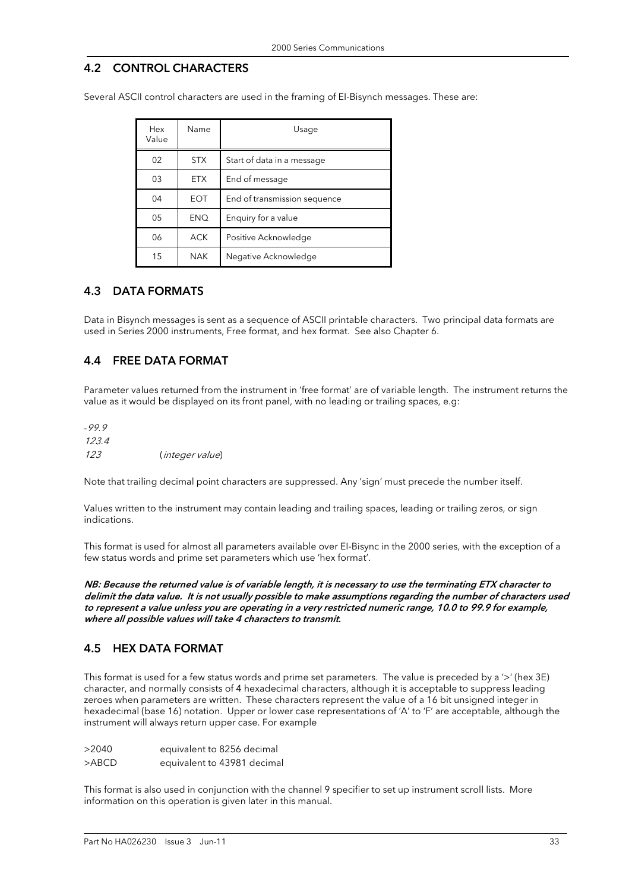## 4.2 CONTROL CHARACTERS

Several ASCII control characters are used in the framing of EI-Bisynch messages. These are:

| Hex Value | Name | Usage |
|---|---|---|
| 02 | STX | Start of data in a message |
| 03 | ETX | End of message |
| 04 | EOT | End of transmission sequence |
| 05 | ENQ | Enquiry for a value |
| 06 | ACK | Positive Acknowledge |
| 15 | NAK | Negative Acknowledge |

## 4.3 DATA FORMATS

Data in Bisynch messages is sent as a sequence of ASCII printable characters. Two principal data formats are used in Series 2000 instruments, Free format, and hex format. See also Chapter 6.

## 4.4 FREE DATA FORMAT

Parameter values returned from the instrument in 'free format' are of variable length. The instrument returns the value as it would be displayed on its front panel, with no leading or trailing spaces, e.g:

*-99.9*
*123.4*
*123* (*integer value*)

Note that trailing decimal point characters are suppressed. Any 'sign' must precede the number itself.

Values written to the instrument may contain leading and trailing spaces, leading or trailing zeros, or sign indications.

This format is used for almost all parameters available over EI-Bisync in the 2000 series, with the exception of a few status words and prime set parameters which use 'hex format'.

***NB: Because the returned value is of variable length, it is necessary to use the terminating ETX character to delimit the data value. It is not usually possible to make assumptions regarding the number of characters used to represent a value unless you are operating in a very restricted numeric range, 10.0 to 99.9 for example, where all possible values will take 4 characters to transmit.***

## 4.5 HEX DATA FORMAT

This format is used for a few status words and prime set parameters. The value is preceded by a '>' (hex 3E) character, and normally consists of 4 hexadecimal characters, although it is acceptable to suppress leading zeroes when parameters are written. These characters represent the value of a 16 bit unsigned integer in hexadecimal (base 16) notation. Upper or lower case representations of 'A' to 'F' are acceptable, although the instrument will always return upper case. For example

>2040 equivalent to 8256 decimal
>ABCD equivalent to 43981 decimal

This format is also used in conjunction with the channel 9 specifier to set up instrument scroll lists. More information on this operation is given later in this manual.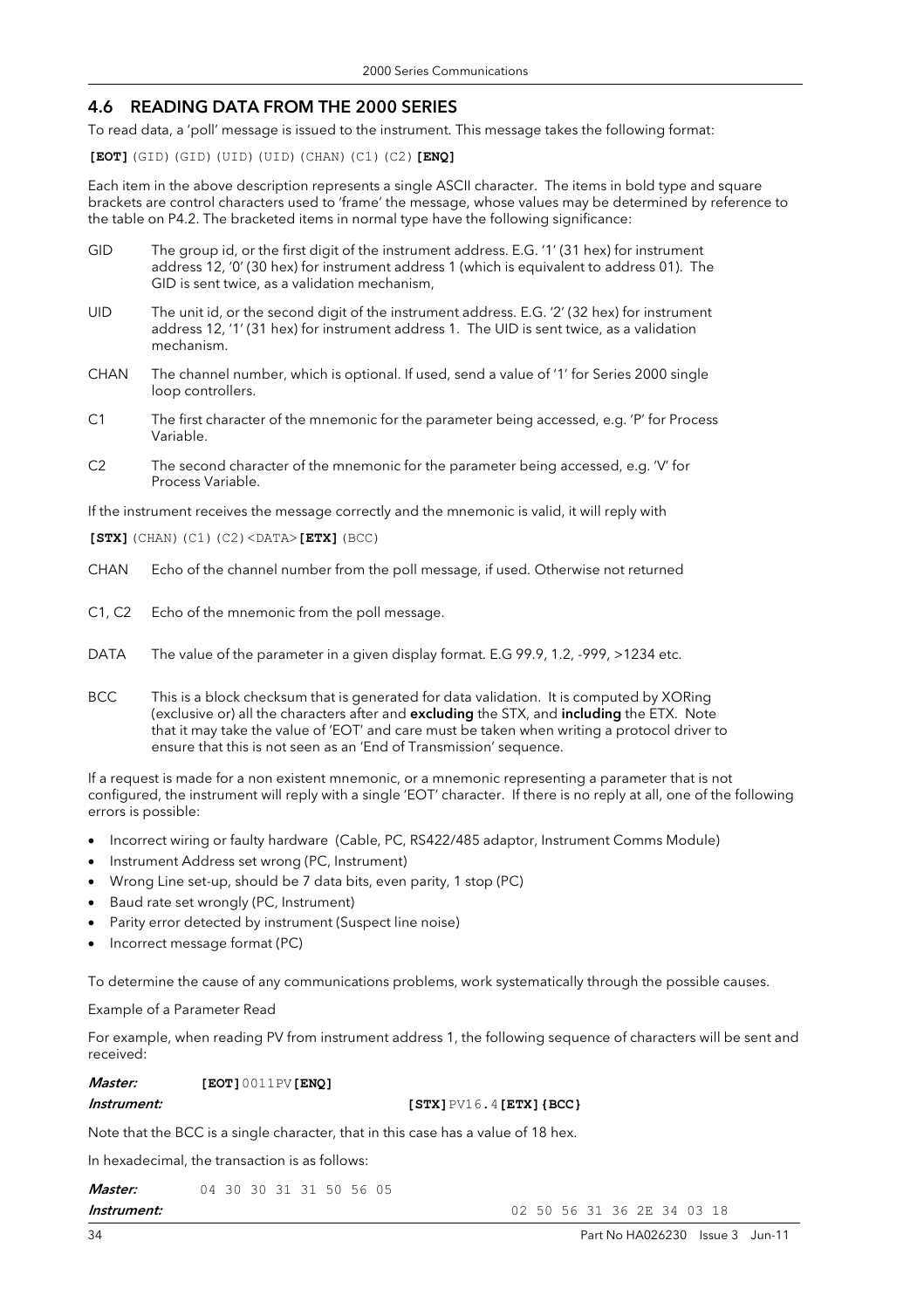## 4.6 READING DATA FROM THE 2000 SERIES

To read data, a 'poll' message is issued to the instrument. This message takes the following format:

**[EOT]**(GID)(GID)(UID)(UID)(CHAN)(C1)(C2)**[ENQ]**

Each item in the above description represents a single ASCII character. The items in bold type and square brackets are control characters used to 'frame' the message, whose values may be determined by reference to the table on P4.2. The bracketed items in normal type have the following significance:

GID The group id, or the first digit of the instrument address. E.G. '1' (31 hex) for instrument address 12, '0' (30 hex) for instrument address 1 (which is equivalent to address 01). The GID is sent twice, as a validation mechanism,

UID The unit id, or the second digit of the instrument address. E.G. '2' (32 hex) for instrument address 12, '1' (31 hex) for instrument address 1. The UID is sent twice, as a validation mechanism.

CHAN The channel number, which is optional. If used, send a value of '1' for Series 2000 single loop controllers.

C1 The first character of the mnemonic for the parameter being accessed, e.g. 'P' for Process Variable.

C2 The second character of the mnemonic for the parameter being accessed, e.g. 'V' for Process Variable.

If the instrument receives the message correctly and the mnemonic is valid, it will reply with

**[STX]**(CHAN)(C1)(C2)<DATA>**[ETX]**(BCC)

CHAN Echo of the channel number from the poll message, if used. Otherwise not returned

C1, C2 Echo of the mnemonic from the poll message.

DATA The value of the parameter in a given display format. E.G 99.9, 1.2, -999, >1234 etc.

BCC This is a block checksum that is generated for data validation. It is computed by XORing (exclusive or) all the characters after and **excluding** the STX, and **including** the ETX. Note that it may take the value of 'EOT' and care must be taken when writing a protocol driver to ensure that this is not seen as an 'End of Transmission' sequence.

If a request is made for a non existent mnemonic, or a mnemonic representing a parameter that is not configured, the instrument will reply with a single 'EOT' character. If there is no reply at all, one of the following errors is possible:

- Incorrect wiring or faulty hardware (Cable, PC, RS422/485 adaptor, Instrument Comms Module)
- Instrument Address set wrong (PC, Instrument)
- Wrong Line set-up, should be 7 data bits, even parity, 1 stop (PC)
- Baud rate set wrongly (PC, Instrument)
- Parity error detected by instrument (Suspect line noise)
- Incorrect message format (PC)

To determine the cause of any communications problems, work systematically through the possible causes.

Example of a Parameter Read

For example, when reading PV from instrument address 1, the following sequence of characters will be sent and received:

***Master:*** **[EOT]**0011PV**[ENQ]**

***Instrument:*** **[STX]**PV16.4**[ETX]{BCC}**

Note that the BCC is a single character, that in this case has a value of 18 hex.

In hexadecimal, the transaction is as follows:

***Master:*** 04 30 30 31 31 50 56 05

***Instrument:*** 02 50 56 31 36 2E 34 03 18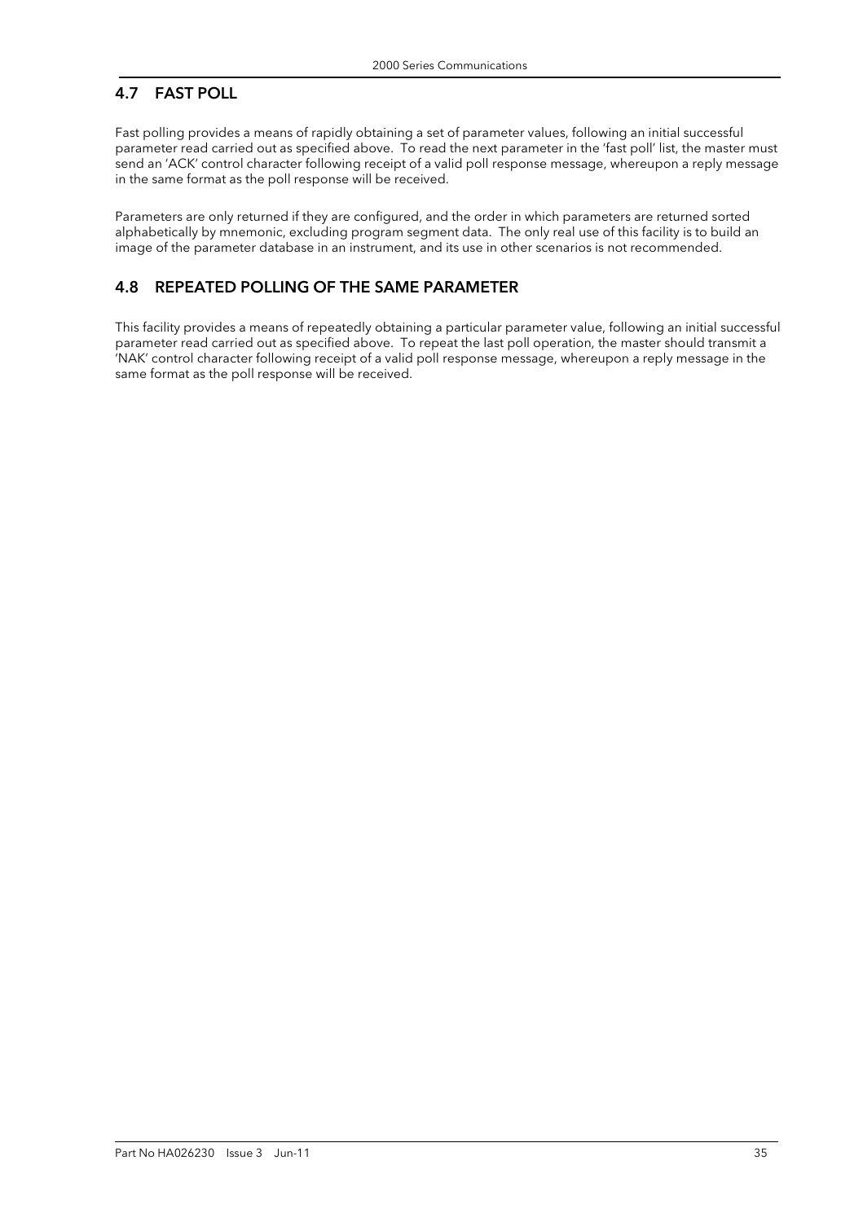## 4.7 FAST POLL

Fast polling provides a means of rapidly obtaining a set of parameter values, following an initial successful parameter read carried out as specified above. To read the next parameter in the 'fast poll' list, the master must send an 'ACK' control character following receipt of a valid poll response message, whereupon a reply message in the same format as the poll response will be received.

Parameters are only returned if they are configured, and the order in which parameters are returned sorted alphabetically by mnemonic, excluding program segment data. The only real use of this facility is to build an image of the parameter database in an instrument, and its use in other scenarios is not recommended.

## 4.8 REPEATED POLLING OF THE SAME PARAMETER

This facility provides a means of repeatedly obtaining a particular parameter value, following an initial successful parameter read carried out as specified above. To repeat the last poll operation, the master should transmit a 'NAK' control character following receipt of a valid poll response message, whereupon a reply message in the same format as the poll response will be received.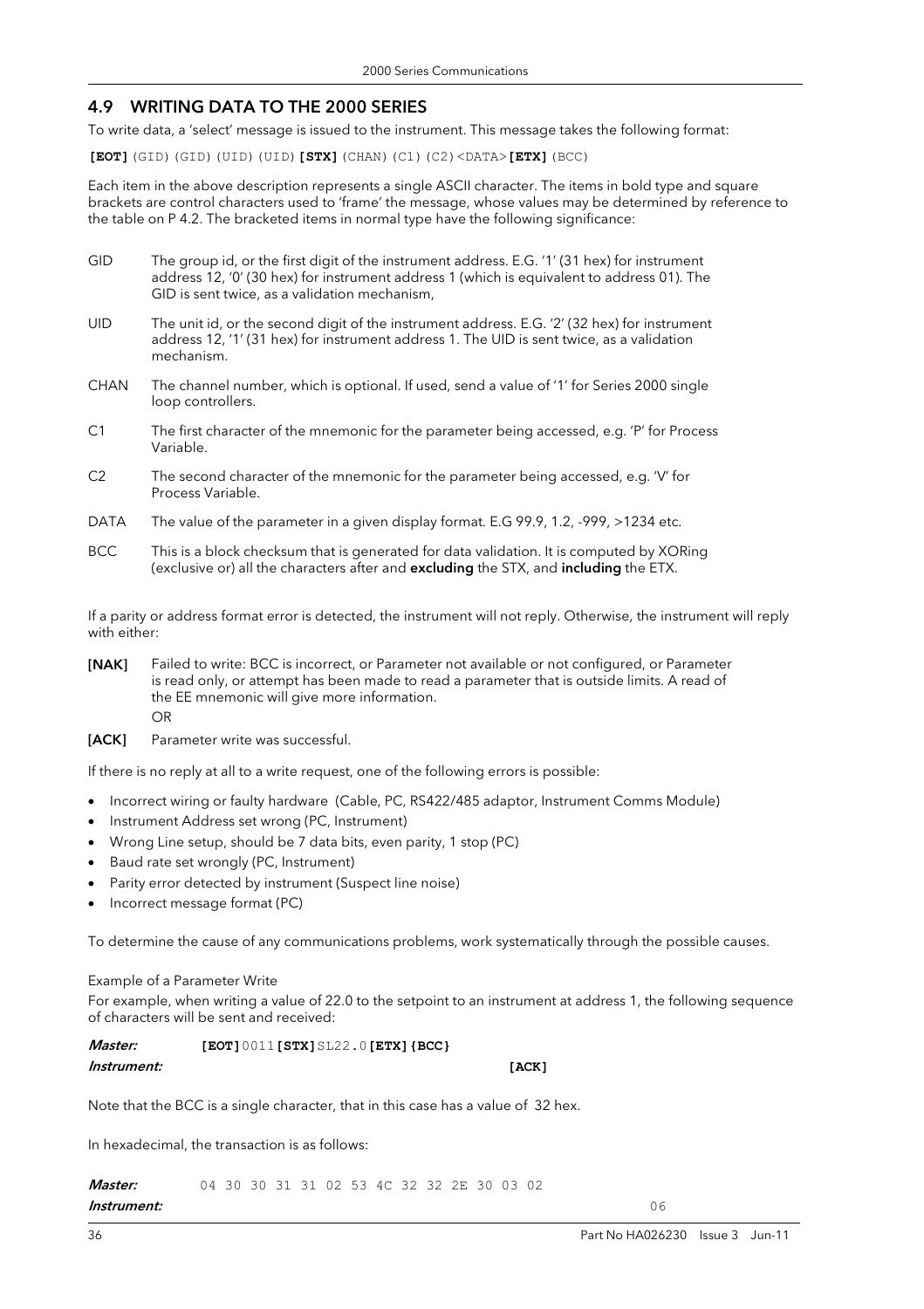## 4.9 WRITING DATA TO THE 2000 SERIES

To write data, a 'select' message is issued to the instrument. This message takes the following format:

**[EOT]**(GID)(GID)(UID)(UID)**[STX]**(CHAN)(C1)(C2)<DATA>**[ETX]**(BCC)

Each item in the above description represents a single ASCII character. The items in bold type and square brackets are control characters used to 'frame' the message, whose values may be determined by reference to the table on P 4.2. The bracketed items in normal type have the following significance:

GID The group id, or the first digit of the instrument address. E.G. '1' (31 hex) for instrument address 12, '0' (30 hex) for instrument address 1 (which is equivalent to address 01). The GID is sent twice, as a validation mechanism,

UID The unit id, or the second digit of the instrument address. E.G. '2' (32 hex) for instrument address 12, '1' (31 hex) for instrument address 1. The UID is sent twice, as a validation mechanism.

CHAN The channel number, which is optional. If used, send a value of '1' for Series 2000 single loop controllers.

C1 The first character of the mnemonic for the parameter being accessed, e.g. 'P' for Process Variable.

C2 The second character of the mnemonic for the parameter being accessed, e.g. 'V' for Process Variable.

DATA The value of the parameter in a given display format. E.G 99.9, 1.2, -999, >1234 etc.

BCC This is a block checksum that is generated for data validation. It is computed by XORing (exclusive or) all the characters after and **excluding** the STX, and **including** the ETX.

If a parity or address format error is detected, the instrument will not reply. Otherwise, the instrument will reply with either:

**[NAK]** Failed to write: BCC is incorrect, or Parameter not available or not configured, or Parameter is read only, or attempt has been made to read a parameter that is outside limits. A read of the EE mnemonic will give more information.
OR

**[ACK]** Parameter write was successful.

If there is no reply at all to a write request, one of the following errors is possible:

- Incorrect wiring or faulty hardware (Cable, PC, RS422/485 adaptor, Instrument Comms Module)
- Instrument Address set wrong (PC, Instrument)
- Wrong Line setup, should be 7 data bits, even parity, 1 stop (PC)
- Baud rate set wrongly (PC, Instrument)
- Parity error detected by instrument (Suspect line noise)
- Incorrect message format (PC)

To determine the cause of any communications problems, work systematically through the possible causes.

Example of a Parameter Write

For example, when writing a value of 22.0 to the setpoint to an instrument at address 1, the following sequence of characters will be sent and received:

***Master:*** **[EOT]**0011**[STX]**SL22.0**[ETX]{BCC}**

***Instrument:*** **[ACK]**

Note that the BCC is a single character, that in this case has a value of 32 hex.

In hexadecimal, the transaction is as follows:

***Master:*** 04 30 30 31 31 02 53 4C 32 32 2E 30 03 02

***Instrument:*** 06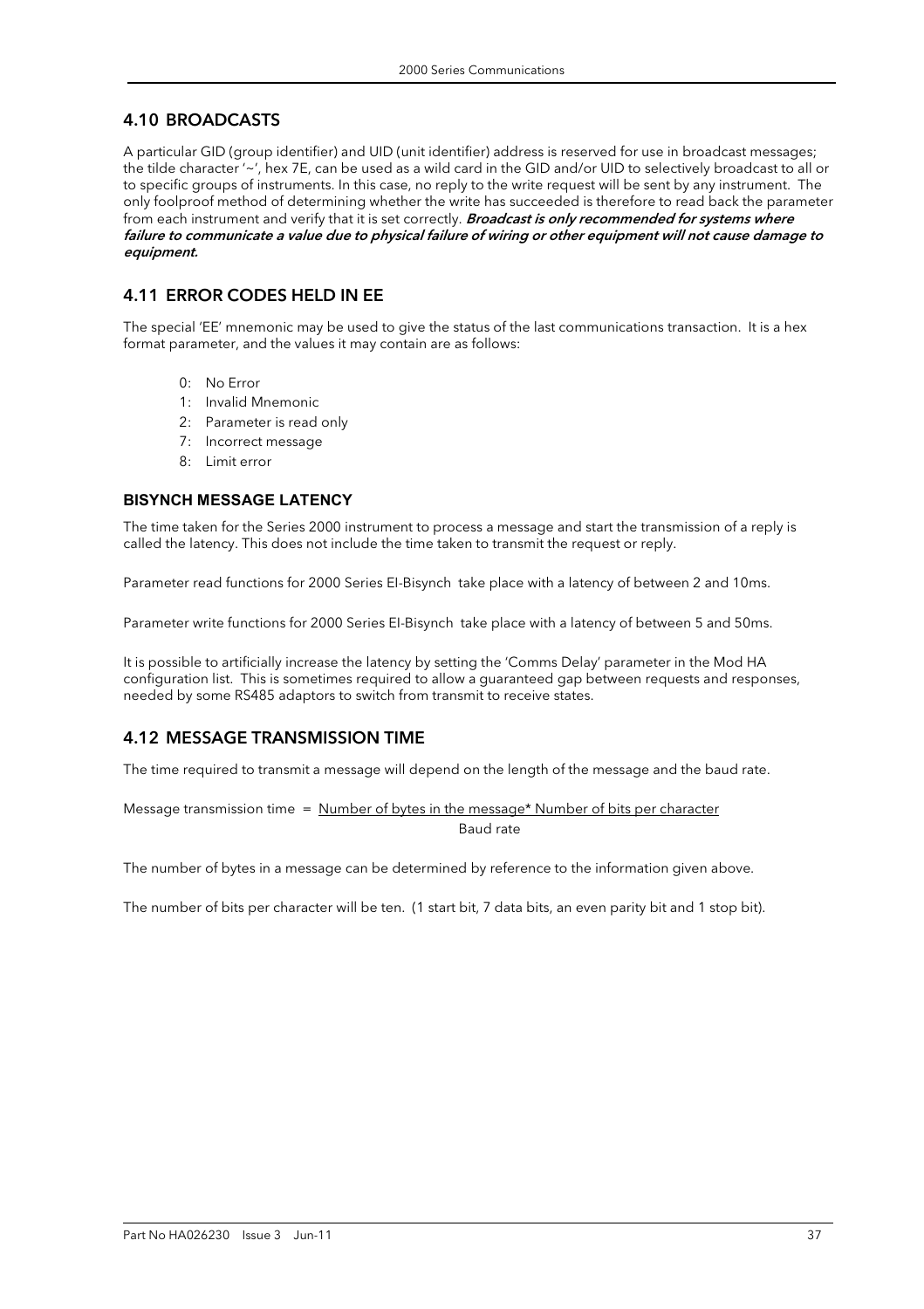## 4.10 BROADCASTS

A particular GID (group identifier) and UID (unit identifier) address is reserved for use in broadcast messages; the tilde character '~', hex 7E, can be used as a wild card in the GID and/or UID to selectively broadcast to all or to specific groups of instruments. In this case, no reply to the write request will be sent by any instrument. The only foolproof method of determining whether the write has succeeded is therefore to read back the parameter from each instrument and verify that it is set correctly. ***Broadcast is only recommended for systems where failure to communicate a value due to physical failure of wiring or other equipment will not cause damage to equipment.***

## 4.11 ERROR CODES HELD IN EE

The special 'EE' mnemonic may be used to give the status of the last communications transaction. It is a hex format parameter, and the values it may contain are as follows:

- 0: No Error
- 1: Invalid Mnemonic
- 2: Parameter is read only
- 7: Incorrect message
- 8: Limit error

### BISYNCH MESSAGE LATENCY

The time taken for the Series 2000 instrument to process a message and start the transmission of a reply is called the latency. This does not include the time taken to transmit the request or reply.

Parameter read functions for 2000 Series EI-Bisynch take place with a latency of between 2 and 10ms.

Parameter write functions for 2000 Series EI-Bisynch take place with a latency of between 5 and 50ms.

It is possible to artificially increase the latency by setting the 'Comms Delay' parameter in the Mod HA configuration list. This is sometimes required to allow a guaranteed gap between requests and responses, needed by some RS485 adaptors to switch from transmit to receive states.

## 4.12 MESSAGE TRANSMISSION TIME

The time required to transmit a message will depend on the length of the message and the baud rate.

$$\text{Message transmission time} = \frac{\text{Number of bytes in the message} * \text{Number of bits per character}}{\text{Baud rate}}$$

The number of bytes in a message can be determined by reference to the information given above.

The number of bits per character will be ten. (1 start bit, 7 data bits, an even parity bit and 1 stop bit).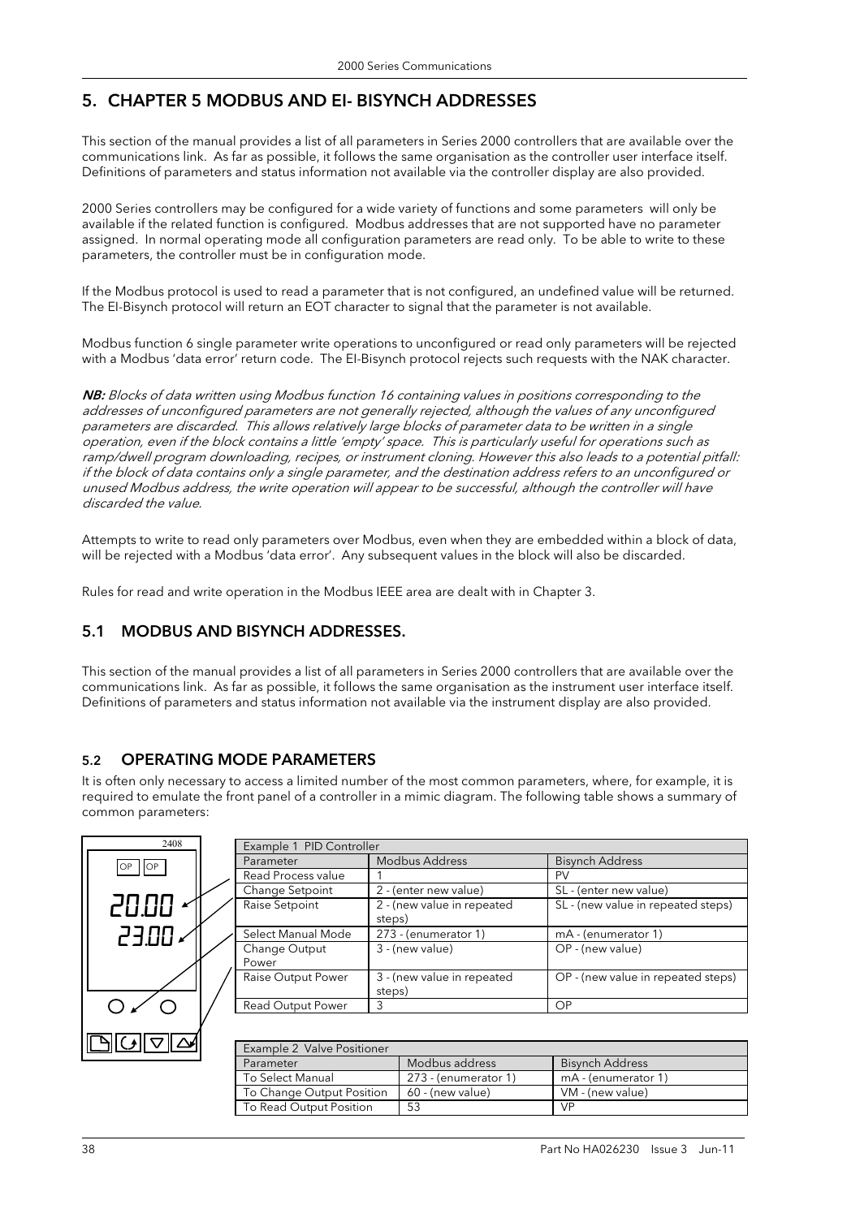# 5. CHAPTER 5 MODBUS AND EI- BISYNCH ADDRESSES

This section of the manual provides a list of all parameters in Series 2000 controllers that are available over the communications link. As far as possible, it follows the same organisation as the controller user interface itself. Definitions of parameters and status information not available via the controller display are also provided.

2000 Series controllers may be configured for a wide variety of functions and some parameters will only be available if the related function is configured. Modbus addresses that are not supported have no parameter assigned. In normal operating mode all configuration parameters are read only. To be able to write to these parameters, the controller must be in configuration mode.

If the Modbus protocol is used to read a parameter that is not configured, an undefined value will be returned. The EI-Bisynch protocol will return an EOT character to signal that the parameter is not available.

Modbus function 6 single parameter write operations to unconfigured or read only parameters will be rejected with a Modbus 'data error' return code. The EI-Bisynch protocol rejects such requests with the NAK character.

***NB:*** *Blocks of data written using Modbus function 16 containing values in positions corresponding to the addresses of unconfigured parameters are not generally rejected, although the values of any unconfigured parameters are discarded. This allows relatively large blocks of parameter data to be written in a single operation, even if the block contains a little 'empty' space. This is particularly useful for operations such as ramp/dwell program downloading, recipes, or instrument cloning. However this also leads to a potential pitfall: if the block of data contains only a single parameter, and the destination address refers to an unconfigured or unused Modbus address, the write operation will appear to be successful, although the controller will have discarded the value.*

Attempts to write to read only parameters over Modbus, even when they are embedded within a block of data, will be rejected with a Modbus 'data error'. Any subsequent values in the block will also be discarded.

Rules for read and write operation in the Modbus IEEE area are dealt with in Chapter 3.

## 5.1 MODBUS AND BISYNCH ADDRESSES.

This section of the manual provides a list of all parameters in Series 2000 controllers that are available over the communications link. As far as possible, it follows the same organisation as the instrument user interface itself. Definitions of parameters and status information not available via the instrument display are also provided.

## 5.2 OPERATING MODE PARAMETERS

It is often only necessary to access a limited number of the most common parameters, where, for example, it is required to emulate the front panel of a controller in a mimic diagram. The following table shows a summary of common parameters:

2408

OP OP

20.00

23.00

| Example 1 PID Controller | | |
|---|---|---|
| Parameter | Modbus Address | Bisynch Address |
| Read Process value | 1 | PV |
| Change Setpoint | 2 - (enter new value) | SL - (enter new value) |
| Raise Setpoint | 2 - (new value in repeated steps) | SL - (new value in repeated steps) |
| Select Manual Mode | 273 - (enumerator 1) | mA - (enumerator 1) |
| Change Output Power | 3 - (new value) | OP - (new value) |
| Raise Output Power | 3 - (new value in repeated steps) | OP - (new value in repeated steps) |
| Read Output Power | 3 | OP |

| Example 2 Valve Positioner | | |
|---|---|---|
| Parameter | Modbus address | Bisynch Address |
| To Select Manual | 273 - (enumerator 1) | mA - (enumerator 1) |
| To Change Output Position | 60 - (new value) | VM - (new value) |
| To Read Output Position | 53 | VP |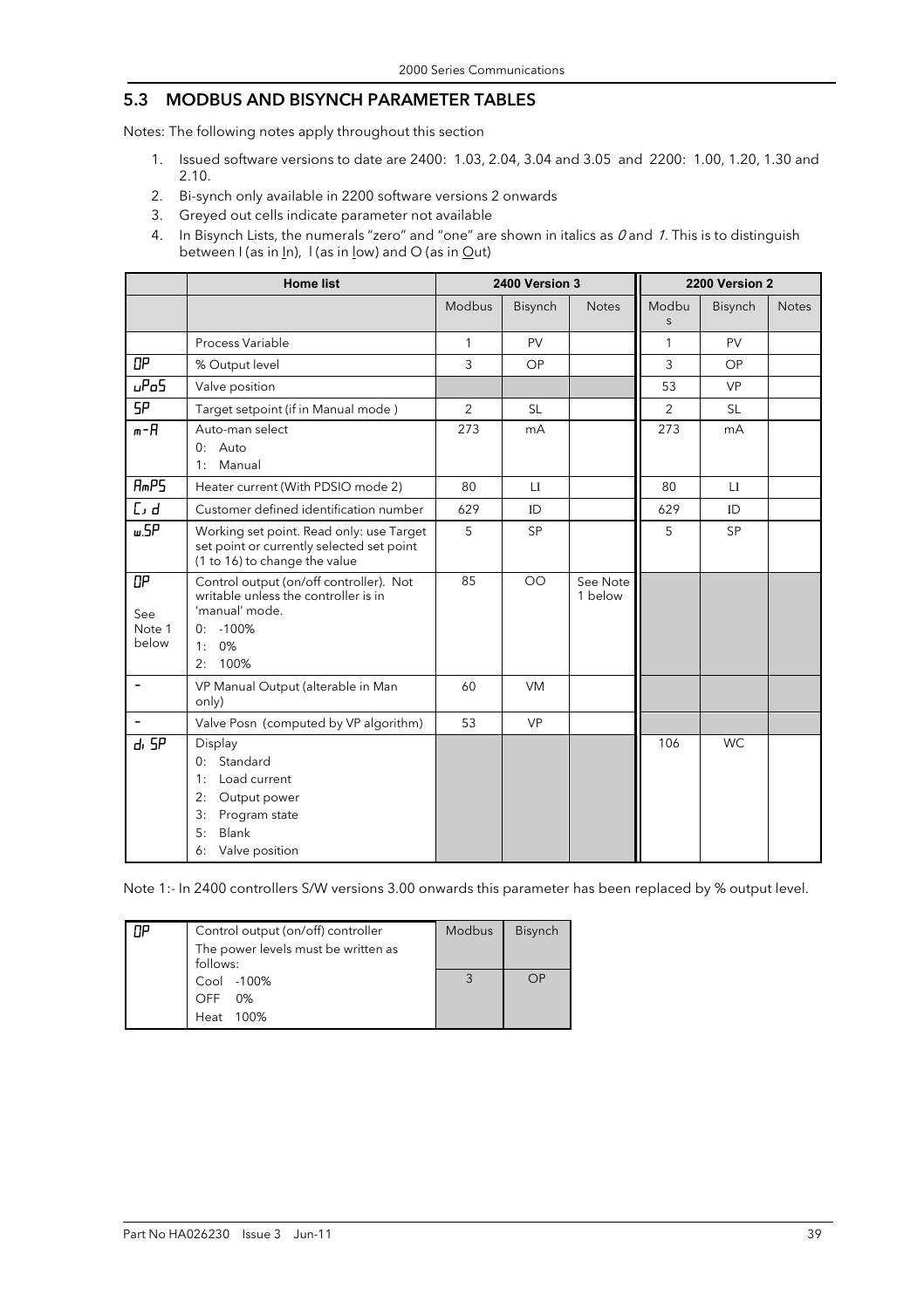## 5.3 MODBUS AND BISYNCH PARAMETER TABLES

Notes: The following notes apply throughout this section

1. Issued software versions to date are 2400: 1.03, 2.04, 3.04 and 3.05 and 2200: 1.00, 1.20, 1.30 and 2.10.
2. Bi-synch only available in 2200 software versions 2 onwards
3. Greyed out cells indicate parameter not available
4. In Bisynch Lists, the numerals "zero" and "one" are shown in italics as *0* and *1*. This is to distinguish between I (as in In), l (as in low) and O (as in Out)

| | Home list | 2400 Version 3 | | | 2200 Version 2 | | |
|---|---|---|---|---|---|---|---|
| | | Modbus | Bisynch | Notes | Modbus | Bisynch | Notes |
| | Process Variable | 1 | PV | | 1 | PV | |
| OP | % Output level | 3 | OP | | 3 | OP | |
| uPoS | Valve position | | | | 53 | VP | |
| SP | Target setpoint (if in Manual mode ) | 2 | SL | | 2 | SL | |
| m-A | Auto-man select<br>0: Auto<br>1: Manual | 273 | mA | | 273 | mA | |
| AmPS | Heater current (With PDSIO mode 2) | 80 | LI | | 80 | LI | |
| CId | Customer defined identification number | 629 | ID | | 629 | ID | |
| w.SP | Working set point. Read only: use Target set point or currently selected set point (1 to 16) to change the value | 5 | SP | | 5 | SP | |
| OP<br>See Note 1 below | Control output (on/off controller). Not writable unless the controller is in 'manual' mode.<br>0: -100%<br>1: 0%<br>2: 100% | 85 | OO | See Note 1 below | | | |
| - | VP Manual Output (alterable in Man only) | 60 | VM | | | | |
| - | Valve Posn (computed by VP algorithm) | 53 | VP | | | | |
| dISP | Display<br>0: Standard<br>1: Load current<br>2: Output power<br>3: Program state<br>5: Blank<br>6: Valve position | | | | 106 | WC | |

Note 1:- In 2400 controllers S/W versions 3.00 onwards this parameter has been replaced by % output level.

| OP | Control output (on/off) controller<br>The power levels must be written as follows:<br>Cool -100%<br>OFF 0%<br>Heat 100% | Modbus | Bisynch |
|---|---|---|---|
| | | 3 | OP |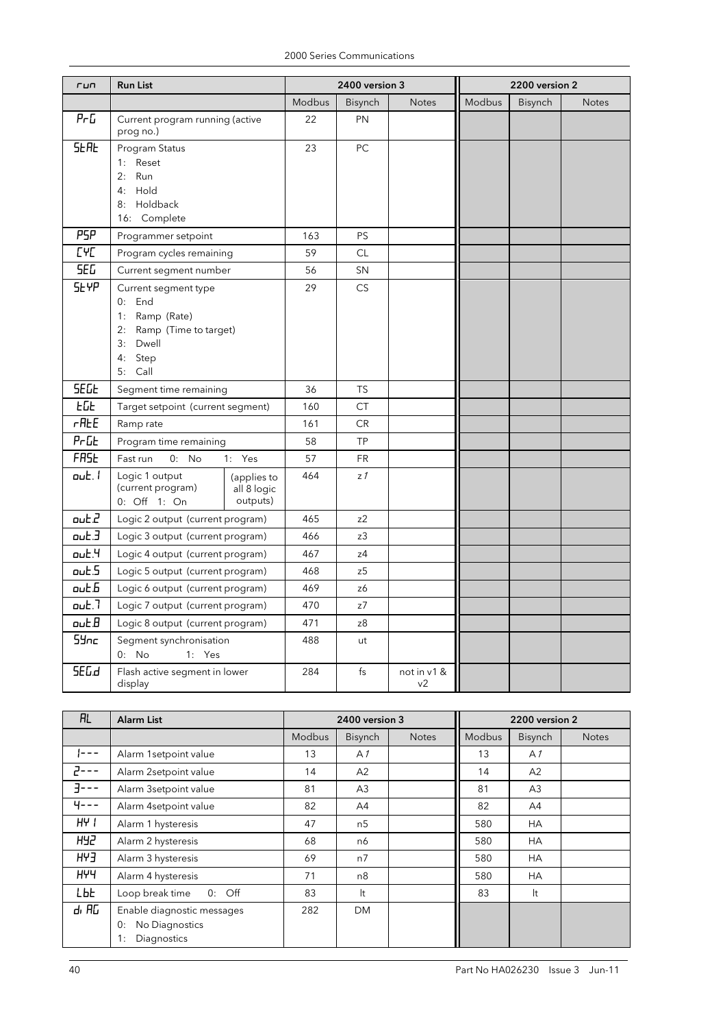| run | Run List | 2400 version 3 | | | 2200 version 2 | | |
|---|---|---|---|---|---|---|---|
| | | Modbus | Bisynch | Notes | Modbus | Bisynch | Notes |
| PrG | Current program running (active prog no.) | 22 | PN | | | | |
| StAt | Program Status<br>1: Reset<br>2: Run<br>4: Hold<br>8: Holdback<br>16: Complete | 23 | PC | | | | |
| PSP | Programmer setpoint | 163 | PS | | | | |
| CYC | Program cycles remaining | 59 | CL | | | | |
| SEG | Current segment number | 56 | SN | | | | |
| StYP | Current segment type<br>0: End<br>1: Ramp (Rate)<br>2: Ramp (Time to target)<br>3: Dwell<br>4: Step<br>5: Call | 29 | CS | | | | |
| SEGt | Segment time remaining | 36 | TS | | | | |
| tGt | Target setpoint (current segment) | 160 | CT | | | | |
| rAtE | Ramp rate | 161 | CR | | | | |
| PrGt | Program time remaining | 58 | TP | | | | |
| FASt | Fast run 0: No 1: Yes | 57 | FR | | | | |
| out.1 | Logic 1 output (current program) 0: Off 1: On (applies to all 8 logic outputs) | 464 | z1 | | | | |
| out.2 | Logic 2 output (current program) | 465 | z2 | | | | |
| out.3 | Logic 3 output (current program) | 466 | z3 | | | | |
| out.4 | Logic 4 output (current program) | 467 | z4 | | | | |
| out.5 | Logic 5 output (current program) | 468 | z5 | | | | |
| out.6 | Logic 6 output (current program) | 469 | z6 | | | | |
| out.7 | Logic 7 output (current program) | 470 | z7 | | | | |
| out.8 | Logic 8 output (current program) | 471 | z8 | | | | |
| SYnc | Segment synchronisation<br>0: No 1: Yes | 488 | ut | | | | |
| SEG.d | Flash active segment in lower display | 284 | fs | not in v1 & v2 | | | |

| AL | Alarm List | 2400 version 3 | | | 2200 version 2 | | |
|---|---|---|---|---|---|---|---|
| | | Modbus | Bisynch | Notes | Modbus | Bisynch | Notes |
| 1--- | Alarm 1setpoint value | 13 | A1 | | 13 | A1 | |
| 2--- | Alarm 2setpoint value | 14 | A2 | | 14 | A2 | |
| 3--- | Alarm 3setpoint value | 81 | A3 | | 81 | A3 | |
| 4--- | Alarm 4setpoint value | 82 | A4 | | 82 | A4 | |
| HY 1 | Alarm 1 hysteresis | 47 | n5 | | 580 | HA | |
| HY2 | Alarm 2 hysteresis | 68 | n6 | | 580 | HA | |
| HY3 | Alarm 3 hysteresis | 69 | n7 | | 580 | HA | |
| HY4 | Alarm 4 hysteresis | 71 | n8 | | 580 | HA | |
| Lbt | Loop break time 0: Off | 83 | lt | | 83 | lt | |
| diAG | Enable diagnostic messages<br>0: No Diagnostics<br>1: Diagnostics | 282 | DM | | | | |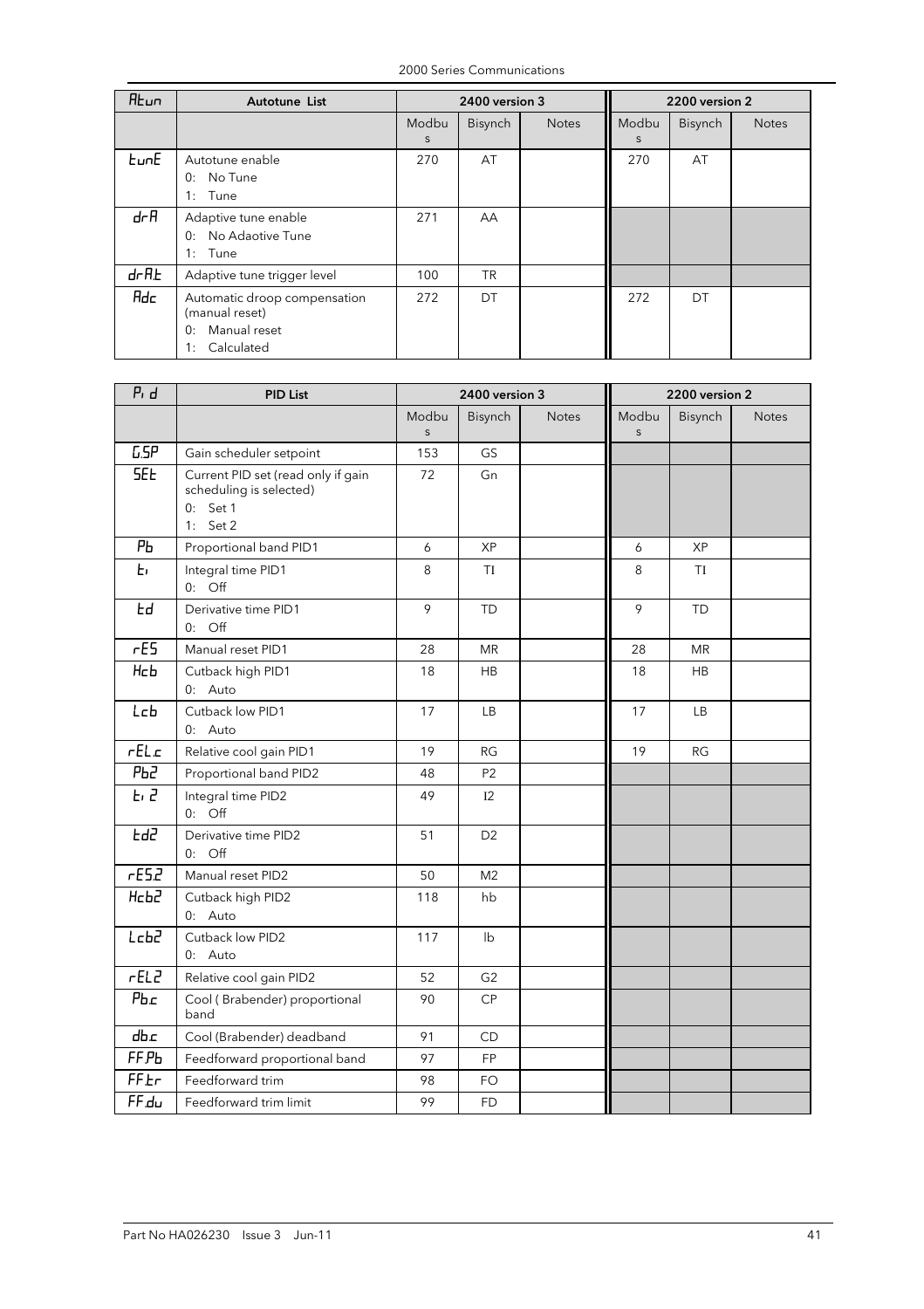| AtUn | Autotune List | 2400 version 3 | | | 2200 version 2 | | |
|---|---|---|---|---|---|---|---|
| | | Modbus | Bisynch | Notes | Modbus | Bisynch | Notes |
| tUnE | Autotune enable<br>0: No Tune<br>1: Tune | 270 | AT | | 270 | AT | |
| drA | Adaptive tune enable<br>0: No Adaotive Tune<br>1: Tune | 271 | AA | | | | |
| drA.t | Adaptive tune trigger level | 100 | TR | | | | |
| Adc | Automatic droop compensation (manual reset)<br>0: Manual reset<br>1: Calculated | 272 | DT | | 272 | DT | |

| Pid | PID List | 2400 version 3 | | | 2200 version 2 | | |
|---|---|---|---|---|---|---|---|
| | | Modbus | Bisynch | Notes | Modbus | Bisynch | Notes |
| G.SP | Gain scheduler setpoint | 153 | GS | | | | |
| SEt | Current PID set (read only if gain scheduling is selected)<br>0: Set 1<br>1: Set 2 | 72 | Gn | | | | |
| Pb | Proportional band PID1 | 6 | XP | | 6 | XP | |
| ti | Integral time PID1<br>0: Off | 8 | TI | | 8 | TI | |
| td | Derivative time PID1<br>0: Off | 9 | TD | | 9 | TD | |
| rES | Manual reset PID1 | 28 | MR | | 28 | MR | |
| Hcb | Cutback high PID1<br>0: Auto | 18 | HB | | 18 | HB | |
| Lcb | Cutback low PID1<br>0: Auto | 17 | LB | | 17 | LB | |
| rEL.c | Relative cool gain PID1 | 19 | RG | | 19 | RG | |
| Pb2 | Proportional band PID2 | 48 | P2 | | | | |
| ti2 | Integral time PID2<br>0: Off | 49 | I2 | | | | |
| td2 | Derivative time PID2<br>0: Off | 51 | D2 | | | | |
| rES2 | Manual reset PID2 | 50 | M2 | | | | |
| Hcb2 | Cutback high PID2<br>0: Auto | 118 | hb | | | | |
| Lcb2 | Cutback low PID2<br>0: Auto | 117 | lb | | | | |
| rEL2 | Relative cool gain PID2 | 52 | G2 | | | | |
| Pb.c | Cool ( Brabender) proportional band | 90 | CP | | | | |
| db.c | Cool (Brabender) deadband | 91 | CD | | | | |
| FF.Pb | Feedforward proportional band | 97 | FP | | | | |
| FF.tr | Feedforward trim | 98 | FO | | | | |
| FF.du | Feedforward trim limit | 99 | FD | | | | |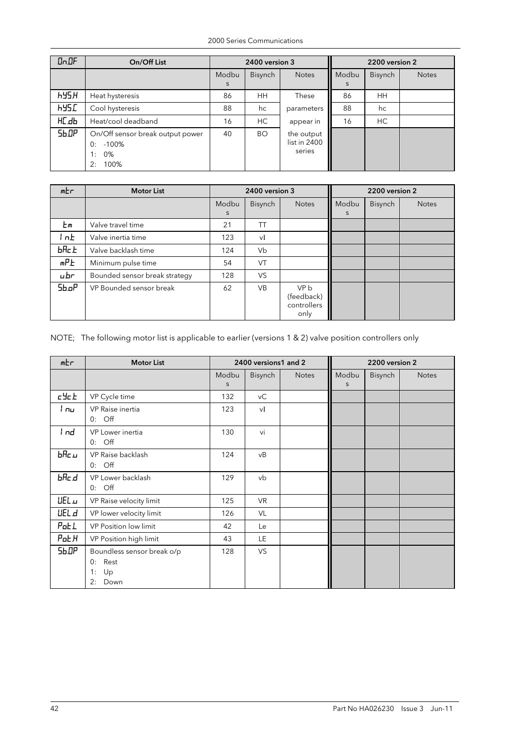| OnOF | On/Off List | 2400 version 3 | | | 2200 version 2 | | |
|---|---|---|---|---|---|---|---|
| | | Modbus | Bisynch | Notes | Modbus | Bisynch | Notes |
| hYS.H | Heat hysteresis | 86 | HH | These parameters appear in the output list in 2400 series | 86 | HH | |
| hYS.C | Cool hysteresis | 88 | hc | | 88 | hc | |
| HC.db | Heat/cool deadband | 16 | HC | | 16 | HC | |
| Sb.OP | On/Off sensor break output power<br>0: -100%<br>1: 0%<br>2: 100% | 40 | BO | | | | |

| mtr | Motor List | 2400 version 3 | | | 2200 version 2 | | |
|---|---|---|---|---|---|---|---|
| | | Modbus | Bisynch | Notes | Modbus | Bisynch | Notes |
| tm | Valve travel time | 21 | TT | | | | |
| Int | Valve inertia time | 123 | vI | | | | |
| bAc.t | Valve backlash time | 124 | Vb | | | | |
| mPt | Minimum pulse time | 54 | VT | | | | |
| ubr | Bounded sensor break strategy | 128 | VS | | | | |
| Sb.oP | VP Bounded sensor break | 62 | VB | VP b (feedback) controllers only | | | |

NOTE; The following motor list is applicable to earlier (versions 1 & 2) valve position controllers only

| mtr | Motor List | 2400 versions1 and 2 | | | 2200 version 2 | | |
|---|---|---|---|---|---|---|---|
| | | Modbus | Bisynch | Notes | Modbus | Bisynch | Notes |
| cYc.t | VP Cycle time | 132 | vC | | | | |
| Inu | VP Raise inertia<br>0: Off | 123 | vI | | | | |
| Ind | VP Lower inertia<br>0: Off | 130 | vi | | | | |
| bAc.u | VP Raise backlash<br>0: Off | 124 | vB | | | | |
| bAc.d | VP Lower backlash<br>0: Off | 129 | vb | | | | |
| UEL.u | VP Raise velocity limit | 125 | VR | | | | |
| UEL.d | VP lower velocity limit | 126 | VL | | | | |
| Pot.L | VP Position low limit | 42 | Le | | | | |
| Pot.H | VP Position high limit | 43 | LE | | | | |
| Sb.OP | Boundless sensor break o/p<br>0: Rest<br>1: Up<br>2: Down | 128 | VS | | | | |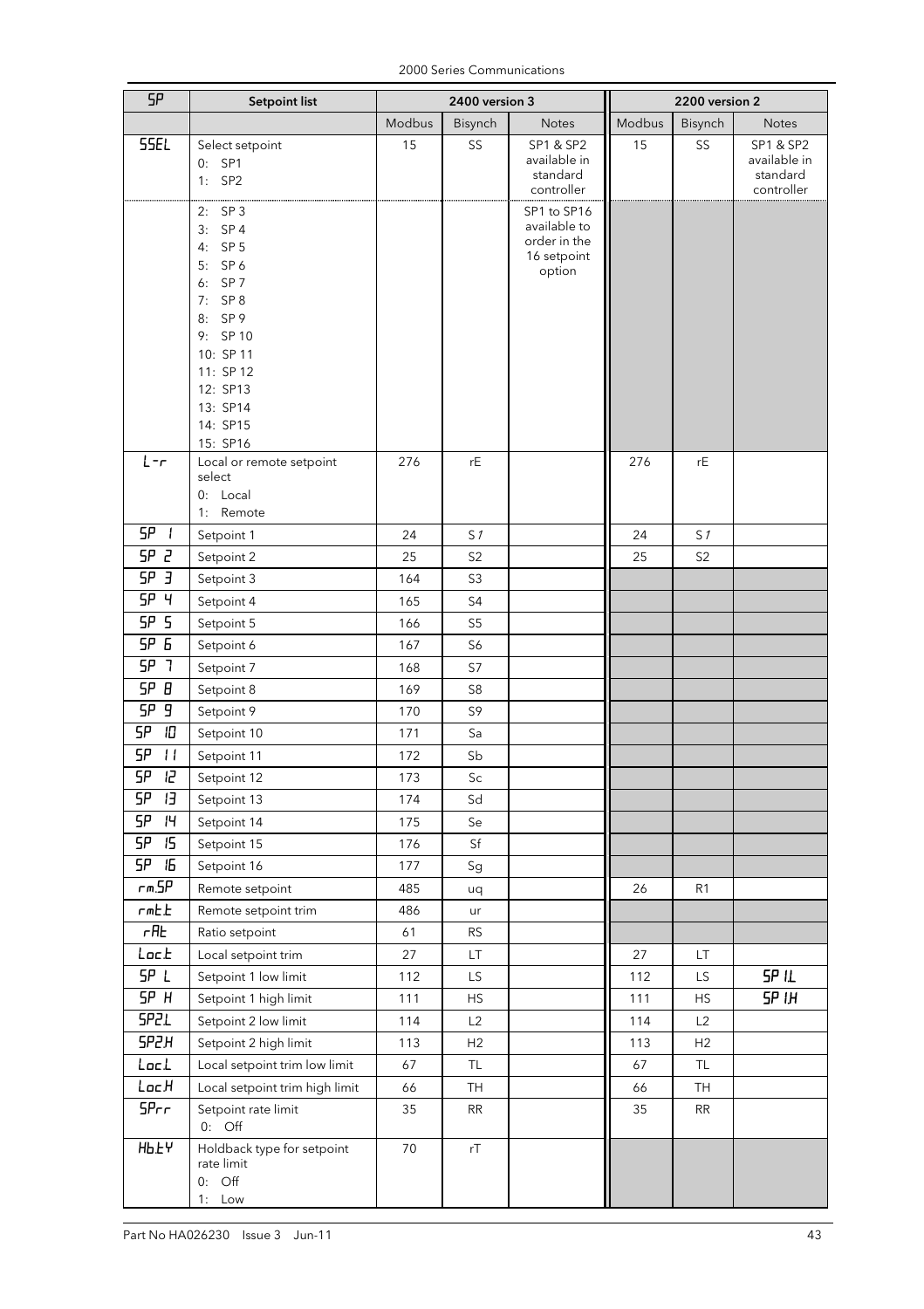| SP | Setpoint list | 2400 version 3 | | | 2200 version 2 | | |
|---|---|---|---|---|---|---|---|
| | | Modbus | Bisynch | Notes | Modbus | Bisynch | Notes |
| SSEL | Select setpoint<br>0: SP1<br>1: SP2 | 15 | SS | SP1 & SP2 available in standard controller | 15 | SS | SP1 & SP2 available in standard controller |
| | 2: SP 3<br>3: SP 4<br>4: SP 5<br>5: SP 6<br>6: SP 7<br>7: SP 8<br>8: SP 9<br>9: SP 10<br>10: SP 11<br>11: SP 12<br>12: SP13<br>13: SP14<br>14: SP15<br>15: SP16 | | | SP1 to SP16 available to order in the 16 setpoint option | | | |
| L-r | Local or remote setpoint select<br>0: Local<br>1: Remote | 276 | rE | | 276 | rE | |
| SP 1 | Setpoint 1 | 24 | S1 | | 24 | S1 | |
| SP 2 | Setpoint 2 | 25 | S2 | | 25 | S2 | |
| SP 3 | Setpoint 3 | 164 | S3 | | | | |
| SP 4 | Setpoint 4 | 165 | S4 | | | | |
| SP 5 | Setpoint 5 | 166 | S5 | | | | |
| SP 6 | Setpoint 6 | 167 | S6 | | | | |
| SP 7 | Setpoint 7 | 168 | S7 | | | | |
| SP 8 | Setpoint 8 | 169 | S8 | | | | |
| SP 9 | Setpoint 9 | 170 | S9 | | | | |
| SP 10 | Setpoint 10 | 171 | Sa | | | | |
| SP 11 | Setpoint 11 | 172 | Sb | | | | |
| SP 12 | Setpoint 12 | 173 | Sc | | | | |
| SP 13 | Setpoint 13 | 174 | Sd | | | | |
| SP 14 | Setpoint 14 | 175 | Se | | | | |
| SP 15 | Setpoint 15 | 176 | Sf | | | | |
| SP 16 | Setpoint 16 | 177 | Sg | | | | |
| rm.SP | Remote setpoint | 485 | uq | | 26 | R1 | |
| rmtt | Remote setpoint trim | 486 | ur | | | | |
| rAt | Ratio setpoint | 61 | RS | | | | |
| Loc.t | Local setpoint trim | 27 | LT | | 27 | LT | |
| SP L | Setpoint 1 low limit | 112 | LS | | 112 | LS | SP 1.L |
| SP H | Setpoint 1 high limit | 111 | HS | | 111 | HS | SP 1.H |
| SP2.L | Setpoint 2 low limit | 114 | L2 | | 114 | L2 | |
| SP2.H | Setpoint 2 high limit | 113 | H2 | | 113 | H2 | |
| Loc.L | Local setpoint trim low limit | 67 | TL | | 67 | TL | |
| Loc.H | Local setpoint trim high limit | 66 | TH | | 66 | TH | |
| SPrr | Setpoint rate limit<br>0: Off | 35 | RR | | 35 | RR | |
| Hb.ty | Holdback type for setpoint rate limit<br>0: Off<br>1: Low | 70 | rT | | | | |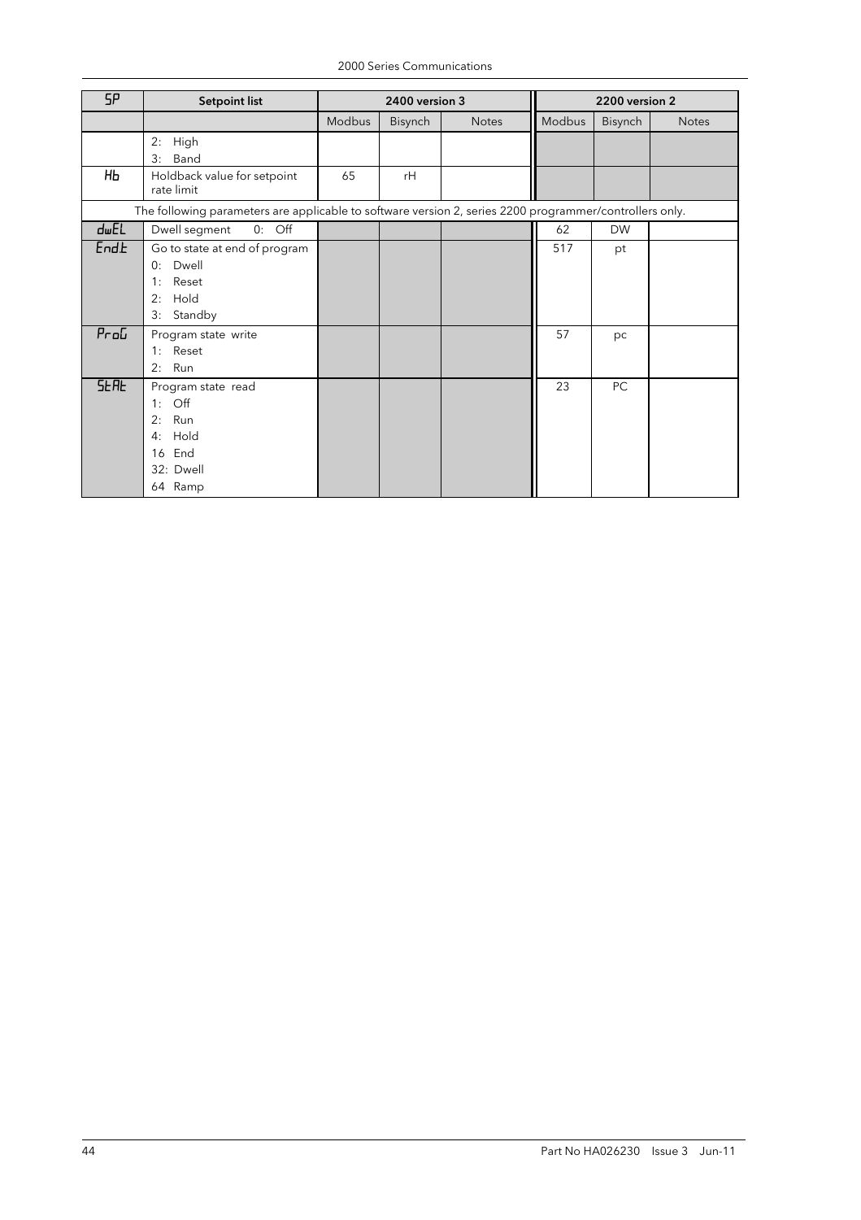| SP | Setpoint list | 2400 version 3 | | | 2200 version 2 | | |
|---|---|---|---|---|---|---|---|
| | | Modbus | Bisynch | Notes | Modbus | Bisynch | Notes |
| | 2: High<br>3: Band | | | | | | |
| Hb | Holdback value for setpoint rate limit | 65 | rH | | | | |
| The following parameters are applicable to software version 2, series 2200 programmer/controllers only. | | | | | | | |
| dwEL | Dwell segment 0: Off | | | | 62 | DW | |
| End.t | Go to state at end of program<br>0: Dwell<br>1: Reset<br>2: Hold<br>3: Standby | | | | 517 | pt | |
| ProG | Program state write<br>1: Reset<br>2: Run | | | | 57 | pc | |
| StAt | Program state read<br>1: Off<br>2: Run<br>4: Hold<br>16 End<br>32: Dwell<br>64 Ramp | | | | 23 | PC | |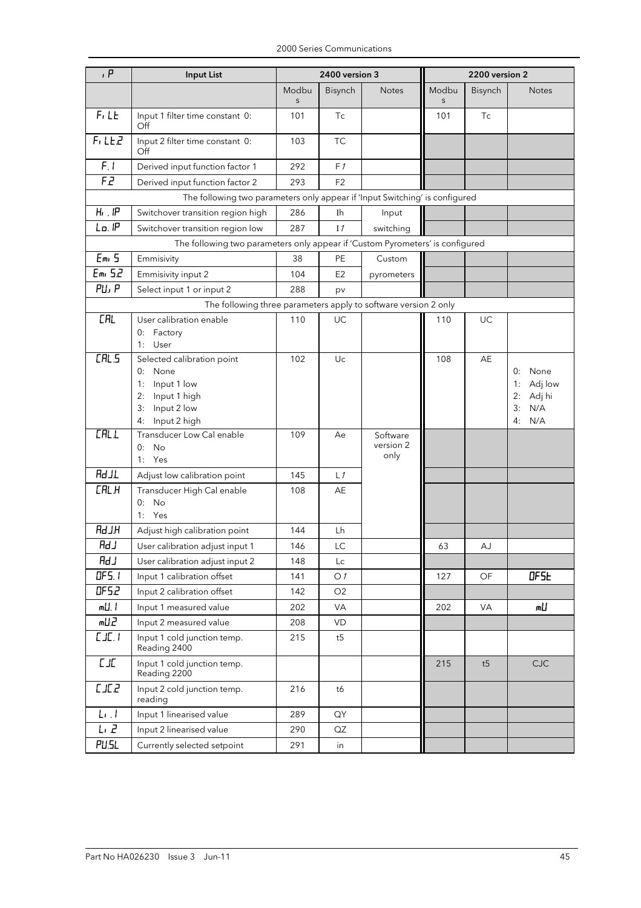| iP | Input List | 2400 version 3 | | | 2200 version 2 | | |
|---|---|---|---|---|---|---|---|
| | | Modbus | Bisynch | Notes | Modbus | Bisynch | Notes |
| FiLt | Input 1 filter time constant 0: Off | 101 | Tc | | 101 | Tc | |
| FiLt2 | Input 2 filter time constant 0: Off | 103 | TC | | | | |
| F.1 | Derived input function factor 1 | 292 | F1 | | | | |
| F.2 | Derived input function factor 2 | 293 | F2 | | | | |
| The following two parameters only appear if 'Input Switching' is configured | | | | | | | |
| Hi.IP | Switchover transition region high | 286 | Ih | Input switching | | | |
| Lo.IP | Switchover transition region low | 287 | I1 | | | | |
| The following two parameters only appear if 'Custom Pyrometers' is configured | | | | | | | |
| Emi5 | Emmisivity | 38 | PE | Custom pyrometers | | | |
| Emi5.2 | Emmisivity input 2 | 104 | E2 | | | | |
| PU.P | Select input 1 or input 2 | 288 | pv | | | | |
| The following three parameters apply to software version 2 only | | | | | | | |
| CAL | User calibration enable<br>0: Factory<br>1: User | 110 | UC | | 110 | UC | |
| CAL.5 | Selected calibration point<br>0: None<br>1: Input 1 low<br>2: Input 1 high<br>3: Input 2 low<br>4: Input 2 high | 102 | Uc | | 108 | AE | 0: None<br>1: Adj low<br>2: Adj hi<br>3: N/A<br>4: N/A |
| CAL.L | Transducer Low Cal enable<br>0: No<br>1: Yes | 109 | Ae | Software version 2 only | | | |
| AdJL | Adjust low calibration point | 145 | L1 | | | | |
| CAL.H | Transducer High Cal enable<br>0: No<br>1: Yes | 108 | AE | | | | |
| AdJH | Adjust high calibration point | 144 | Lh | | | | |
| AdJ | User calibration adjust input 1 | 146 | LC | | 63 | AJ | |
| AdJ | User calibration adjust input 2 | 148 | Lc | | | | |
| OF5.1 | Input 1 calibration offset | 141 | O1 | | 127 | OF | OF5t |
| OF5.2 | Input 2 calibration offset | 142 | O2 | | | | |
| mU.1 | Input 1 measured value | 202 | VA | | 202 | VA | mU |
| mU2 | Input 2 measured value | 208 | VD | | | | |
| CJC.1 | Input 1 cold junction temp. Reading 2400 | 215 | t5 | | | | |
| CJC | Input 1 cold junction temp. Reading 2200 | | | | 215 | t5 | CJC |
| CJC2 | Input 2 cold junction temp. reading | 216 | t6 | | | | |
| Li.1 | Input 1 linearised value | 289 | QY | | | | |
| Li2 | Input 2 linearised value | 290 | QZ | | | | |
| PU.SL | Currently selected setpoint | 291 | in | | | | |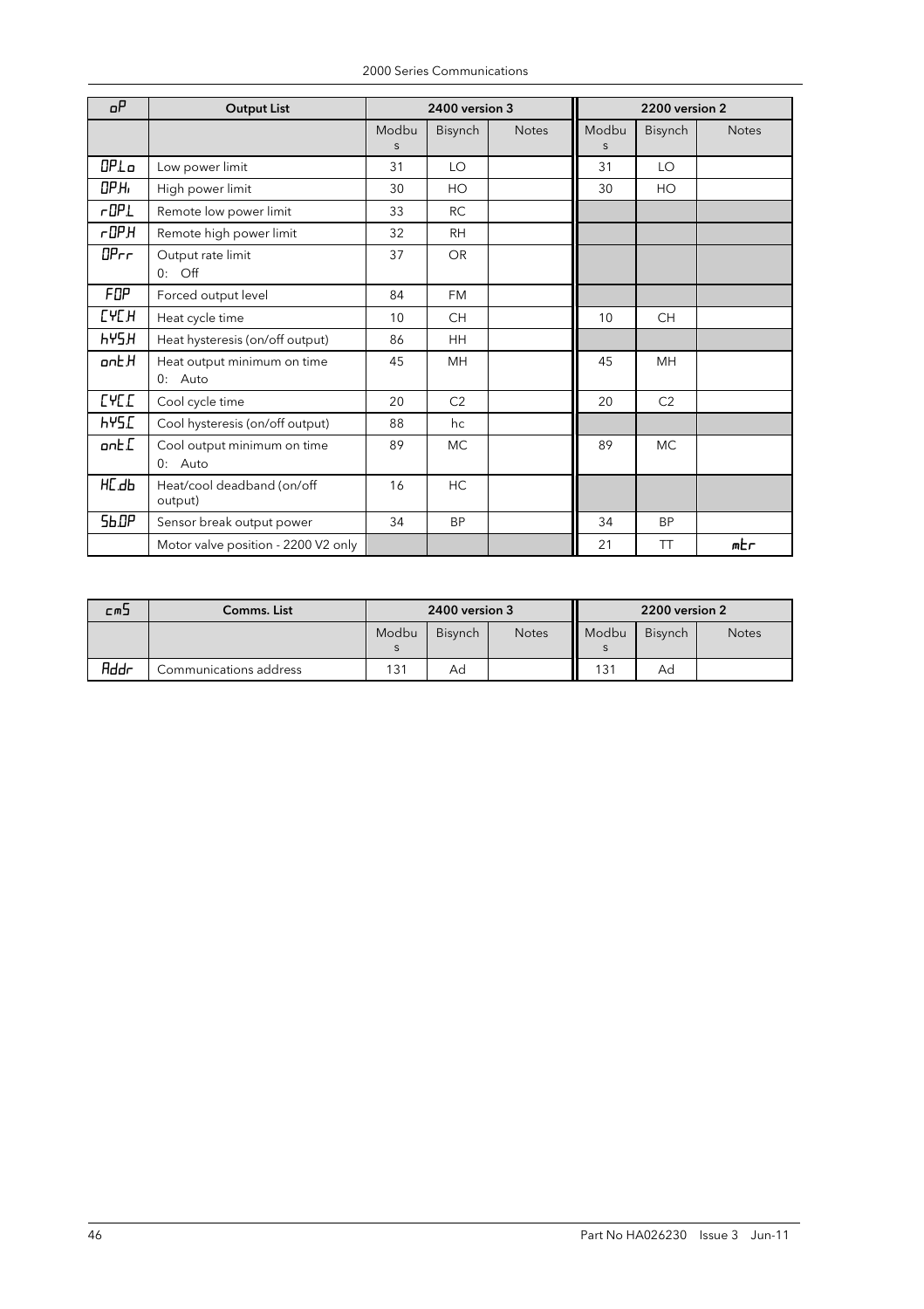| oP | Output List | 2400 version 3 | | | 2200 version 2 | | |
|---|---|---|---|---|---|---|---|
| | | Modbus | Bisynch | Notes | Modbus | Bisynch | Notes |
| OP.Lo | Low power limit | 31 | LO | | 31 | LO | |
| OP.Hi | High power limit | 30 | HO | | 30 | HO | |
| rOP.L | Remote low power limit | 33 | RC | | | | |
| rOP.H | Remote high power limit | 32 | RH | | | | |
| OPrr | Output rate limit<br>0: Off | 37 | OR | | | | |
| FOP | Forced output level | 84 | FM | | | | |
| CYC.H | Heat cycle time | 10 | CH | | 10 | CH | |
| hYS.H | Heat hysteresis (on/off output) | 86 | HH | | | | |
| ont.H | Heat output minimum on time<br>0: Auto | 45 | MH | | 45 | MH | |
| CYC.C | Cool cycle time | 20 | C2 | | 20 | C2 | |
| hYS.C | Cool hysteresis (on/off output) | 88 | hc | | | | |
| ont.C | Cool output minimum on time<br>0: Auto | 89 | MC | | 89 | MC | |
| HC.db | Heat/cool deadband (on/off output) | 16 | HC | | | | |
| Sb.OP | Sensor break output power | 34 | BP | | 34 | BP | |
| | Motor valve position - 2200 V2 only | | | | 21 | TT | mtr |

| cmS | Comms. List | 2400 version 3 | | | 2200 version 2 | | |
|---|---|---|---|---|---|---|---|
| | | Modbus | Bisynch | Notes | Modbus | Bisynch | Notes |
| Addr | Communications address | 131 | Ad | | 131 | Ad | |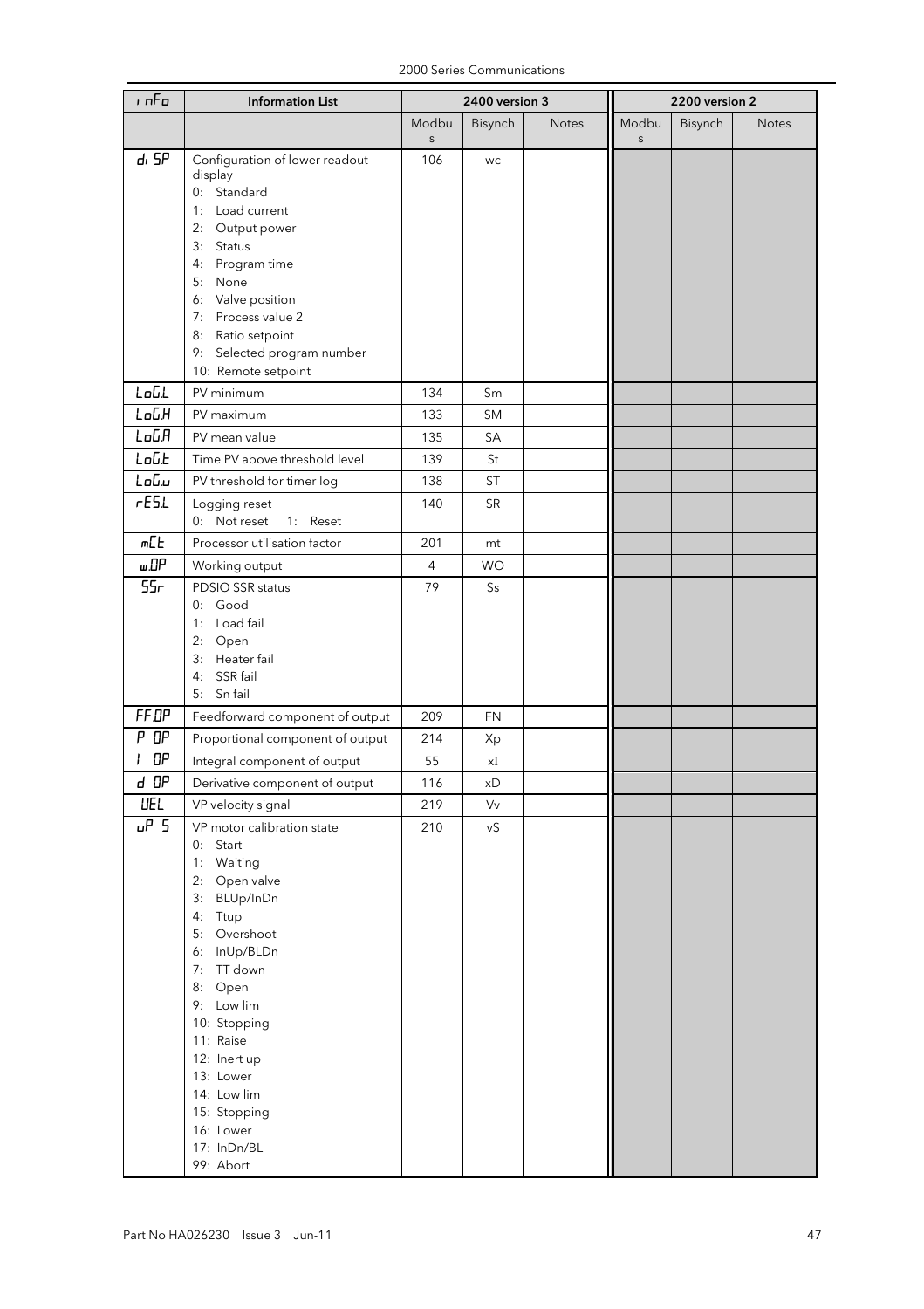| iNFo | Information List | 2400 version 3 | | | 2200 version 2 | | |
|---|---|---|---|---|---|---|---|
| | | Modbus | Bisynch | Notes | Modbus | Bisynch | Notes |
| di SP | Configuration of lower readout display<br>0: Standard<br>1: Load current<br>2: Output power<br>3: Status<br>4: Program time<br>5: None<br>6: Valve position<br>7: Process value 2<br>8: Ratio setpoint<br>9: Selected program number<br>10: Remote setpoint | 106 | wc | | | | |
| LoG.L | PV minimum | 134 | Sm | | | | |
| LoG.H | PV maximum | 133 | SM | | | | |
| LoG.A | PV mean value | 135 | SA | | | | |
| LoG.t | Time PV above threshold level | 139 | St | | | | |
| LoG.u | PV threshold for timer log | 138 | ST | | | | |
| rES.L | Logging reset<br>0: Not reset 1: Reset | 140 | SR | | | | |
| mCt | Processor utilisation factor | 201 | mt | | | | |
| w.OP | Working output | 4 | WO | | | | |
| SSr | PDSIO SSR status<br>0: Good<br>1: Load fail<br>2: Open<br>3: Heater fail<br>4: SSR fail<br>5: Sn fail | 79 | Ss | | | | |
| FF.OP | Feedforward component of output | 209 | FN | | | | |
| P OP | Proportional component of output | 214 | Xp | | | | |
| I OP | Integral component of output | 55 | xI | | | | |
| d OP | Derivative component of output | 116 | xD | | | | |
| VEL | VP velocity signal | 219 | Vv | | | | |
| uP S | VP motor calibration state<br>0: Start<br>1: Waiting<br>2: Open valve<br>3: BLUp/InDn<br>4: Ttup<br>5: Overshoot<br>6: InUp/BLDn<br>7: TT down<br>8: Open<br>9: Low lim<br>10: Stopping<br>11: Raise<br>12: Inert up<br>13: Lower<br>14: Low lim<br>15: Stopping<br>16: Lower<br>17: InDn/BL<br>99: Abort | 210 | vS | | | | |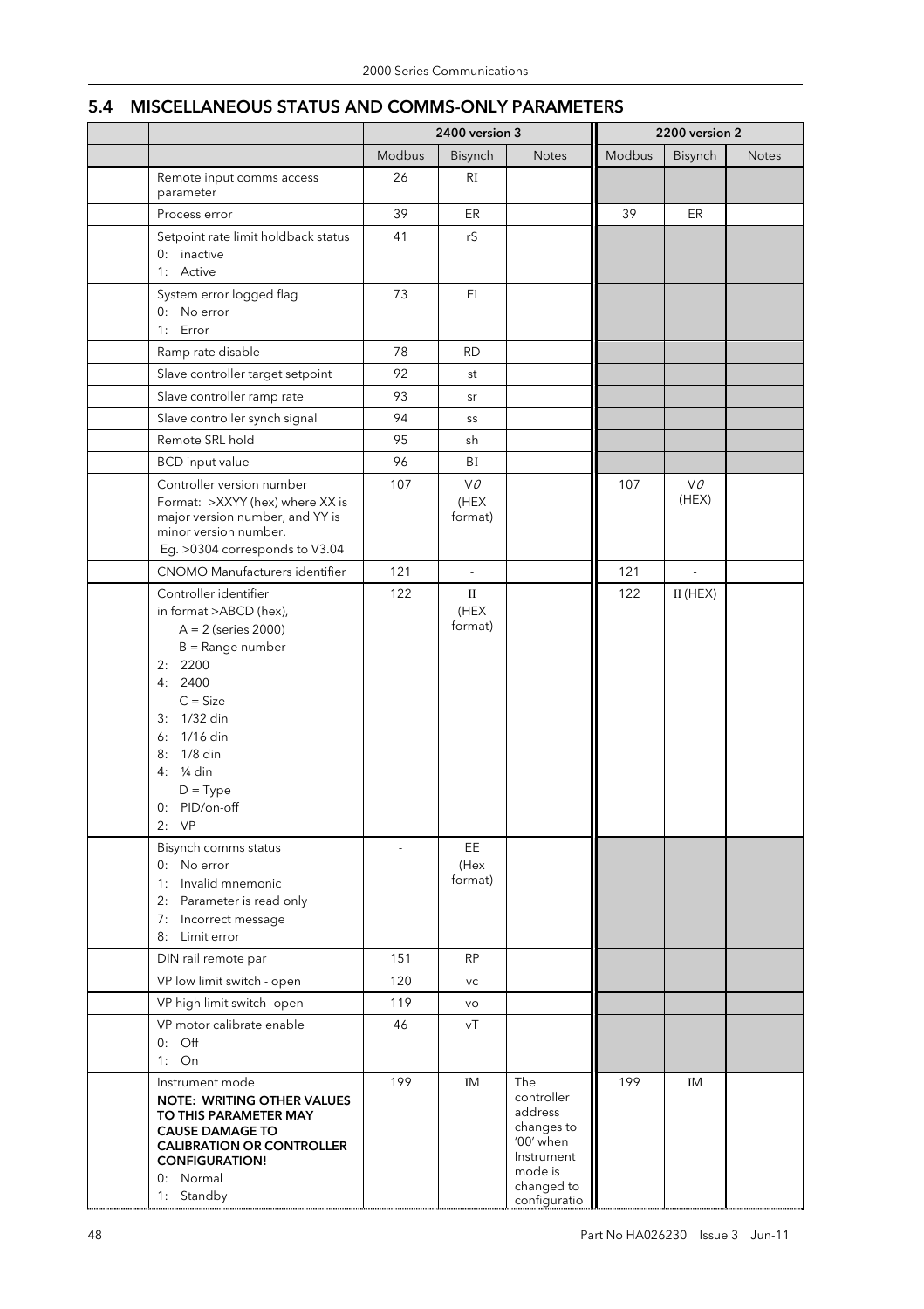## 5.4 MISCELLANEOUS STATUS AND COMMS-ONLY PARAMETERS

| | | 2400 version 3 | | | 2200 version 2 | | |
|---|---|---|---|---|---|---|---|
| | | Modbus | Bisynch | Notes | Modbus | Bisynch | Notes |
| | Remote input comms access parameter | 26 | RI | | | | |
| | Process error | 39 | ER | | 39 | ER | |
| | Setpoint rate limit holdback status<br>0: inactive<br>1: Active | 41 | rS | | | | |
| | System error logged flag<br>0: No error<br>1: Error | 73 | EI | | | | |
| | Ramp rate disable | 78 | RD | | | | |
| | Slave controller target setpoint | 92 | st | | | | |
| | Slave controller ramp rate | 93 | sr | | | | |
| | Slave controller synch signal | 94 | ss | | | | |
| | Remote SRL hold | 95 | sh | | | | |
| | BCD input value | 96 | BI | | | | |
| | Controller version number<br>Format: >XXYY (hex) where XX is major version number, and YY is minor version number.<br>Eg. >0304 corresponds to V3.04 | 107 | V0 (HEX format) | | 107 | V0 (HEX) | |
| | CNOMO Manufacturers identifier | 121 | - | | 121 | - | |
| | Controller identifier<br>in format >ABCD (hex),<br>A = 2 (series 2000)<br>B = Range number<br>2: 2200<br>4: 2400<br>C = Size<br>3: 1/32 din<br>6: 1/16 din<br>8: 1/8 din<br>4: ¼ din<br>D = Type<br>0: PID/on-off<br>2: VP | 122 | II (HEX format) | | 122 | II (HEX) | |
| | Bisynch comms status<br>0: No error<br>1: Invalid mnemonic<br>2: Parameter is read only<br>7: Incorrect message<br>8: Limit error | - | EE (Hex format) | | | | |
| | DIN rail remote par | 151 | RP | | | | |
| | VP low limit switch - open | 120 | vc | | | | |
| | VP high limit switch- open | 119 | vo | | | | |
| | VP motor calibrate enable<br>0: Off<br>1: On | 46 | vT | | | | |
| | Instrument mode<br>**NOTE: WRITING OTHER VALUES TO THIS PARAMETER MAY CAUSE DAMAGE TO CALIBRATION OR CONTROLLER CONFIGURATION!**<br>0: Normal<br>1: Standby | 199 | IM | The controller address changes to '00' when Instrument mode is changed to configuratio | 199 | IM | |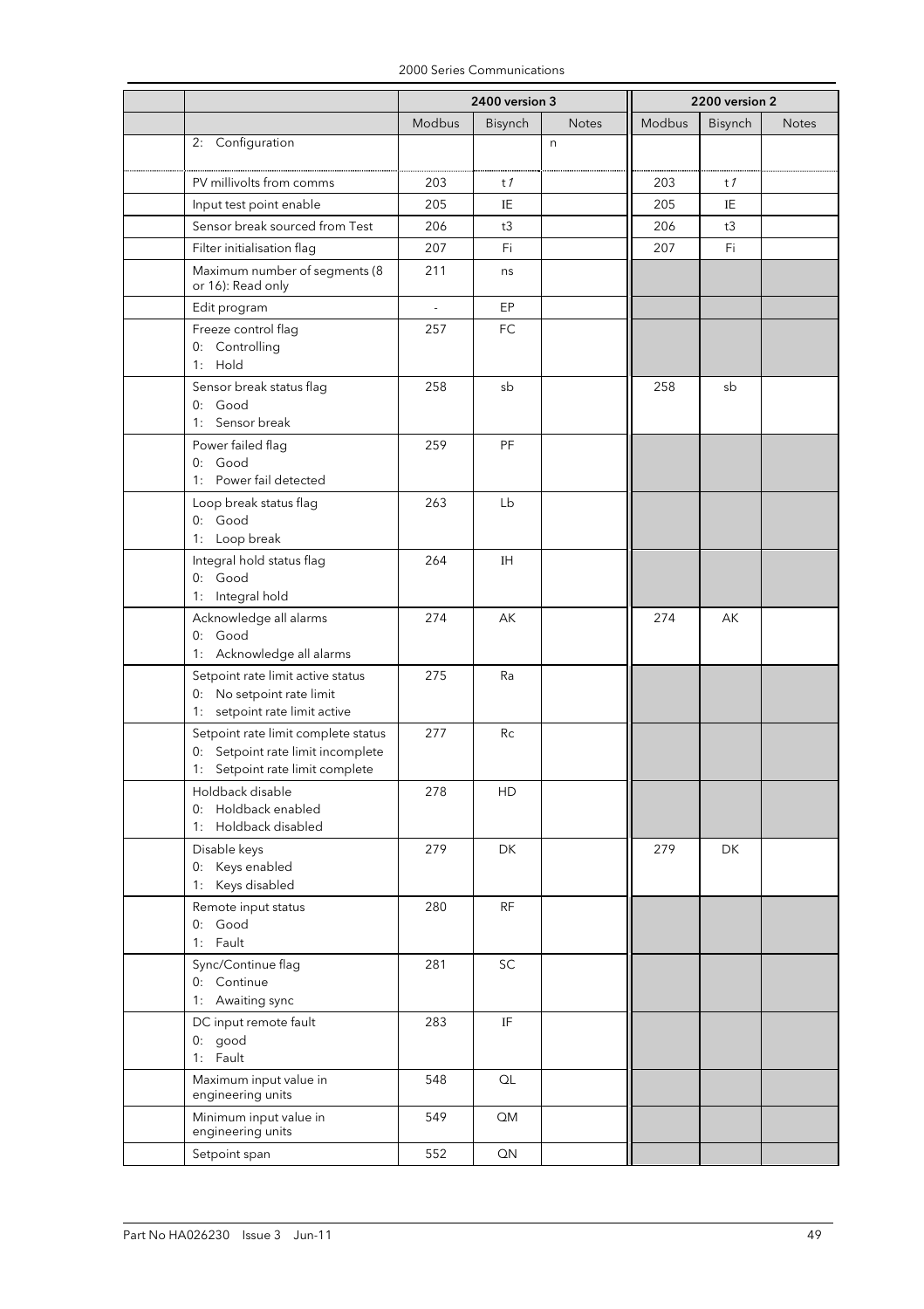| | | 2400 version 3 | | | 2200 version 2 | | |
|---|---|---|---|---|---|---|---|
| | | Modbus | Bisynch | Notes | Modbus | Bisynch | Notes |
| | 2: Configuration | | | n | | | |
| | PV millivolts from comms | 203 | t1 | | 203 | t1 | |
| | Input test point enable | 205 | IE | | 205 | IE | |
| | Sensor break sourced from Test | 206 | t3 | | 206 | t3 | |
| | Filter initialisation flag | 207 | Fi | | 207 | Fi | |
| | Maximum number of segments (8 or 16): Read only | 211 | ns | | | | |
| | Edit program | - | EP | | | | |
| | Freeze control flag<br>0: Controlling<br>1: Hold | 257 | FC | | | | |
| | Sensor break status flag<br>0: Good<br>1: Sensor break | 258 | sb | | 258 | sb | |
| | Power failed flag<br>0: Good<br>1: Power fail detected | 259 | PF | | | | |
| | Loop break status flag<br>0: Good<br>1: Loop break | 263 | Lb | | | | |
| | Integral hold status flag<br>0: Good<br>1: Integral hold | 264 | IH | | | | |
| | Acknowledge all alarms<br>0: Good<br>1: Acknowledge all alarms | 274 | AK | | 274 | AK | |
| | Setpoint rate limit active status<br>0: No setpoint rate limit<br>1: setpoint rate limit active | 275 | Ra | | | | |
| | Setpoint rate limit complete status<br>0: Setpoint rate limit incomplete<br>1: Setpoint rate limit complete | 277 | Rc | | | | |
| | Holdback disable<br>0: Holdback enabled<br>1: Holdback disabled | 278 | HD | | | | |
| | Disable keys<br>0: Keys enabled<br>1: Keys disabled | 279 | DK | | 279 | DK | |
| | Remote input status<br>0: Good<br>1: Fault | 280 | RF | | | | |
| | Sync/Continue flag<br>0: Continue<br>1: Awaiting sync | 281 | SC | | | | |
| | DC input remote fault<br>0: good<br>1: Fault | 283 | IF | | | | |
| | Maximum input value in engineering units | 548 | QL | | | | |
| | Minimum input value in engineering units | 549 | QM | | | | |
| | Setpoint span | 552 | QN | | | | |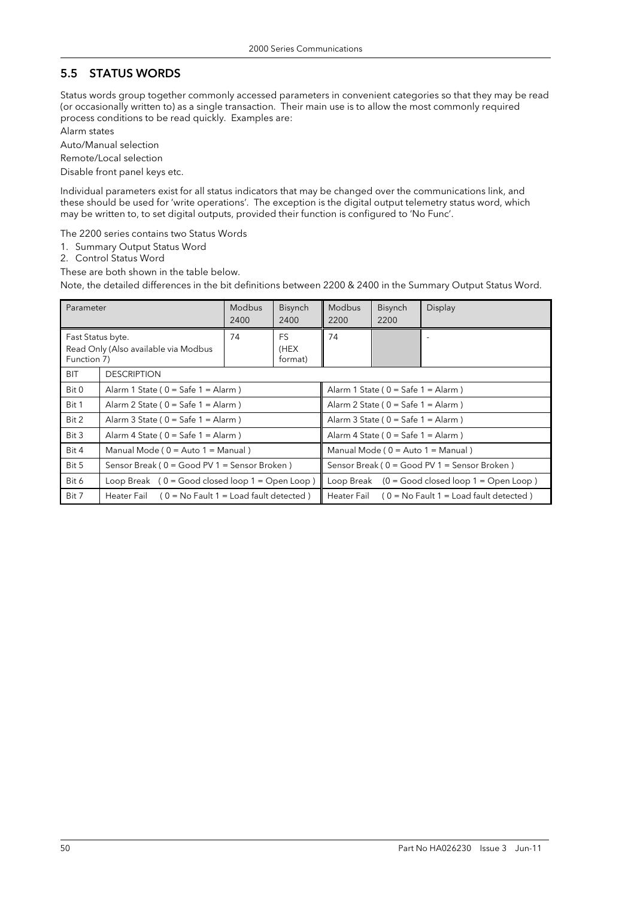## 5.5 STATUS WORDS

Status words group together commonly accessed parameters in convenient categories so that they may be read (or occasionally written to) as a single transaction. Their main use is to allow the most commonly required process conditions to be read quickly. Examples are:

Alarm states

Auto/Manual selection

Remote/Local selection

Disable front panel keys etc.

Individual parameters exist for all status indicators that may be changed over the communications link, and these should be used for 'write operations'. The exception is the digital output telemetry status word, which may be written to, to set digital outputs, provided their function is configured to 'No Func'.

The 2200 series contains two Status Words

1. Summary Output Status Word
2. Control Status Word

These are both shown in the table below.

Note, the detailed differences in the bit definitions between 2200 & 2400 in the Summary Output Status Word.

| Parameter | | Modbus 2400 | Bisynch 2400 | Modbus 2200 | Bisynch 2200 | Display |
|---|---|---|---|---|---|---|
| Fast Status byte. Read Only (Also available via Modbus Function 7) | | 74 | FS (HEX format) | 74 | | - |
| BIT | DESCRIPTION | | | | | |
| Bit 0 | Alarm 1 State ( 0 = Safe 1 = Alarm ) | | | Alarm 1 State ( 0 = Safe 1 = Alarm ) | | |
| Bit 1 | Alarm 2 State ( 0 = Safe 1 = Alarm ) | | | Alarm 2 State ( 0 = Safe 1 = Alarm ) | | |
| Bit 2 | Alarm 3 State ( 0 = Safe 1 = Alarm ) | | | Alarm 3 State ( 0 = Safe 1 = Alarm ) | | |
| Bit 3 | Alarm 4 State ( 0 = Safe 1 = Alarm ) | | | Alarm 4 State ( 0 = Safe 1 = Alarm ) | | |
| Bit 4 | Manual Mode ( 0 = Auto 1 = Manual ) | | | Manual Mode ( 0 = Auto 1 = Manual ) | | |
| Bit 5 | Sensor Break ( 0 = Good PV 1 = Sensor Broken ) | | | Sensor Break ( 0 = Good PV 1 = Sensor Broken ) | | |
| Bit 6 | Loop Break ( 0 = Good closed loop 1 = Open Loop ) | | | Loop Break (0 = Good closed loop 1 = Open Loop ) | | |
| Bit 7 | Heater Fail ( 0 = No Fault 1 = Load fault detected ) | | | Heater Fail ( 0 = No Fault 1 = Load fault detected ) | | |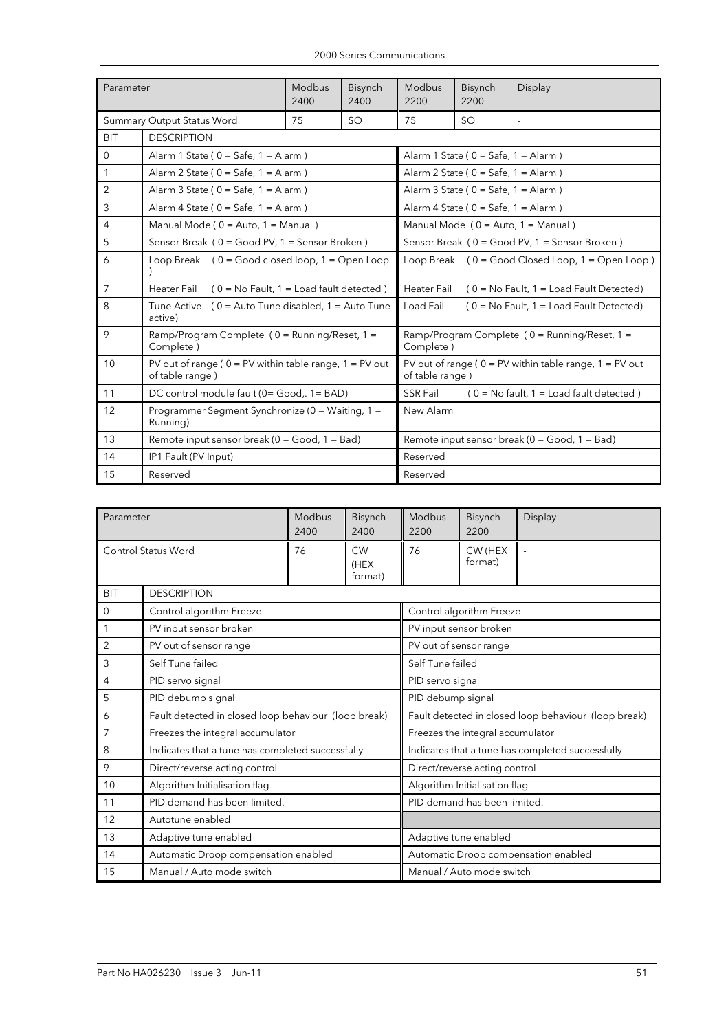| Parameter | | Modbus 2400 | Bisynch 2400 | Modbus 2200 | Bisynch 2200 | Display |
|---|---|---|---|---|---|---|
| Summary Output Status Word | | 75 | SO | 75 | SO | - |
| BIT | DESCRIPTION | | | | | |
| 0 | Alarm 1 State ( 0 = Safe, 1 = Alarm ) | | | Alarm 1 State ( 0 = Safe, 1 = Alarm ) | | |
| 1 | Alarm 2 State ( 0 = Safe, 1 = Alarm ) | | | Alarm 2 State ( 0 = Safe, 1 = Alarm ) | | |
| 2 | Alarm 3 State ( 0 = Safe, 1 = Alarm ) | | | Alarm 3 State ( 0 = Safe, 1 = Alarm ) | | |
| 3 | Alarm 4 State ( 0 = Safe, 1 = Alarm ) | | | Alarm 4 State ( 0 = Safe, 1 = Alarm ) | | |
| 4 | Manual Mode ( 0 = Auto, 1 = Manual ) | | | Manual Mode ( 0 = Auto, 1 = Manual ) | | |
| 5 | Sensor Break ( 0 = Good PV, 1 = Sensor Broken ) | | | Sensor Break ( 0 = Good PV, 1 = Sensor Broken ) | | |
| 6 | Loop Break ( 0 = Good closed loop, 1 = Open Loop ) | | | Loop Break ( 0 = Good Closed Loop, 1 = Open Loop ) | | |
| 7 | Heater Fail ( 0 = No Fault, 1 = Load fault detected ) | | | Heater Fail ( 0 = No Fault, 1 = Load Fault Detected) | | |
| 8 | Tune Active ( 0 = Auto Tune disabled, 1 = Auto Tune active) | | | Load Fail ( 0 = No Fault, 1 = Load Fault Detected) | | |
| 9 | Ramp/Program Complete ( 0 = Running/Reset, 1 = Complete ) | | | Ramp/Program Complete ( 0 = Running/Reset, 1 = Complete ) | | |
| 10 | PV out of range ( 0 = PV within table range, 1 = PV out of table range ) | | | PV out of range ( 0 = PV within table range, 1 = PV out of table range ) | | |
| 11 | DC control module fault (0= Good,. 1= BAD) | | | SSR Fail ( 0 = No fault, 1 = Load fault detected ) | | |
| 12 | Programmer Segment Synchronize (0 = Waiting, 1 = Running) | | | New Alarm | | |
| 13 | Remote input sensor break (0 = Good, 1 = Bad) | | | Remote input sensor break (0 = Good, 1 = Bad) | | |
| 14 | IP1 Fault (PV Input) | | | Reserved | | |
| 15 | Reserved | | | Reserved | | |

| Parameter | | Modbus 2400 | Bisynch 2400 | Modbus 2200 | Bisynch 2200 | Display |
|---|---|---|---|---|---|---|
| Control Status Word | | 76 | CW (HEX format) | 76 | CW (HEX format) | - |
| BIT | DESCRIPTION | | | | | |
| 0 | Control algorithm Freeze | | | Control algorithm Freeze | | |
| 1 | PV input sensor broken | | | PV input sensor broken | | |
| 2 | PV out of sensor range | | | PV out of sensor range | | |
| 3 | Self Tune failed | | | Self Tune failed | | |
| 4 | PID servo signal | | | PID servo signal | | |
| 5 | PID debump signal | | | PID debump signal | | |
| 6 | Fault detected in closed loop behaviour (loop break) | | | Fault detected in closed loop behaviour (loop break) | | |
| 7 | Freezes the integral accumulator | | | Freezes the integral accumulator | | |
| 8 | Indicates that a tune has completed successfully | | | Indicates that a tune has completed successfully | | |
| 9 | Direct/reverse acting control | | | Direct/reverse acting control | | |
| 10 | Algorithm Initialisation flag | | | Algorithm Initialisation flag | | |
| 11 | PID demand has been limited. | | | PID demand has been limited. | | |
| 12 | Autotune enabled | | | | | |
| 13 | Adaptive tune enabled | | | Adaptive tune enabled | | |
| 14 | Automatic Droop compensation enabled | | | Automatic Droop compensation enabled | | |
| 15 | Manual / Auto mode switch | | | Manual / Auto mode switch | | |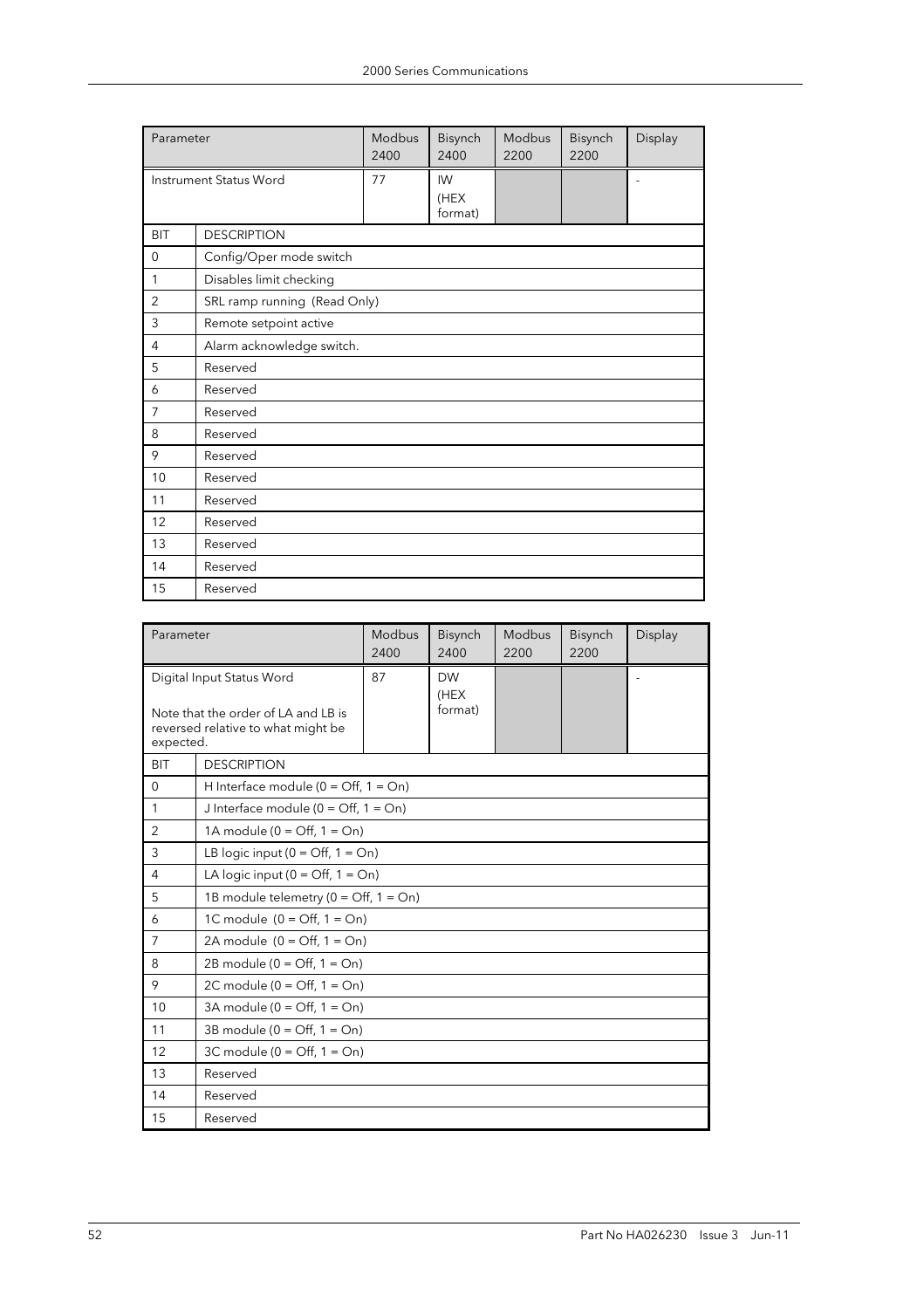| Parameter | | Modbus 2400 | Bisynch 2400 | Modbus 2200 | Bisynch 2200 | Display |
|---|---|---|---|---|---|---|
| Instrument Status Word | | 77 | IW (HEX format) | | | - |
| BIT | DESCRIPTION | | | | | |
| 0 | Config/Oper mode switch | | | | | |
| 1 | Disables limit checking | | | | | |
| 2 | SRL ramp running (Read Only) | | | | | |
| 3 | Remote setpoint active | | | | | |
| 4 | Alarm acknowledge switch. | | | | | |
| 5 | Reserved | | | | | |
| 6 | Reserved | | | | | |
| 7 | Reserved | | | | | |
| 8 | Reserved | | | | | |
| 9 | Reserved | | | | | |
| 10 | Reserved | | | | | |
| 11 | Reserved | | | | | |
| 12 | Reserved | | | | | |
| 13 | Reserved | | | | | |
| 14 | Reserved | | | | | |
| 15 | Reserved | | | | | |

| Parameter | | Modbus 2400 | Bisynch 2400 | Modbus 2200 | Bisynch 2200 | Display |
|---|---|---|---|---|---|---|
| Digital Input Status Word<br><br>Note that the order of LA and LB is reversed relative to what might be expected. | | 87 | DW (HEX format) | | | - |
| BIT | DESCRIPTION | | | | | |
| 0 | H Interface module (0 = Off, 1 = On) | | | | | |
| 1 | J Interface module (0 = Off, 1 = On) | | | | | |
| 2 | 1A module (0 = Off, 1 = On) | | | | | |
| 3 | LB logic input (0 = Off, 1 = On) | | | | | |
| 4 | LA logic input (0 = Off, 1 = On) | | | | | |
| 5 | 1B module telemetry (0 = Off, 1 = On) | | | | | |
| 6 | 1C module (0 = Off, 1 = On) | | | | | |
| 7 | 2A module (0 = Off, 1 = On) | | | | | |
| 8 | 2B module (0 = Off, 1 = On) | | | | | |
| 9 | 2C module (0 = Off, 1 = On) | | | | | |
| 10 | 3A module (0 = Off, 1 = On) | | | | | |
| 11 | 3B module (0 = Off, 1 = On) | | | | | |
| 12 | 3C module (0 = Off, 1 = On) | | | | | |
| 13 | Reserved | | | | | |
| 14 | Reserved | | | | | |
| 15 | Reserved | | | | | |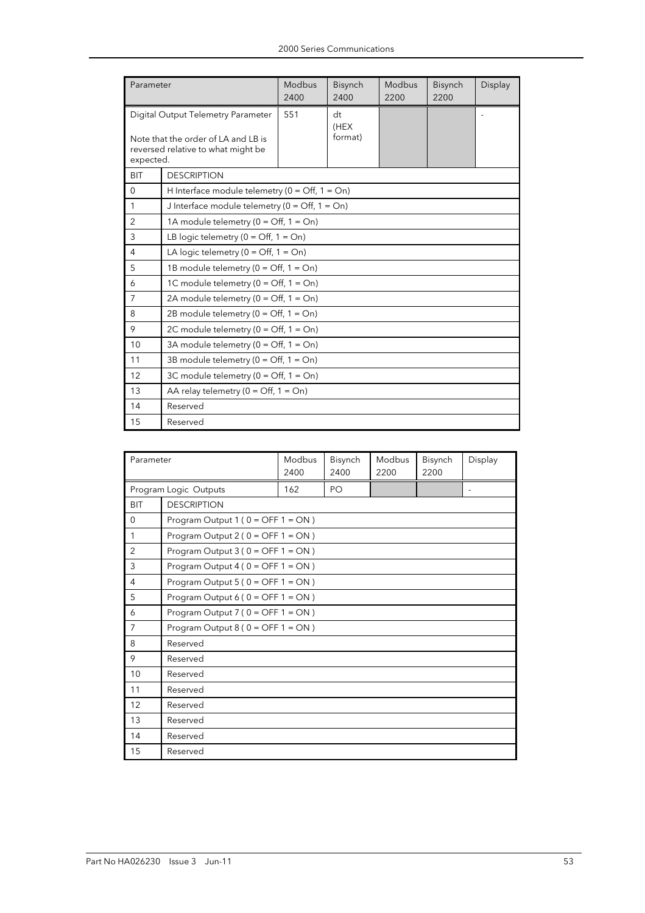| Parameter | | Modbus 2400 | Bisynch 2400 | Modbus 2200 | Bisynch 2200 | Display |
|---|---|---|---|---|---|---|
| Digital Output Telemetry Parameter<br><br>Note that the order of LA and LB is reversed relative to what might be expected. | | 551 | dt (HEX format) | | | - |
| BIT | DESCRIPTION | | | | | |
| 0 | H Interface module telemetry (0 = Off, 1 = On) | | | | | |
| 1 | J Interface module telemetry (0 = Off, 1 = On) | | | | | |
| 2 | 1A module telemetry (0 = Off, 1 = On) | | | | | |
| 3 | LB logic telemetry (0 = Off, 1 = On) | | | | | |
| 4 | LA logic telemetry (0 = Off, 1 = On) | | | | | |
| 5 | 1B module telemetry (0 = Off, 1 = On) | | | | | |
| 6 | 1C module telemetry (0 = Off, 1 = On) | | | | | |
| 7 | 2A module telemetry (0 = Off, 1 = On) | | | | | |
| 8 | 2B module telemetry (0 = Off, 1 = On) | | | | | |
| 9 | 2C module telemetry (0 = Off, 1 = On) | | | | | |
| 10 | 3A module telemetry (0 = Off, 1 = On) | | | | | |
| 11 | 3B module telemetry (0 = Off, 1 = On) | | | | | |
| 12 | 3C module telemetry (0 = Off, 1 = On) | | | | | |
| 13 | AA relay telemetry (0 = Off, 1 = On) | | | | | |
| 14 | Reserved | | | | | |
| 15 | Reserved | | | | | |

| Parameter | | Modbus 2400 | Bisynch 2400 | Modbus 2200 | Bisynch 2200 | Display |
|---|---|---|---|---|---|---|
| Program Logic Outputs | | 162 | PO | | | - |
| BIT | DESCRIPTION | | | | | |
| 0 | Program Output 1 ( 0 = OFF 1 = ON ) | | | | | |
| 1 | Program Output 2 ( 0 = OFF 1 = ON ) | | | | | |
| 2 | Program Output 3 ( 0 = OFF 1 = ON ) | | | | | |
| 3 | Program Output 4 ( 0 = OFF 1 = ON ) | | | | | |
| 4 | Program Output 5 ( 0 = OFF 1 = ON ) | | | | | |
| 5 | Program Output 6 ( 0 = OFF 1 = ON ) | | | | | |
| 6 | Program Output 7 ( 0 = OFF 1 = ON ) | | | | | |
| 7 | Program Output 8 ( 0 = OFF 1 = ON ) | | | | | |
| 8 | Reserved | | | | | |
| 9 | Reserved | | | | | |
| 10 | Reserved | | | | | |
| 11 | Reserved | | | | | |
| 12 | Reserved | | | | | |
| 13 | Reserved | | | | | |
| 14 | Reserved | | | | | |
| 15 | Reserved | | | | | |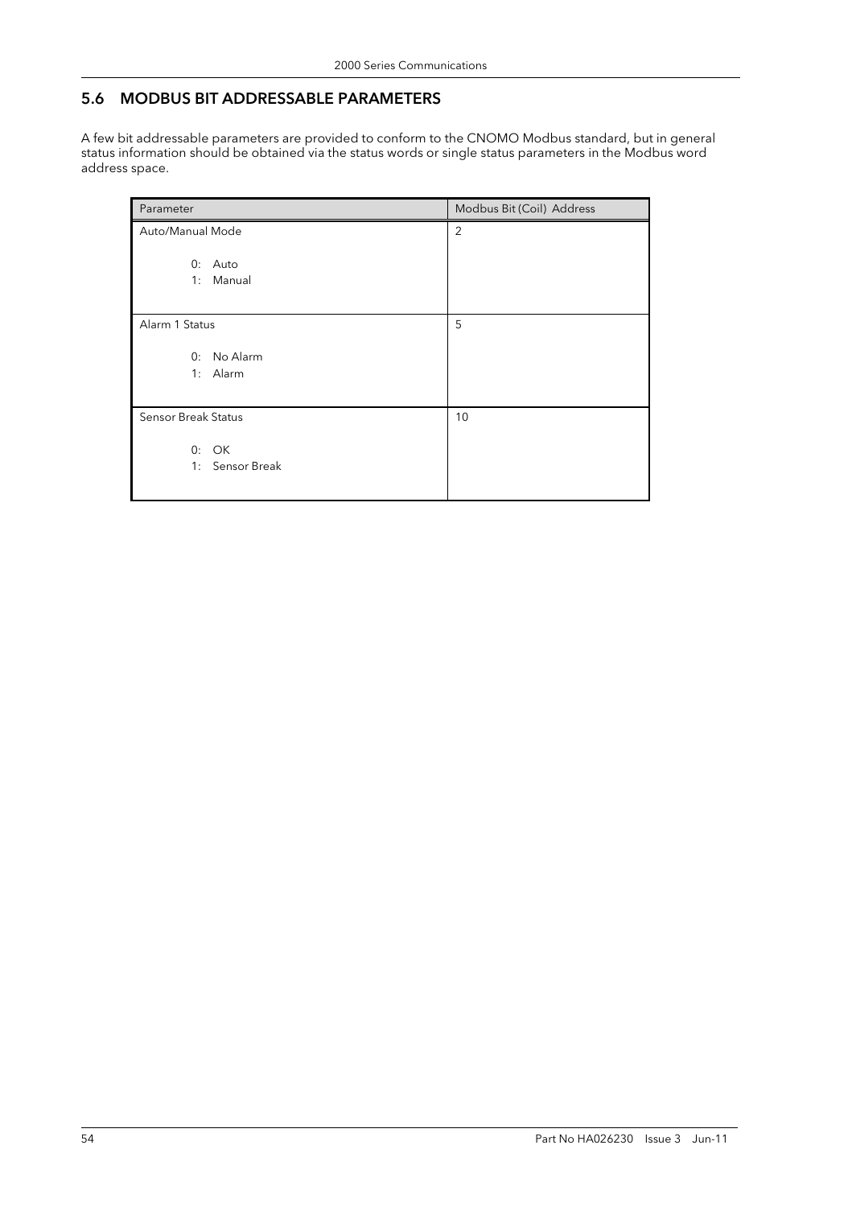## 5.6 MODBUS BIT ADDRESSABLE PARAMETERS

A few bit addressable parameters are provided to conform to the CNOMO Modbus standard, but in general status information should be obtained via the status words or single status parameters in the Modbus word address space.

| Parameter | Modbus Bit (Coil) Address |
|---|---|
| Auto/Manual Mode<br><br>0: Auto<br>1: Manual | 2 |
| Alarm 1 Status<br><br>0: No Alarm<br>1: Alarm | 5 |
| Sensor Break Status<br><br>0: OK<br>1: Sensor Break | 10 |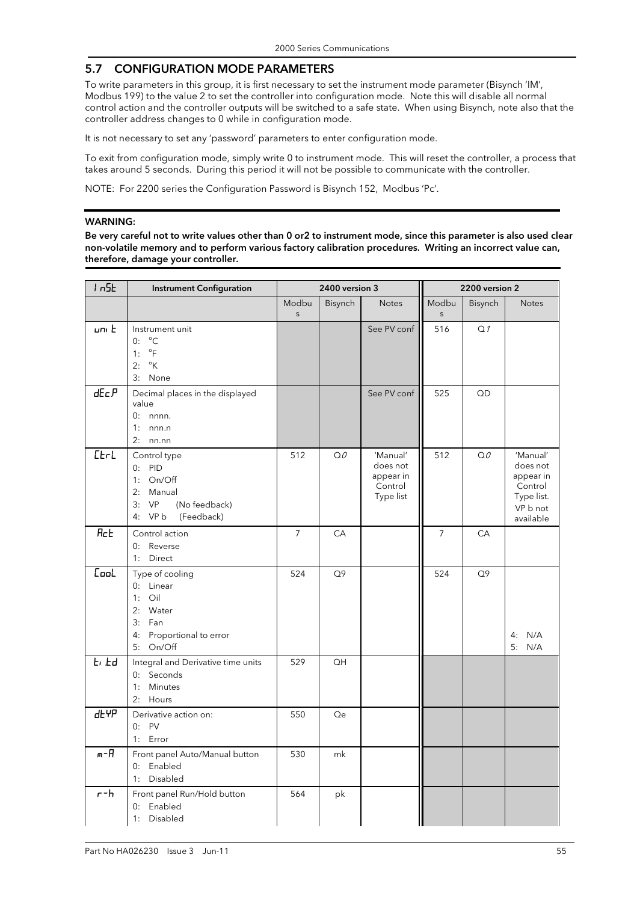## 5.7 CONFIGURATION MODE PARAMETERS

To write parameters in this group, it is first necessary to set the instrument mode parameter (Bisynch 'IM', Modbus 199) to the value 2 to set the controller into configuration mode. Note this will disable all normal control action and the controller outputs will be switched to a safe state. When using Bisynch, note also that the controller address changes to 0 while in configuration mode.

It is not necessary to set any 'password' parameters to enter configuration mode.

To exit from configuration mode, simply write 0 to instrument mode. This will reset the controller, a process that takes around 5 seconds. During this period it will not be possible to communicate with the controller.

NOTE: For 2200 series the Configuration Password is Bisynch 152, Modbus 'Pc'.

**WARNING:**

**Be very careful not to write values other than 0 or2 to instrument mode, since this parameter is also used clear non-volatile memory and to perform various factory calibration procedures. Writing an incorrect value can, therefore, damage your controller.**

| InSt | Instrument Configuration | 2400 version 3 | | | 2200 version 2 | | |
|---|---|---|---|---|---|---|---|
| | | Modbus | Bisynch | Notes | Modbus | Bisynch | Notes |
| unit | Instrument unit<br>0: °C<br>1: °F<br>2: °K<br>3: None | | | See PV conf | 516 | Q1 | |
| dEc.P | Decimal places in the displayed value<br>0: nnnn.<br>1: nnn.n<br>2: nn.nn | | | See PV conf | 525 | QD | |
| CtrL | Control type<br>0: PID<br>1: On/Off<br>2: Manual<br>3: VP (No feedback)<br>4: VP b (Feedback) | 512 | Q0 | 'Manual' does not appear in Control Type list | 512 | Q0 | 'Manual' does not appear in Control Type list. VP b not available |
| Act | Control action<br>0: Reverse<br>1: Direct | 7 | CA | | 7 | CA | |
| CooL | Type of cooling<br>0: Linear<br>1: Oil<br>2: Water<br>3: Fan<br>4: Proportional to error<br>5: On/Off | 524 | Q9 | | 524 | Q9 | 4: N/A<br>5: N/A |
| ti td | Integral and Derivative time units<br>0: Seconds<br>1: Minutes<br>2: Hours | 529 | QH | | | | |
| dtYP | Derivative action on:<br>0: PV<br>1: Error | 550 | Qe | | | | |
| m-A | Front panel Auto/Manual button<br>0: Enabled<br>1: Disabled | 530 | mk | | | | |
| r-h | Front panel Run/Hold button<br>0: Enabled<br>1: Disabled | 564 | pk | | | | |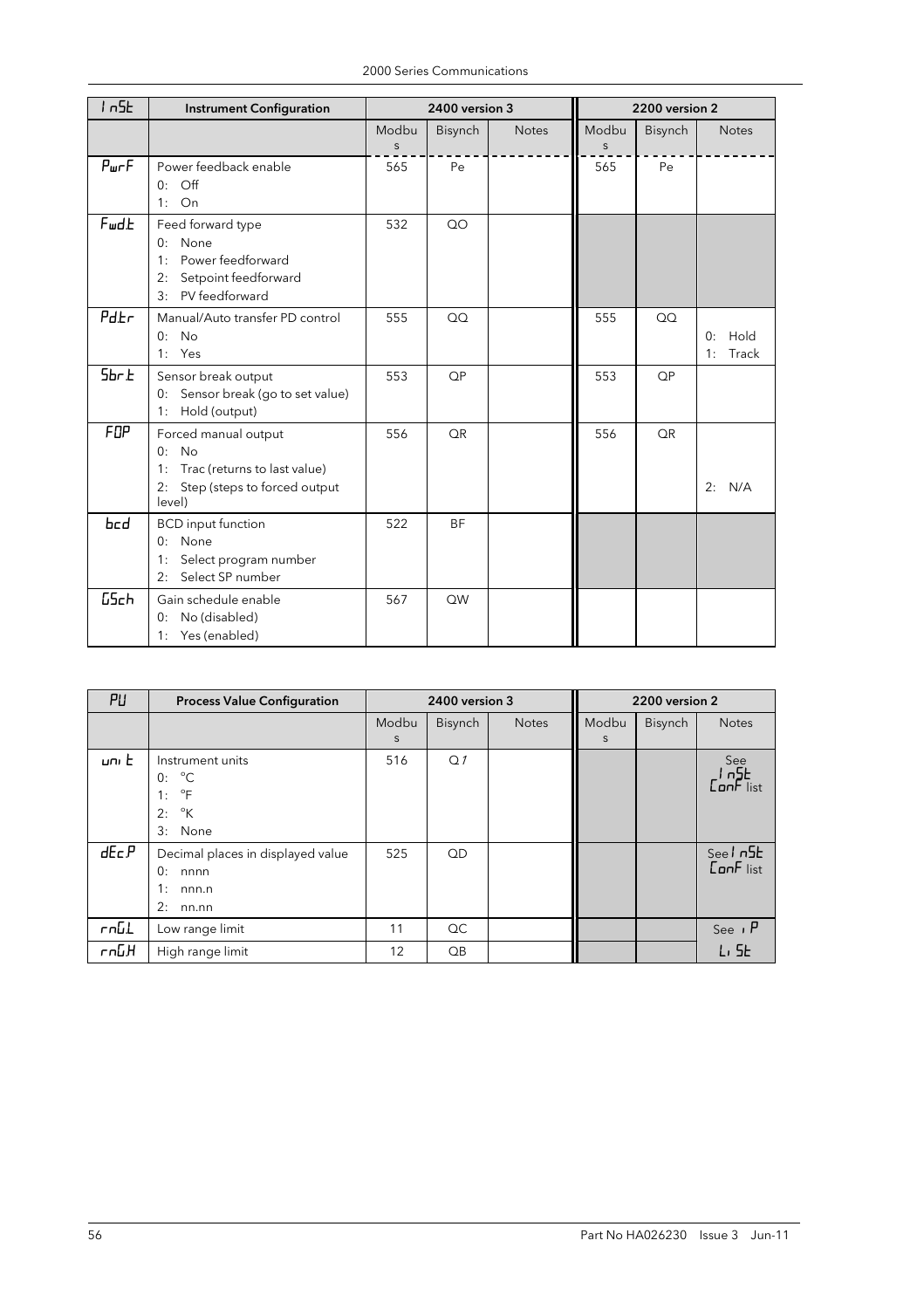| InSt | Instrument Configuration | 2400 version 3 | | | 2200 version 2 | | |
|---|---|---|---|---|---|---|---|
| | | Modbus | Bisynch | Notes | Modbus | Bisynch | Notes |
| PwrF | Power feedback enable<br>0: Off<br>1: On | 565 | Pe | | 565 | Pe | |
| FwdE | Feed forward type<br>0: None<br>1: Power feedforward<br>2: Setpoint feedforward<br>3: PV feedforward | 532 | QO | | | | |
| PdEr | Manual/Auto transfer PD control<br>0: No<br>1: Yes | 555 | QQ | | 555 | QQ | 0: Hold<br>1: Track |
| Sbr.E | Sensor break output<br>0: Sensor break (go to set value)<br>1: Hold (output) | 553 | QP | | 553 | QP | |
| FOP | Forced manual output<br>0: No<br>1: Trac (returns to last value)<br>2: Step (steps to forced output level) | 556 | QR | | 556 | QR | 2: N/A |
| bcd | BCD input function<br>0: None<br>1: Select program number<br>2: Select SP number | 522 | BF | | | | |
| GSch | Gain schedule enable<br>0: No (disabled)<br>1: Yes (enabled) | 567 | QW | | | | |

| PV | Process Value Configuration | 2400 version 3 | | | 2200 version 2 | | |
|---|---|---|---|---|---|---|---|
| | | Modbus | Bisynch | Notes | Modbus | Bisynch | Notes |
| unit | Instrument units<br>0: °C<br>1: °F<br>2: °K<br>3: None | 516 | Q1 | | | | See InSt ConF list |
| dEc.P | Decimal places in displayed value<br>0: nnnn<br>1: nnn.n<br>2: nn.nn | 525 | QD | | | | See InSt ConF list |
| rnG.L | Low range limit | 11 | QC | | | | See iP LiSt |
| rnG.H | High range limit | 12 | QB | | | | |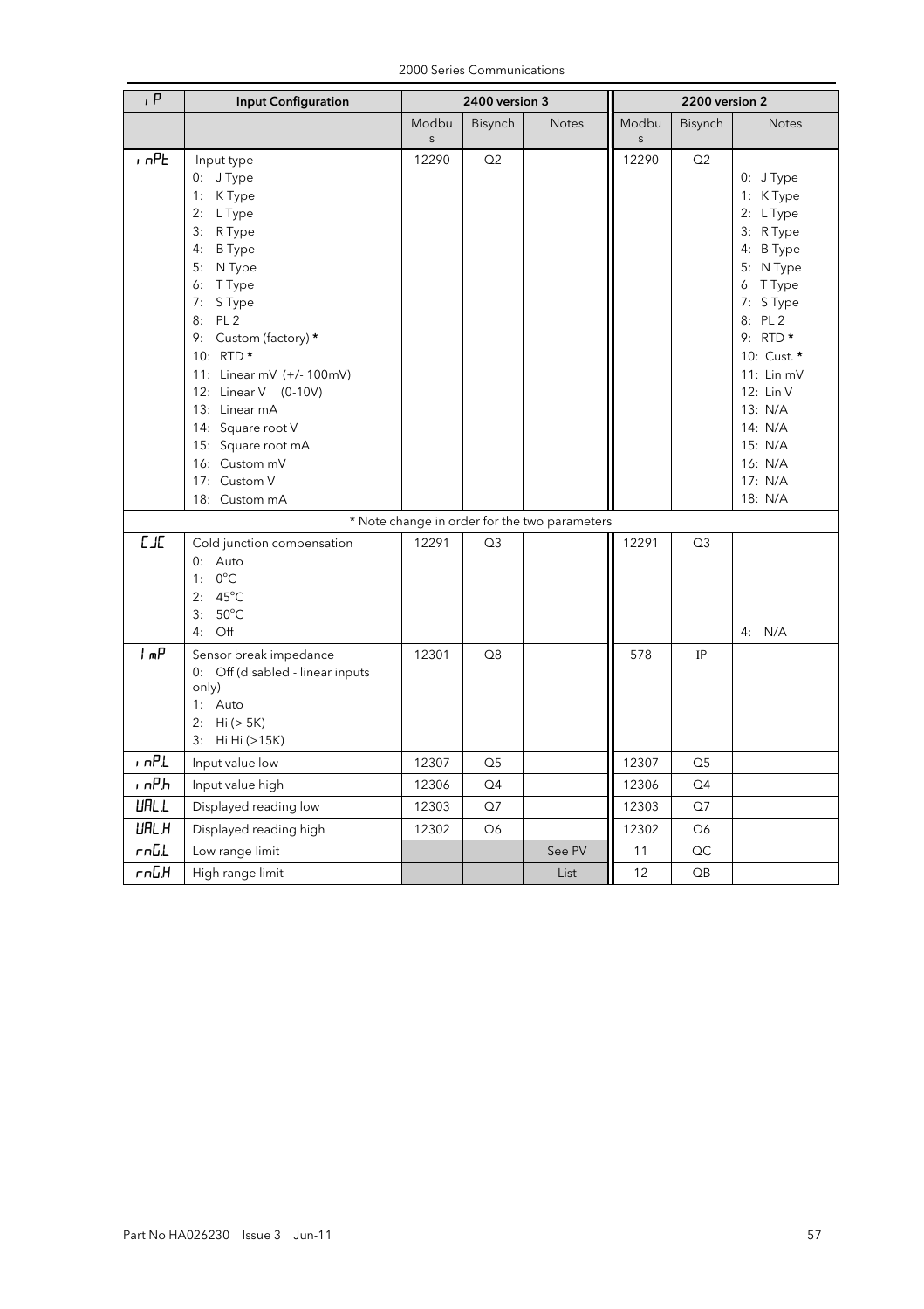| iP | Input Configuration | 2400 version 3 | | | 2200 version 2 | | |
|---|---|---|---|---|---|---|---|
| | | Modbus | Bisynch | Notes | Modbus | Bisynch | Notes |
| inPt | Input type<br>0: J Type<br>1: K Type<br>2: L Type<br>3: R Type<br>4: B Type<br>5: N Type<br>6: T Type<br>7: S Type<br>8: PL 2<br>9: Custom (factory) *<br>10: RTD *<br>11: Linear mV (+/- 100mV)<br>12: Linear V (0-10V)<br>13: Linear mA<br>14: Square root V<br>15: Square root mA<br>16: Custom mV<br>17: Custom V<br>18: Custom mA | 12290 | Q2 | | 12290 | Q2 | 0: J Type<br>1: K Type<br>2: L Type<br>3: R Type<br>4: B Type<br>5: N Type<br>6 T Type<br>7: S Type<br>8: PL 2<br>9: RTD *<br>10: Cust. *<br>11: Lin mV<br>12: Lin V<br>13: N/A<br>14: N/A<br>15: N/A<br>16: N/A<br>17: N/A<br>18: N/A |
| | * Note change in order for the two parameters | | | | | | |
| CJC | Cold junction compensation<br>0: Auto<br>1: 0°C<br>2: 45°C<br>3: 50°C<br>4: Off | 12291 | Q3 | | 12291 | Q3 | 4: N/A |
| Imp | Sensor break impedance<br>0: Off (disabled - linear inputs only)<br>1: Auto<br>2: Hi (> 5K)<br>3: Hi Hi (>15K) | 12301 | Q8 | | 578 | IP | |
| inP.L | Input value low | 12307 | Q5 | | 12307 | Q5 | |
| inP.h | Input value high | 12306 | Q4 | | 12306 | Q4 | |
| VAL.L | Displayed reading low | 12303 | Q7 | | 12303 | Q7 | |
| VAL.H | Displayed reading high | 12302 | Q6 | | 12302 | Q6 | |
| rnG.L | Low range limit | | | See PV | 11 | QC | |
| rnG.H | High range limit | | | List | 12 | QB | |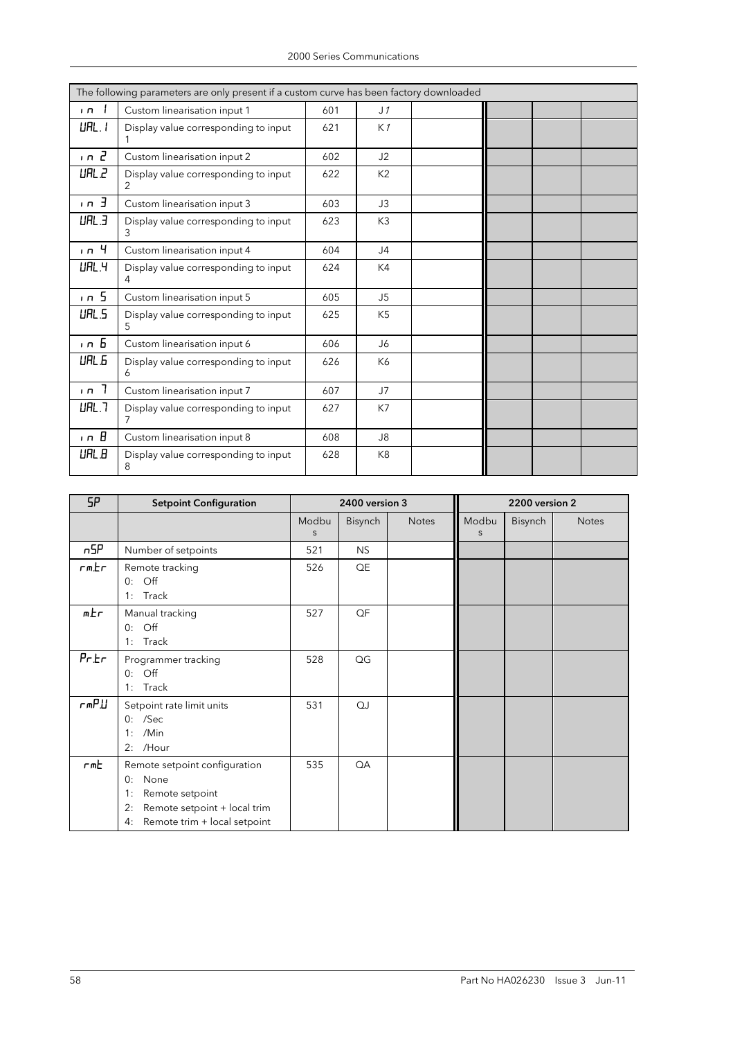| The following parameters are only present if a custom curve has been factory downloaded | | | | | | | |
|---|---|---|---|---|---|---|---|
| in 1 | Custom linearisation input 1 | 601 | J1 | | | | |
| VAL.1 | Display value corresponding to input 1 | 621 | K1 | | | | |
| in 2 | Custom linearisation input 2 | 602 | J2 | | | | |
| VAL.2 | Display value corresponding to input 2 | 622 | K2 | | | | |
| in 3 | Custom linearisation input 3 | 603 | J3 | | | | |
| VAL.3 | Display value corresponding to input 3 | 623 | K3 | | | | |
| in 4 | Custom linearisation input 4 | 604 | J4 | | | | |
| VAL.4 | Display value corresponding to input 4 | 624 | K4 | | | | |
| in 5 | Custom linearisation input 5 | 605 | J5 | | | | |
| VAL.5 | Display value corresponding to input 5 | 625 | K5 | | | | |
| in 6 | Custom linearisation input 6 | 606 | J6 | | | | |
| VAL.6 | Display value corresponding to input 6 | 626 | K6 | | | | |
| in 7 | Custom linearisation input 7 | 607 | J7 | | | | |
| VAL.7 | Display value corresponding to input 7 | 627 | K7 | | | | |
| in 8 | Custom linearisation input 8 | 608 | J8 | | | | |
| VAL.8 | Display value corresponding to input 8 | 628 | K8 | | | | |

| SP | Setpoint Configuration | 2400 version 3 | | | 2200 version 2 | | |
|---|---|---|---|---|---|---|---|
| | | Modbus | Bisynch | Notes | Modbus | Bisynch | Notes |
| nSP | Number of setpoints | 521 | NS | | | | |
| rmtr | Remote tracking<br>0: Off<br>1: Track | 526 | QE | | | | |
| mtr | Manual tracking<br>0: Off<br>1: Track | 527 | QF | | | | |
| Pr.tr | Programmer tracking<br>0: Off<br>1: Track | 528 | QG | | | | |
| rmP.U | Setpoint rate limit units<br>0: /Sec<br>1: /Min<br>2: /Hour | 531 | QJ | | | | |
| rmt | Remote setpoint configuration<br>0: None<br>1: Remote setpoint<br>2: Remote setpoint + local trim<br>4: Remote trim + local setpoint | 535 | QA | | | | |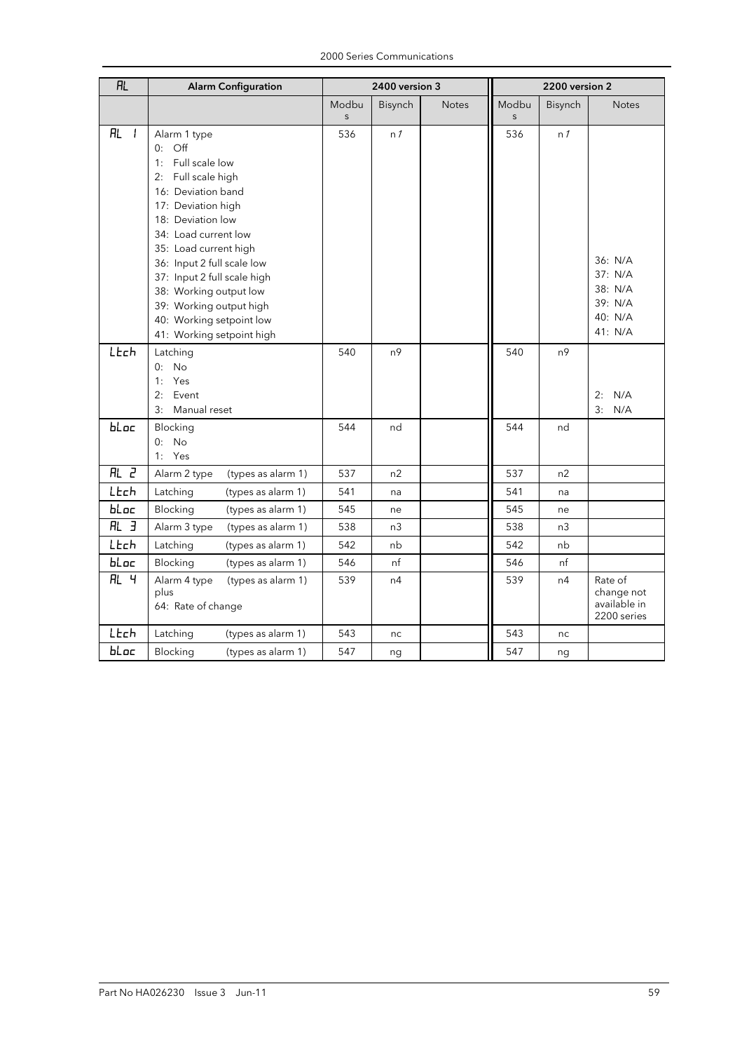| AL | Alarm Configuration | 2400 version 3 | | | 2200 version 2 | | |
|---|---|---|---|---|---|---|---|
| | | Modbus | Bisynch | Notes | Modbus | Bisynch | Notes |
| AL 1 | Alarm 1 type<br>0: Off<br>1: Full scale low<br>2: Full scale high<br>16: Deviation band<br>17: Deviation high<br>18: Deviation low<br>34: Load current low<br>35: Load current high<br>36: Input 2 full scale low<br>37: Input 2 full scale high<br>38: Working output low<br>39: Working output high<br>40: Working setpoint low<br>41: Working setpoint high | 536 | n1 | | 536 | n1 | 36: N/A<br>37: N/A<br>38: N/A<br>39: N/A<br>40: N/A<br>41: N/A |
| LtCh | Latching<br>0: No<br>1: Yes<br>2: Event<br>3: Manual reset | 540 | n9 | | 540 | n9 | 2: N/A<br>3: N/A |
| bLoc | Blocking<br>0: No<br>1: Yes | 544 | nd | | 544 | nd | |
| AL 2 | Alarm 2 type (types as alarm 1) | 537 | n2 | | 537 | n2 | |
| LtCh | Latching (types as alarm 1) | 541 | na | | 541 | na | |
| bLoc | Blocking (types as alarm 1) | 545 | ne | | 545 | ne | |
| AL 3 | Alarm 3 type (types as alarm 1) | 538 | n3 | | 538 | n3 | |
| LtCh | Latching (types as alarm 1) | 542 | nb | | 542 | nb | |
| bLoc | Blocking (types as alarm 1) | 546 | nf | | 546 | nf | |
| AL 4 | Alarm 4 type (types as alarm 1) plus<br>64: Rate of change | 539 | n4 | | 539 | n4 | Rate of change not available in 2200 series |
| LtCh | Latching (types as alarm 1) | 543 | nc | | 543 | nc | |
| bLoc | Blocking (types as alarm 1) | 547 | ng | | 547 | ng | |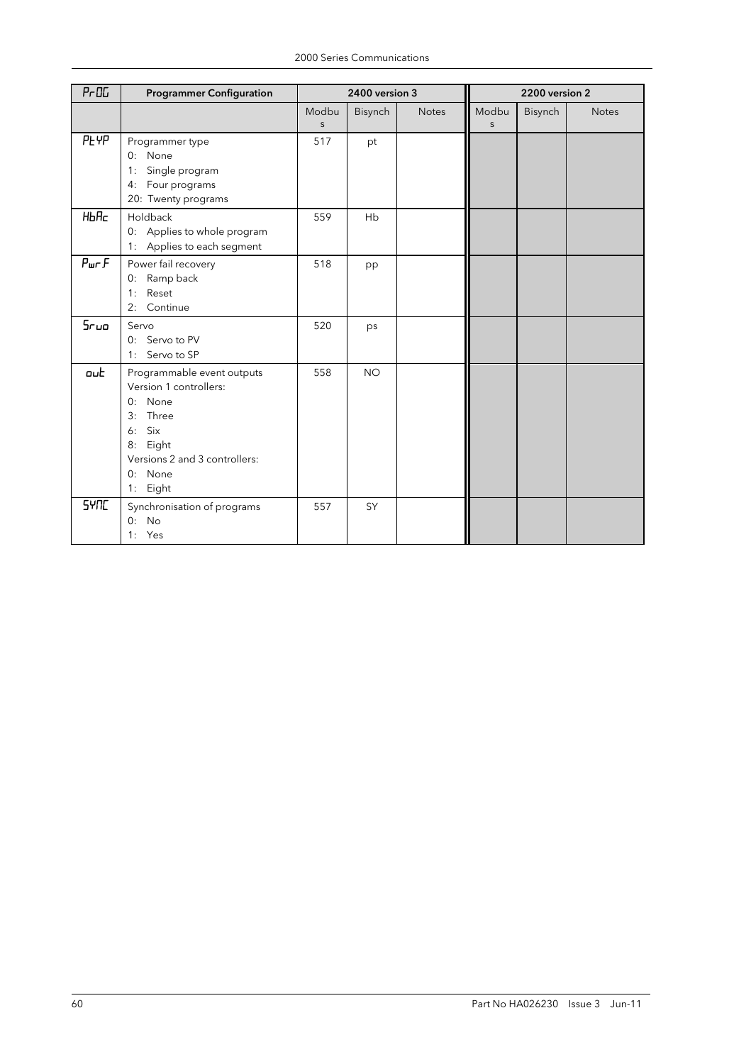| PrOG | Programmer Configuration | 2400 version 3 | | | 2200 version 2 | | |
|---|---|---|---|---|---|---|---|
| | | Modbus | Bisynch | Notes | Modbus | Bisynch | Notes |
| PtYP | Programmer type<br>0: None<br>1: Single program<br>4: Four programs<br>20: Twenty programs | 517 | pt | | | | |
| HbAc | Holdback<br>0: Applies to whole program<br>1: Applies to each segment | 559 | Hb | | | | |
| Pwr.F | Power fail recovery<br>0: Ramp back<br>1: Reset<br>2: Continue | 518 | pp | | | | |
| Srvo | Servo<br>0: Servo to PV<br>1: Servo to SP | 520 | ps | | | | |
| out | Programmable event outputs<br>Version 1 controllers:<br>0: None<br>3: Three<br>6: Six<br>8: Eight<br>Versions 2 and 3 controllers:<br>0: None<br>1: Eight | 558 | NO | | | | |
| SYNC | Synchronisation of programs<br>0: No<br>1: Yes | 557 | SY | | | | |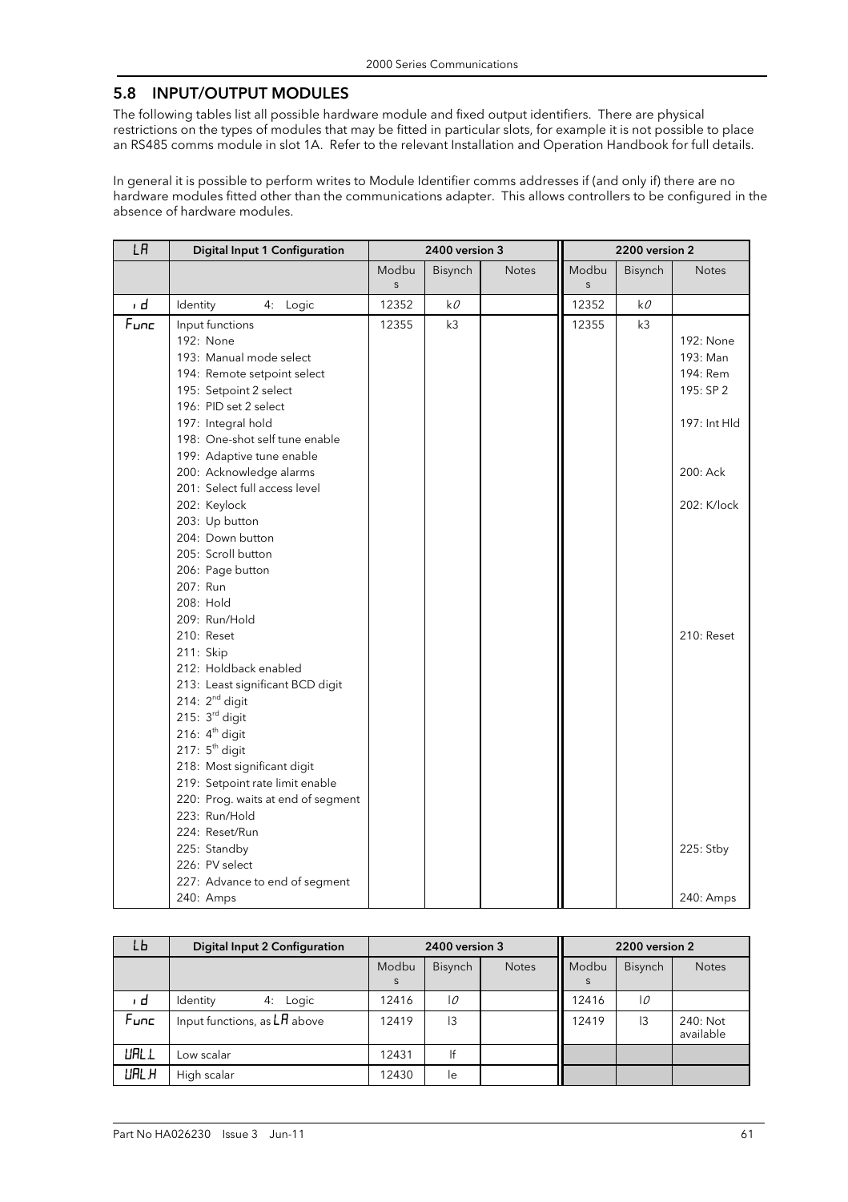## 5.8 INPUT/OUTPUT MODULES

The following tables list all possible hardware module and fixed output identifiers. There are physical restrictions on the types of modules that may be fitted in particular slots, for example it is not possible to place an RS485 comms module in slot 1A. Refer to the relevant Installation and Operation Handbook for full details.

In general it is possible to perform writes to Module Identifier comms addresses if (and only if) there are no hardware modules fitted other than the communications adapter. This allows controllers to be configured in the absence of hardware modules.

| LA | Digital Input 1 Configuration | 2400 version 3 | | | 2200 version 2 | | |
|---|---|---|---|---|---|---|---|
| | | Modbus | Bisynch | Notes | Modbus | Bisynch | Notes |
| id | Identity 4: Logic | 12352 | k0 | | 12352 | k0 | |
| Func | Input functions | 12355 | k3 | | 12355 | k3 | |
| | 192: None | | | | | | 192: None |
| | 193: Manual mode select | | | | | | 193: Man |
| | 194: Remote setpoint select | | | | | | 194: Rem |
| | 195: Setpoint 2 select | | | | | | 195: SP 2 |
| | 196: PID set 2 select | | | | | | |
| | 197: Integral hold | | | | | | 197: Int Hld |
| | 198: One-shot self tune enable | | | | | | |
| | 199: Adaptive tune enable | | | | | | |
| | 200: Acknowledge alarms | | | | | | 200: Ack |
| | 201: Select full access level | | | | | | |
| | 202: Keylock | | | | | | 202: K/lock |
| | 203: Up button | | | | | | |
| | 204: Down button | | | | | | |
| | 205: Scroll button | | | | | | |
| | 206: Page button | | | | | | |
| | 207: Run | | | | | | |
| | 208: Hold | | | | | | |
| | 209: Run/Hold | | | | | | |
| | 210: Reset | | | | | | 210: Reset |
| | 211: Skip | | | | | | |
| | 212: Holdback enabled | | | | | | |
| | 213: Least significant BCD digit | | | | | | |
| | 214: 2nd digit | | | | | | |
| | 215: 3rd digit | | | | | | |
| | 216: 4th digit | | | | | | |
| | 217: 5th digit | | | | | | |
| | 218: Most significant digit | | | | | | |
| | 219: Setpoint rate limit enable | | | | | | |
| | 220: Prog. waits at end of segment | | | | | | |
| | 223: Run/Hold | | | | | | |
| | 224: Reset/Run | | | | | | |
| | 225: Standby | | | | | | 225: Stby |
| | 226: PV select | | | | | | |
| | 227: Advance to end of segment | | | | | | |
| | 240: Amps | | | | | | 240: Amps |

| Lb | Digital Input 2 Configuration | 2400 version 3 | | | 2200 version 2 | | |
|---|---|---|---|---|---|---|---|
| | | Modbus | Bisynch | Notes | Modbus | Bisynch | Notes |
| id | Identity 4: Logic | 12416 | l0 | | 12416 | l0 | |
| Func | Input functions, as LA above | 12419 | l3 | | 12419 | l3 | 240: Not available |
| VAL.L | Low scalar | 12431 | lf | | | | |
| VAL.H | High scalar | 12430 | le | | | | |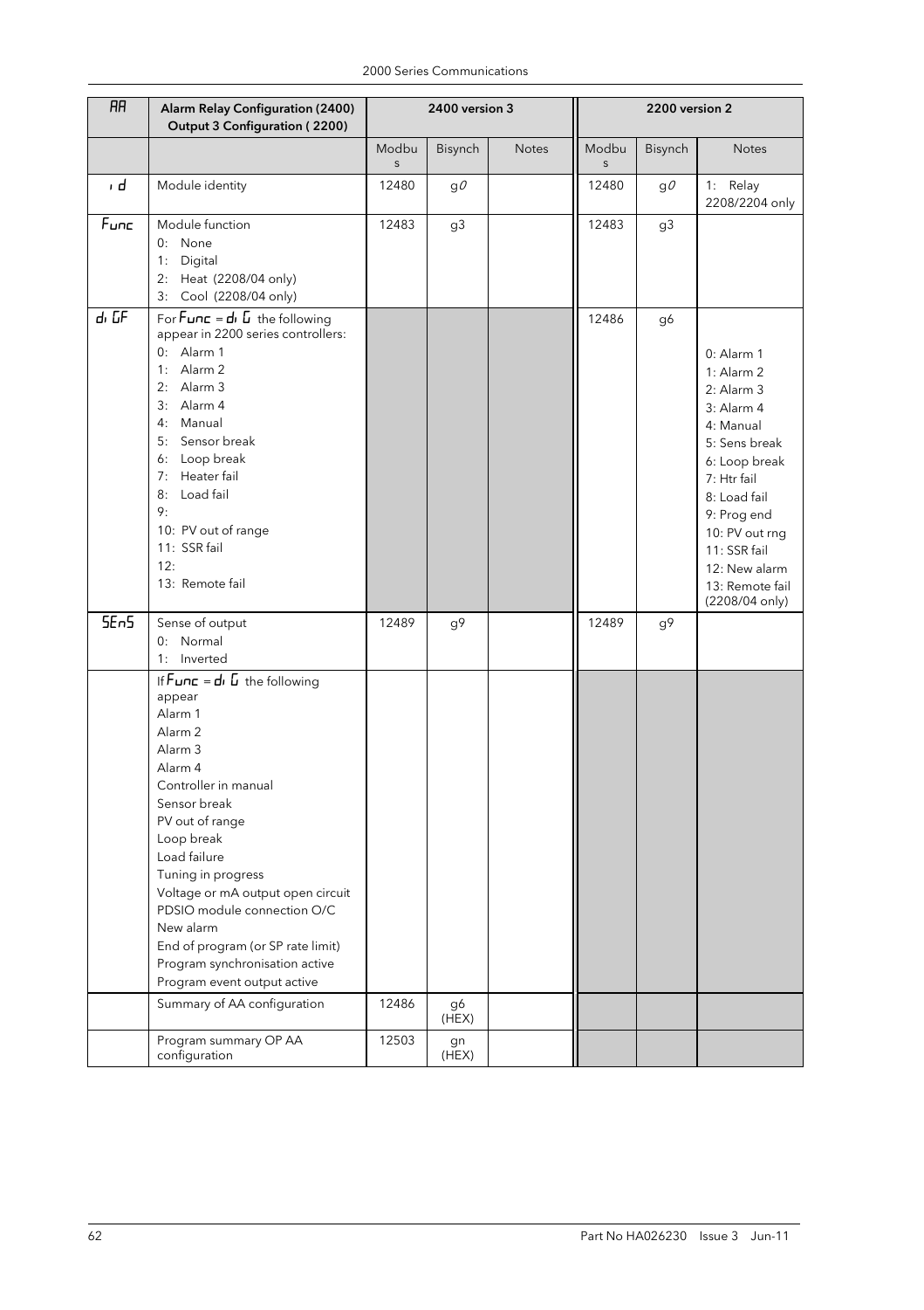| AA | Alarm Relay Configuration (2400) Output 3 Configuration ( 2200) | 2400 version 3 | | | 2200 version 2 | | |
|---|---|---|---|---|---|---|---|
| | | Modbus | Bisynch | Notes | Modbus | Bisynch | Notes |
| id | Module identity | 12480 | g0 | | 12480 | g0 | 1: Relay 2208/2204 only |
| Func | Module function<br>0: None<br>1: Digital<br>2: Heat (2208/04 only)<br>3: Cool (2208/04 only) | 12483 | g3 | | 12483 | g3 | |
| di GF | For Func = di G the following appear in 2200 series controllers:<br>0: Alarm 1<br>1: Alarm 2<br>2: Alarm 3<br>3: Alarm 4<br>4: Manual<br>5: Sensor break<br>6: Loop break<br>7: Heater fail<br>8: Load fail<br>9:<br>10: PV out of range<br>11: SSR fail<br>12:<br>13: Remote fail | | | | 12486 | g6 | 0: Alarm 1<br>1: Alarm 2<br>2: Alarm 3<br>3: Alarm 4<br>4: Manual<br>5: Sens break<br>6: Loop break<br>7: Htr fail<br>8: Load fail<br>9: Prog end<br>10: PV out rng<br>11: SSR fail<br>12: New alarm<br>13: Remote fail (2208/04 only) |
| SEnS | Sense of output<br>0: Normal<br>1: Inverted | 12489 | g9 | | 12489 | g9 | |
| | If Func = di G the following appear<br>Alarm 1<br>Alarm 2<br>Alarm 3<br>Alarm 4<br>Controller in manual<br>Sensor break<br>PV out of range<br>Loop break<br>Load failure<br>Tuning in progress<br>Voltage or mA output open circuit<br>PDSIO module connection O/C<br>New alarm<br>End of program (or SP rate limit)<br>Program synchronisation active<br>Program event output active | | | | | | |
| | Summary of AA configuration | 12486 | g6 (HEX) | | | | |
| | Program summary OP AA configuration | 12503 | gn (HEX) | | | | |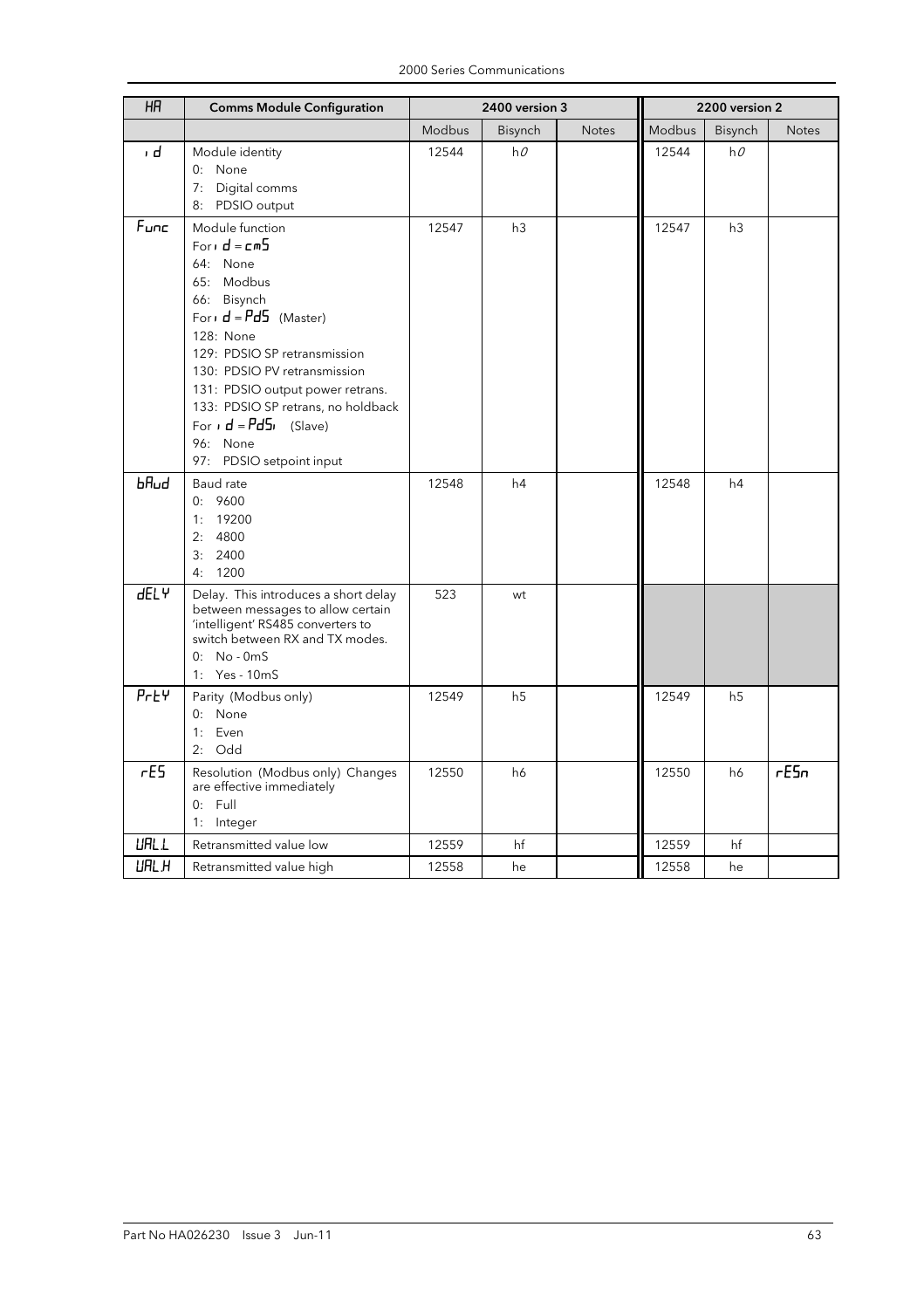| HA | Comms Module Configuration | 2400 version 3 | | | 2200 version 2 | | |
|---|---|---|---|---|---|---|---|
| | | Modbus | Bisynch | Notes | Modbus | Bisynch | Notes |
| id | Module identity<br>0: None<br>7: Digital comms<br>8: PDSIO output | 12544 | h0 | | 12544 | h0 | |
| Func | Module function<br>For id = cmS<br>64: None<br>65: Modbus<br>66: Bisynch<br>For id = PdS (Master)<br>128: None<br>129: PDSIO SP retransmission<br>130: PDSIO PV retransmission<br>131: PDSIO output power retrans.<br>133: PDSIO SP retrans, no holdback<br>For id = PdSi (Slave)<br>96: None<br>97: PDSIO setpoint input | 12547 | h3 | | 12547 | h3 | |
| bAud | Baud rate<br>0: 9600<br>1: 19200<br>2: 4800<br>3: 2400<br>4: 1200 | 12548 | h4 | | 12548 | h4 | |
| dELY | Delay. This introduces a short delay between messages to allow certain 'intelligent' RS485 converters to switch between RX and TX modes.<br>0: No - 0mS<br>1: Yes - 10mS | 523 | wt | | | | |
| PrtY | Parity (Modbus only)<br>0: None<br>1: Even<br>2: Odd | 12549 | h5 | | 12549 | h5 | |
| rES | Resolution (Modbus only) Changes are effective immediately<br>0: Full<br>1: Integer | 12550 | h6 | | 12550 | h6 | rESn |
| VAL.L | Retransmitted value low | 12559 | hf | | 12559 | hf | |
| VAL.H | Retransmitted value high | 12558 | he | | 12558 | he | |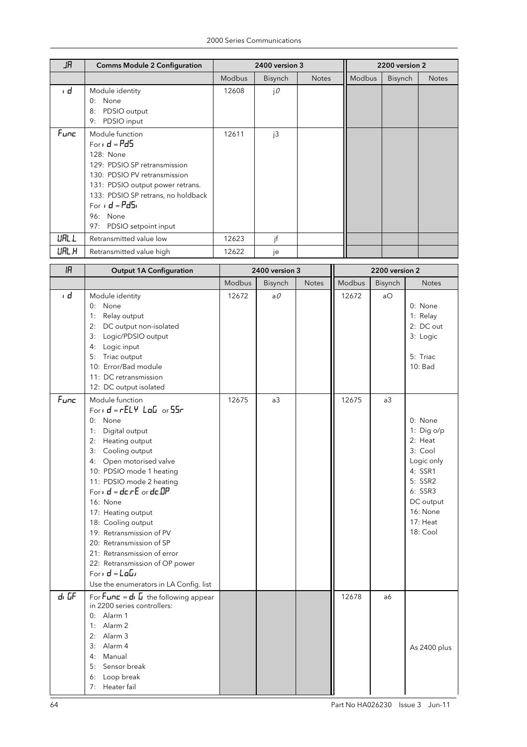| JA | Comms Module 2 Configuration | 2400 version 3 | | | 2200 version 2 | | |
|---|---|---|---|---|---|---|---|
| | | Modbus | Bisynch | Notes | Modbus | Bisynch | Notes |
| id | Module identity<br>0: None<br>8: PDSIO output<br>9: PDSIO input | 12608 | j0 | | | | |
| Func | Module function<br>For id = PdS<br>128: None<br>129: PDSIO SP retransmission<br>130: PDSIO PV retransmission<br>131: PDSIO output power retrans.<br>133: PDSIO SP retrans, no holdback<br>For id = PdSi<br>96: None<br>97: PDSIO setpoint input | 12611 | j3 | | | | |
| VAL.L | Retransmitted value low | 12623 | jf | | | | |
| VAL.H | Retransmitted value high | 12622 | je | | | | |

| 1A | Output 1A Configuration | 2400 version 3 | | | 2200 version 2 | | |
|---|---|---|---|---|---|---|---|
| | | Modbus | Bisynch | Notes | Modbus | Bisynch | Notes |
| id | Module identity<br>0: None<br>1: Relay output<br>2: DC output non-isolated<br>3: Logic/PDSIO output<br>4: Logic input<br>5: Triac output<br>10: Error/Bad module<br>11: DC retransmission<br>12: DC output isolated | 12672 | a0 | | 12672 | aO | 0: None<br>1: Relay<br>2: DC out<br>3: Logic<br><br>5: Triac<br>10: Bad |
| Func | Module function<br>For id = rELY LoG or SSr<br>0: None<br>1: Digital output<br>2: Heating output<br>3: Cooling output<br>4: Open motorised valve<br>10: PDSIO mode 1 heating<br>11: PDSIO mode 2 heating<br>For id = dc.rE or dc.OP<br>16: None<br>17: Heating output<br>18: Cooling output<br>19: Retransmission of PV<br>20: Retransmission of SP<br>21: Retransmission of error<br>22: Retransmission of OP power<br>For id = LoGi<br>Use the enumerators in LA Config. list | 12675 | a3 | | 12675 | a3 | 0: None<br>1: Dig o/p<br>2: Heat<br>3: Cool<br>Logic only<br>4: SSR1<br>5: SSR2<br>6: SSR3<br>DC output<br>16: None<br>17: Heat<br>18: Cool |
| di GF | For Func = di G the following appear in 2200 series controllers:<br>0: Alarm 1<br>1: Alarm 2<br>2: Alarm 3<br>3: Alarm 4<br>4: Manual<br>5: Sensor break<br>6: Loop break<br>7: Heater fail | | | | 12678 | a6 | As 2400 plus |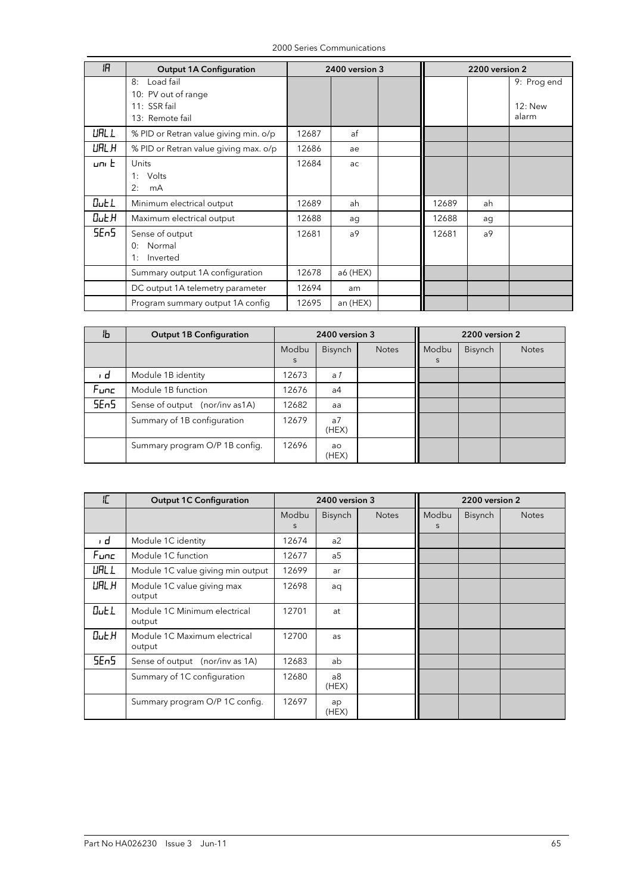| 1A | Output 1A Configuration | 2400 version 3 | | | 2200 version 2 | | |
|---|---|---|---|---|---|---|---|
| | 8: Load fail<br>10: PV out of range<br>11: SSR fail<br>13: Remote fail | | | | | | 9: Prog end<br><br>12: New alarm |
| VAL.L | % PID or Retran value giving min. o/p | 12687 | af | | | | |
| VAL.H | % PID or Retran value giving max. o/p | 12686 | ae | | | | |
| unit | Units<br>1: Volts<br>2: mA | 12684 | ac | | | | |
| Out.L | Minimum electrical output | 12689 | ah | | 12689 | ah | |
| Out.H | Maximum electrical output | 12688 | ag | | 12688 | ag | |
| SEnS | Sense of output<br>0: Normal<br>1: Inverted | 12681 | a9 | | 12681 | a9 | |
| | Summary output 1A configuration | 12678 | a6 (HEX) | | | | |
| | DC output 1A telemetry parameter | 12694 | am | | | | |
| | Program summary output 1A config | 12695 | an (HEX) | | | | |

| 1b | Output 1B Configuration | 2400 version 3 | | | 2200 version 2 | | |
|---|---|---|---|---|---|---|---|
| | | Modbus | Bisynch | Notes | Modbus | Bisynch | Notes |
| id | Module 1B identity | 12673 | a1 | | | | |
| Func | Module 1B function | 12676 | a4 | | | | |
| SEnS | Sense of output (nor/inv as1A) | 12682 | aa | | | | |
| | Summary of 1B configuration | 12679 | a7 (HEX) | | | | |
| | Summary program O/P 1B config. | 12696 | ao (HEX) | | | | |

| 1C | Output 1C Configuration | 2400 version 3 | | | 2200 version 2 | | |
|---|---|---|---|---|---|---|---|
| | | Modbus | Bisynch | Notes | Modbus | Bisynch | Notes |
| id | Module 1C identity | 12674 | a2 | | | | |
| Func | Module 1C function | 12677 | a5 | | | | |
| VAL.L | Module 1C value giving min output | 12699 | ar | | | | |
| VAL.H | Module 1C value giving max output | 12698 | aq | | | | |
| Out.L | Module 1C Minimum electrical output | 12701 | at | | | | |
| Out.H | Module 1C Maximum electrical output | 12700 | as | | | | |
| SEnS | Sense of output (nor/inv as 1A) | 12683 | ab | | | | |
| | Summary of 1C configuration | 12680 | a8 (HEX) | | | | |
| | Summary program O/P 1C config. | 12697 | ap (HEX) | | | | |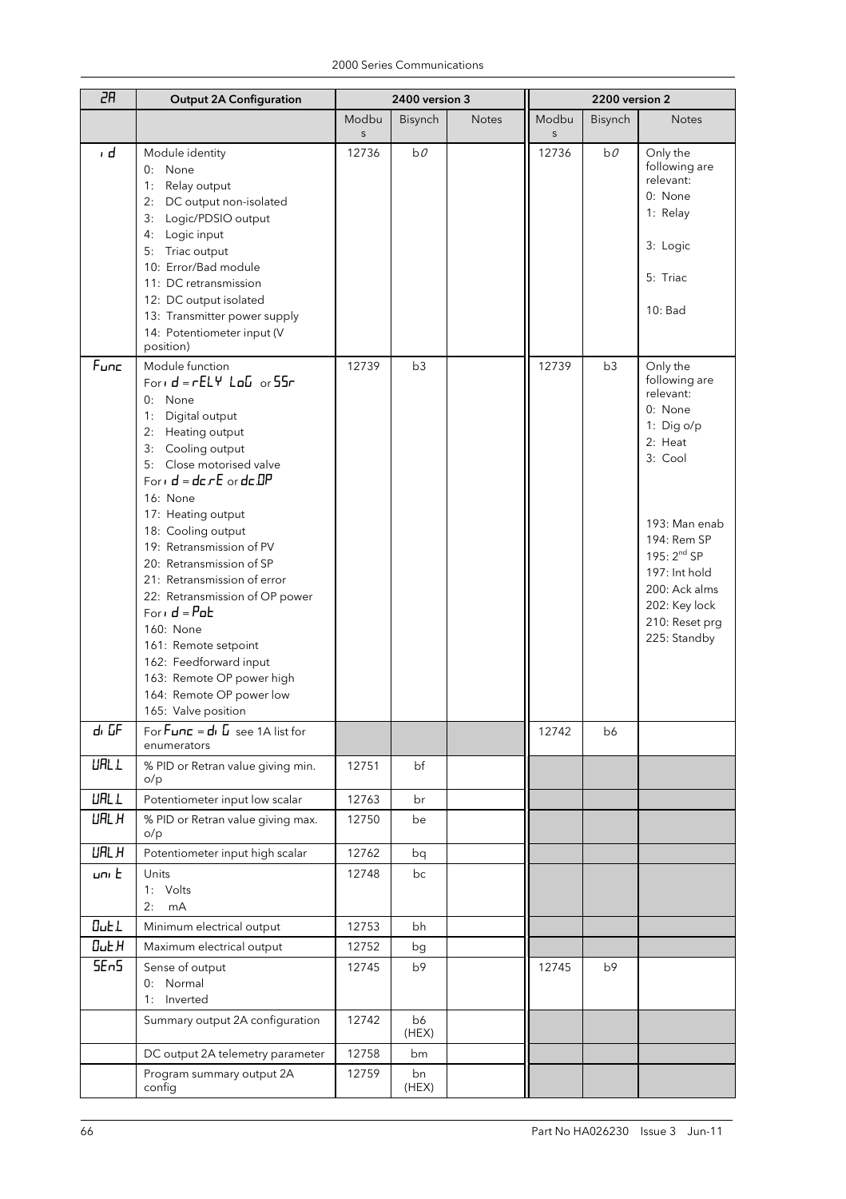| 2A | Output 2A Configuration | 2400 version 3 | | | 2200 version 2 | | |
|---|---|---|---|---|---|---|---|
| | | Modbus | Bisynch | Notes | Modbus | Bisynch | Notes |
| id | Module identity<br>0: None<br>1: Relay output<br>2: DC output non-isolated<br>3: Logic/PDSIO output<br>4: Logic input<br>5: Triac output<br>10: Error/Bad module<br>11: DC retransmission<br>12: DC output isolated<br>13: Transmitter power supply<br>14: Potentiometer input (V position) | 12736 | b0 | | 12736 | b0 | Only the following are relevant:<br>0: None<br>1: Relay<br>3: Logic<br>5: Triac<br>10: Bad |
| Func | Module function<br>For id = rELY LoG or SSr<br>0: None<br>1: Digital output<br>2: Heating output<br>3: Cooling output<br>5: Close motorised valve<br>For id = dc.rE or dc.OP<br>16: None<br>17: Heating output<br>18: Cooling output<br>19: Retransmission of PV<br>20: Retransmission of SP<br>21: Retransmission of error<br>22: Retransmission of OP power<br>For id = Pot<br>160: None<br>161: Remote setpoint<br>162: Feedforward input<br>163: Remote OP power high<br>164: Remote OP power low<br>165: Valve position | 12739 | b3 | | 12739 | b3 | Only the following are relevant:<br>0: None<br>1: Dig o/p<br>2: Heat<br>3: Cool<br>193: Man enab<br>194: Rem SP<br>195: 2nd SP<br>197: Int hold<br>200: Ack alms<br>202: Key lock<br>210: Reset prg<br>225: Standby |
| di GF | For Func = di G see 1A list for enumerators | | | | 12742 | b6 | |
| UAL.L | % PID or Retran value giving min. o/p | 12751 | bf | | | | |
| UAL.L | Potentiometer input low scalar | 12763 | br | | | | |
| UAL.H | % PID or Retran value giving max. o/p | 12750 | be | | | | |
| UAL.H | Potentiometer input high scalar | 12762 | bq | | | | |
| unit | Units<br>1: Volts<br>2: mA | 12748 | bc | | | | |
| Out.L | Minimum electrical output | 12753 | bh | | | | |
| Out.H | Maximum electrical output | 12752 | bg | | | | |
| SEnS | Sense of output<br>0: Normal<br>1: Inverted | 12745 | b9 | | 12745 | b9 | |
| | Summary output 2A configuration | 12742 | b6 (HEX) | | | | |
| | DC output 2A telemetry parameter | 12758 | bm | | | | |
| | Program summary output 2A config | 12759 | bn (HEX) | | | | |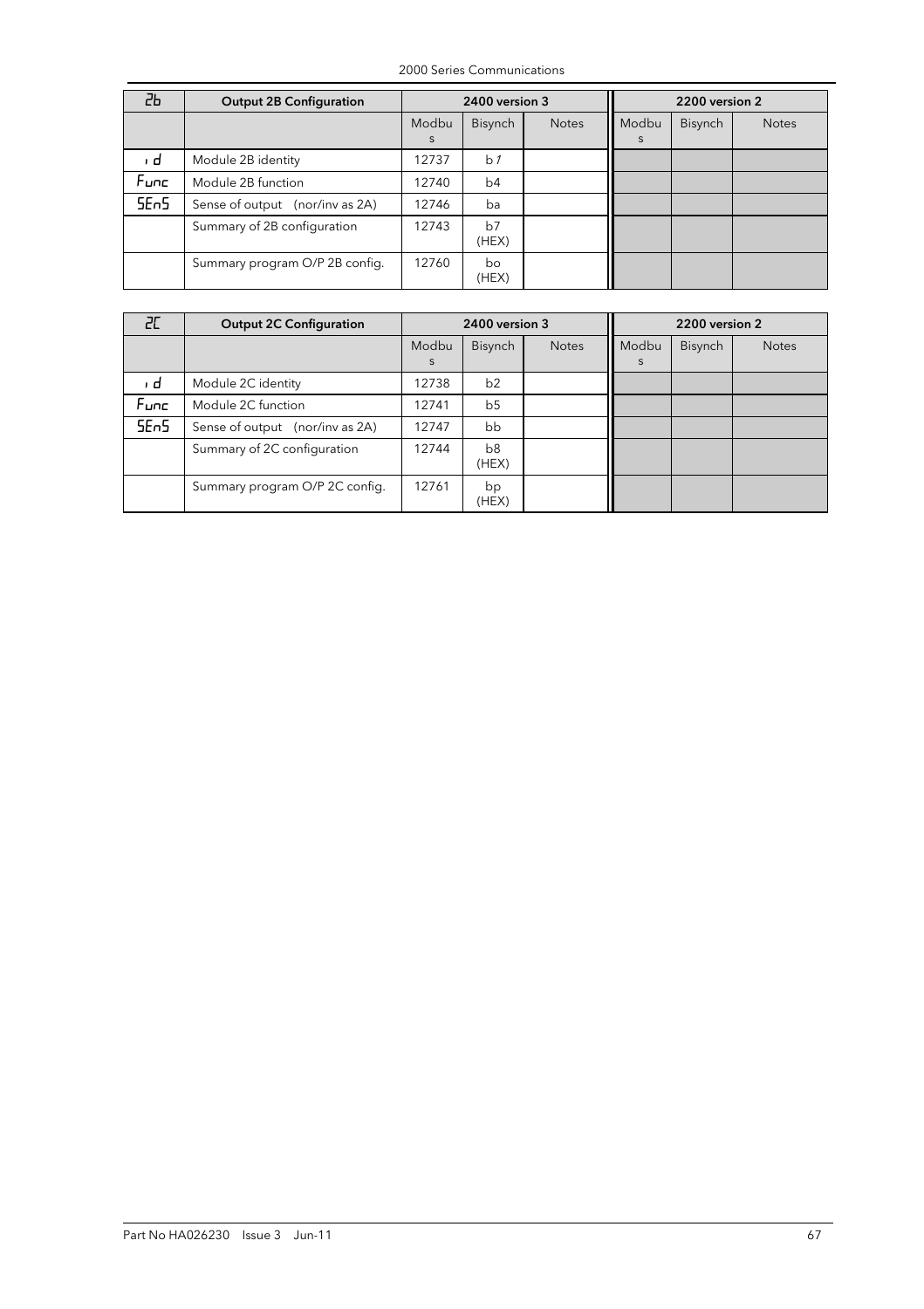| 2b | Output 2B Configuration | 2400 version 3 | | | 2200 version 2 | | |
|---|---|---|---|---|---|---|---|
| | | Modbus | Bisynch | Notes | Modbus | Bisynch | Notes |
| id | Module 2B identity | 12737 | b1 | | | | |
| Func | Module 2B function | 12740 | b4 | | | | |
| SEnS | Sense of output (nor/inv as 2A) | 12746 | ba | | | | |
| | Summary of 2B configuration | 12743 | b7 (HEX) | | | | |
| | Summary program O/P 2B config. | 12760 | bo (HEX) | | | | |

| 2C | Output 2C Configuration | 2400 version 3 | | | 2200 version 2 | | |
|---|---|---|---|---|---|---|---|
| | | Modbus | Bisynch | Notes | Modbus | Bisynch | Notes |
| id | Module 2C identity | 12738 | b2 | | | | |
| Func | Module 2C function | 12741 | b5 | | | | |
| SEnS | Sense of output (nor/inv as 2A) | 12747 | bb | | | | |
| | Summary of 2C configuration | 12744 | b8 (HEX) | | | | |
| | Summary program O/P 2C config. | 12761 | bp (HEX) | | | | |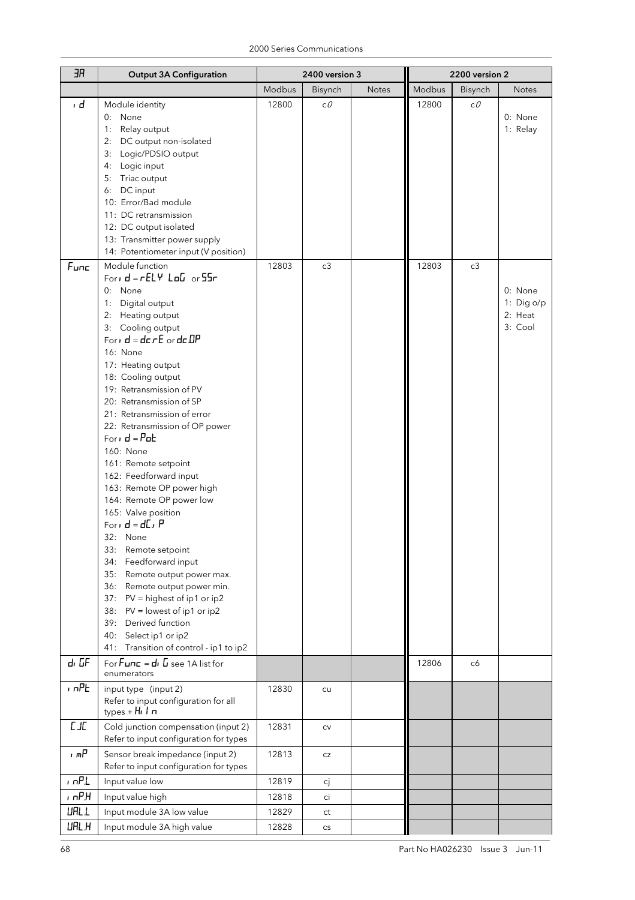| 3A | Output 3A Configuration | 2400 version 3 | | | 2200 version 2 | | |
|---|---|---|---|---|---|---|---|
| | | Modbus | Bisynch | Notes | Modbus | Bisynch | Notes |
| id | Module identity<br>0: None<br>1: Relay output<br>2: DC output non-isolated<br>3: Logic/PDSIO output<br>4: Logic input<br>5: Triac output<br>6: DC input<br>10: Error/Bad module<br>11: DC retransmission<br>12: DC output isolated<br>13: Transmitter power supply<br>14: Potentiometer input (V position) | 12800 | c0 | | 12800 | c0 | 0: None<br>1: Relay |
| Func | Module function<br>For id = rELY LoG or SSr<br>0: None<br>1: Digital output<br>2: Heating output<br>3: Cooling output<br>For id = dc.rE or dc.OP<br>16: None<br>17: Heating output<br>18: Cooling output<br>19: Retransmission of PV<br>20: Retransmission of SP<br>21: Retransmission of error<br>22: Retransmission of OP power<br>For id = Pot<br>160: None<br>161: Remote setpoint<br>162: Feedforward input<br>163: Remote OP power high<br>164: Remote OP power low<br>165: Valve position<br>For id = dC.iP<br>32: None<br>33: Remote setpoint<br>34: Feedforward input<br>35: Remote output power max.<br>36: Remote output power min.<br>37: PV = highest of ip1 or ip2<br>38: PV = lowest of ip1 or ip2<br>39: Derived function<br>40: Select ip1 or ip2<br>41: Transition of control - ip1 to ip2 | 12803 | c3 | | 12803 | c3 | 0: None<br>1: Dig o/p<br>2: Heat<br>3: Cool |
| diGF | For Func = diG see 1A list for enumerators | | | | 12806 | c6 | |
| inPt | input type (input 2)<br>Refer to input configuration for all types + Hi In | 12830 | cu | | | | |
| CJC | Cold junction compensation (input 2)<br>Refer to input configuration for types | 12831 | cv | | | | |
| imP | Sensor break impedance (input 2)<br>Refer to input configuration for types | 12813 | cz | | | | |
| inP.L | Input value low | 12819 | cj | | | | |
| inP.H | Input value high | 12818 | ci | | | | |
| VAL.L | Input module 3A low value | 12829 | ct | | | | |
| VAL.H | Input module 3A high value | 12828 | cs | | | | |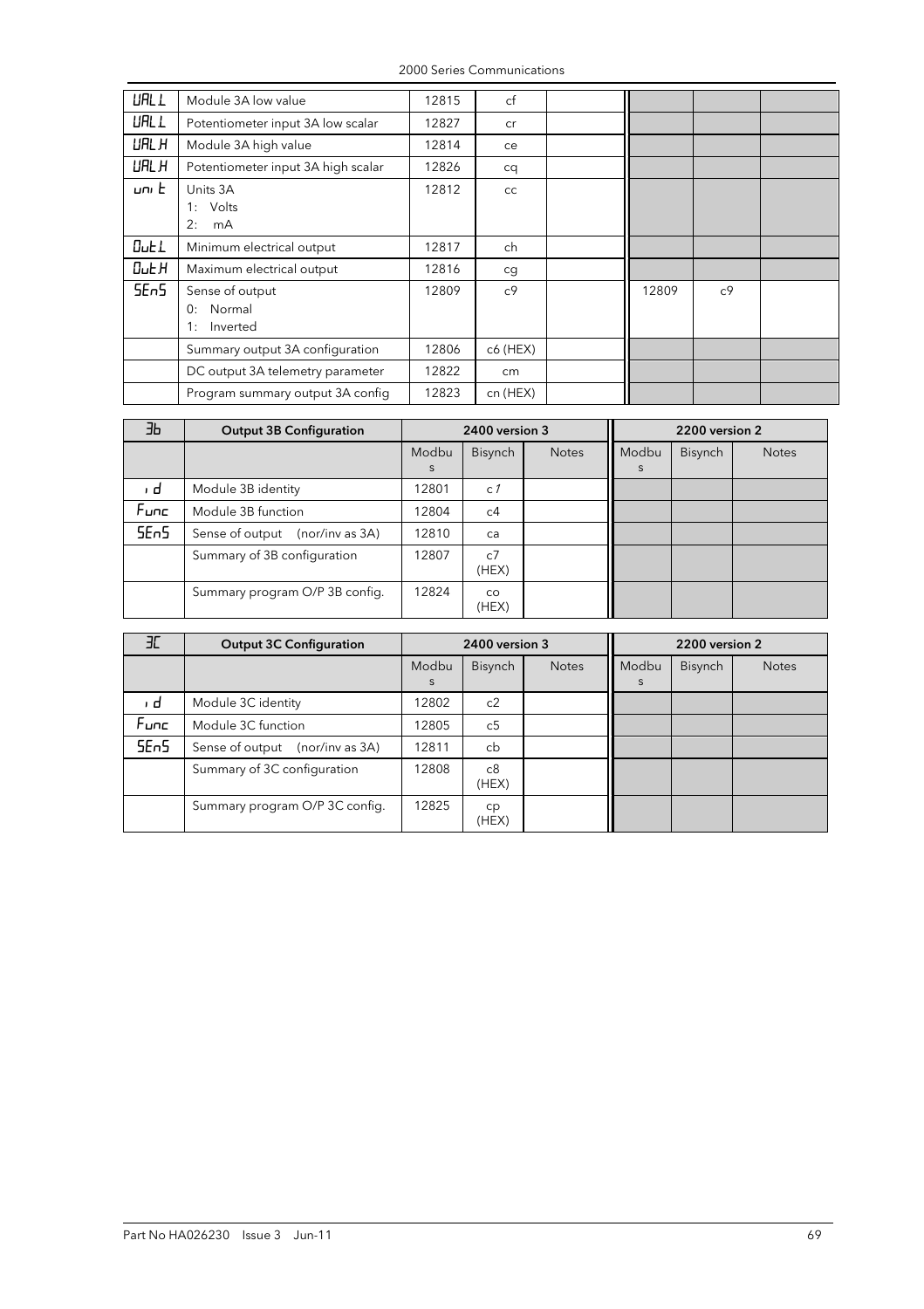| | | | | | | | |
|---|---|---|---|---|---|---|---|
| UAL.L | Module 3A low value | 12815 | cf | | | | |
| UAL.L | Potentiometer input 3A low scalar | 12827 | cr | | | | |
| UAL.H | Module 3A high value | 12814 | ce | | | | |
| UAL.H | Potentiometer input 3A high scalar | 12826 | cq | | | | |
| unit | Units 3A<br>1: Volts<br>2: mA | 12812 | cc | | | | |
| Out.L | Minimum electrical output | 12817 | ch | | | | |
| Out.H | Maximum electrical output | 12816 | cg | | | | |
| SEnS | Sense of output<br>0: Normal<br>1: Inverted | 12809 | c9 | | 12809 | c9 | |
| | Summary output 3A configuration | 12806 | c6 (HEX) | | | | |
| | DC output 3A telemetry parameter | 12822 | cm | | | | |
| | Program summary output 3A config | 12823 | cn (HEX) | | | | |

| 3b | Output 3B Configuration | 2400 version 3 | | | 2200 version 2 | | |
|---|---|---|---|---|---|---|---|
| | | Modbus | Bisynch | Notes | Modbus | Bisynch | Notes |
| id | Module 3B identity | 12801 | c1 | | | | |
| Func | Module 3B function | 12804 | c4 | | | | |
| SEnS | Sense of output (nor/inv as 3A) | 12810 | ca | | | | |
| | Summary of 3B configuration | 12807 | c7 (HEX) | | | | |
| | Summary program O/P 3B config. | 12824 | co (HEX) | | | | |

| 3C | Output 3C Configuration | 2400 version 3 | | | 2200 version 2 | | |
|---|---|---|---|---|---|---|---|
| | | Modbus | Bisynch | Notes | Modbus | Bisynch | Notes |
| id | Module 3C identity | 12802 | c2 | | | | |
| Func | Module 3C function | 12805 | c5 | | | | |
| SEnS | Sense of output (nor/inv as 3A) | 12811 | cb | | | | |
| | Summary of 3C configuration | 12808 | c8 (HEX) | | | | |
| | Summary program O/P 3C config. | 12825 | cp (HEX) | | | | |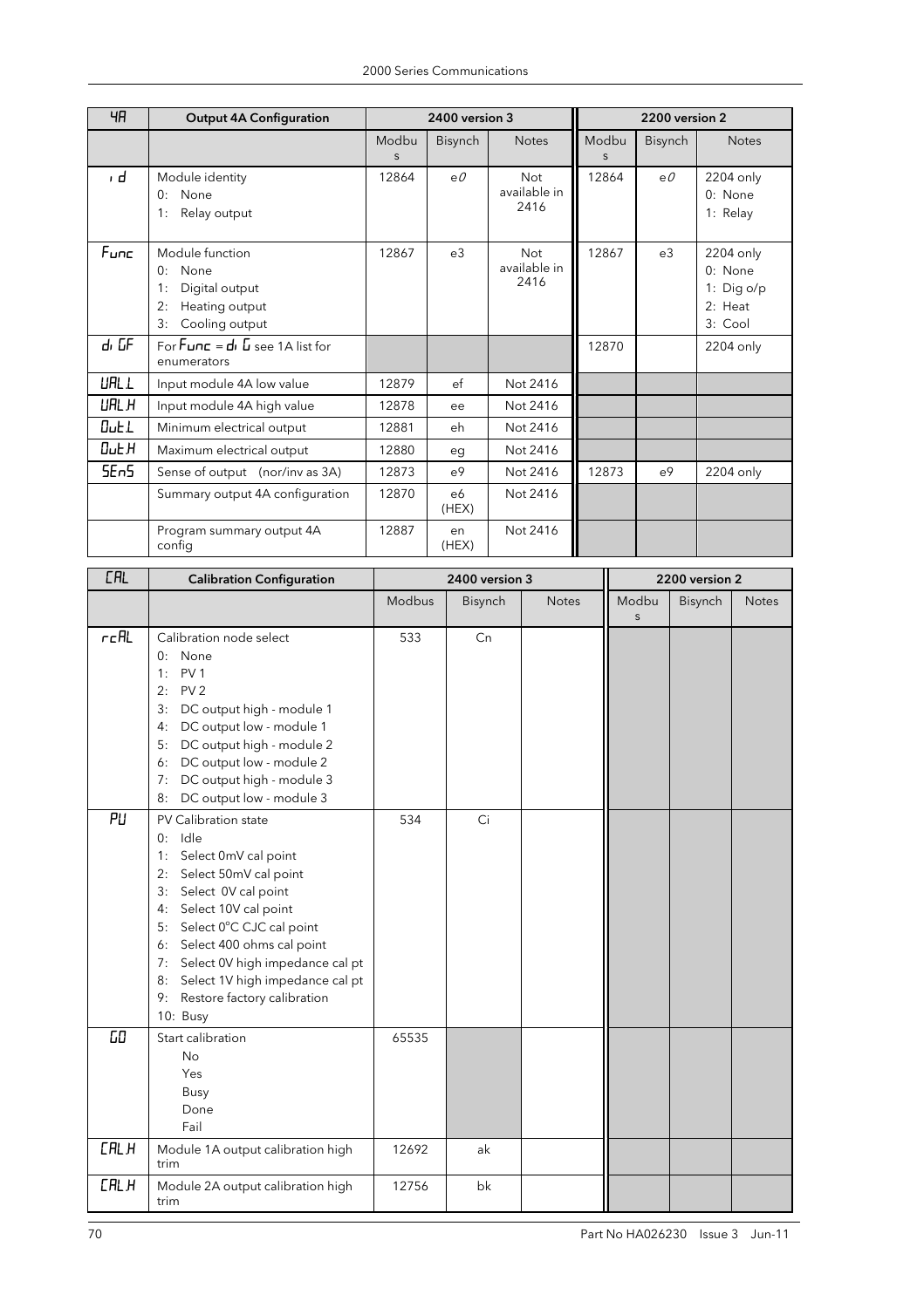| 4A | Output 4A Configuration | 2400 version 3 | | | 2200 version 2 | | |
|---|---|---|---|---|---|---|---|
| | | Modbus | Bisynch | Notes | Modbus | Bisynch | Notes |
| id | Module identity<br>0: None<br>1: Relay output | 12864 | e0 | Not available in 2416 | 12864 | e0 | 2204 only<br>0: None<br>1: Relay |
| Func | Module function<br>0: None<br>1: Digital output<br>2: Heating output<br>3: Cooling output | 12867 | e3 | Not available in 2416 | 12867 | e3 | 2204 only<br>0: None<br>1: Dig o/p<br>2: Heat<br>3: Cool |
| di GF | For Func = di G see 1A list for enumerators | | | | 12870 | | 2204 only |
| VAL.L | Input module 4A low value | 12879 | ef | Not 2416 | | | |
| VAL.H | Input module 4A high value | 12878 | ee | Not 2416 | | | |
| Out.L | Minimum electrical output | 12881 | eh | Not 2416 | | | |
| Out.H | Maximum electrical output | 12880 | eg | Not 2416 | | | |
| SEnS | Sense of output (nor/inv as 3A) | 12873 | e9 | Not 2416 | 12873 | e9 | 2204 only |
| | Summary output 4A configuration | 12870 | e6 (HEX) | Not 2416 | | | |
| | Program summary output 4A config | 12887 | en (HEX) | Not 2416 | | | |

| CAL | Calibration Configuration | 2400 version 3 | | | 2200 version 2 | | |
|---|---|---|---|---|---|---|---|
| | | Modbus | Bisynch | Notes | Modbus | Bisynch | Notes |
| rcAL | Calibration node select<br>0: None<br>1: PV 1<br>2: PV 2<br>3: DC output high - module 1<br>4: DC output low - module 1<br>5: DC output high - module 2<br>6: DC output low - module 2<br>7: DC output high - module 3<br>8: DC output low - module 3 | 533 | Cn | | | | |
| PV | PV Calibration state<br>0: Idle<br>1: Select 0mV cal point<br>2: Select 50mV cal point<br>3: Select 0V cal point<br>4: Select 10V cal point<br>5: Select 0°C CJC cal point<br>6: Select 400 ohms cal point<br>7: Select 0V high impedance cal pt<br>8: Select 1V high impedance cal pt<br>9: Restore factory calibration<br>10: Busy | 534 | Ci | | | | |
| GO | Start calibration<br>No<br>Yes<br>Busy<br>Done<br>Fail | 65535 | | | | | |
| CAL.H | Module 1A output calibration high trim | 12692 | ak | | | | |
| CAL.H | Module 2A output calibration high trim | 12756 | bk | | | | |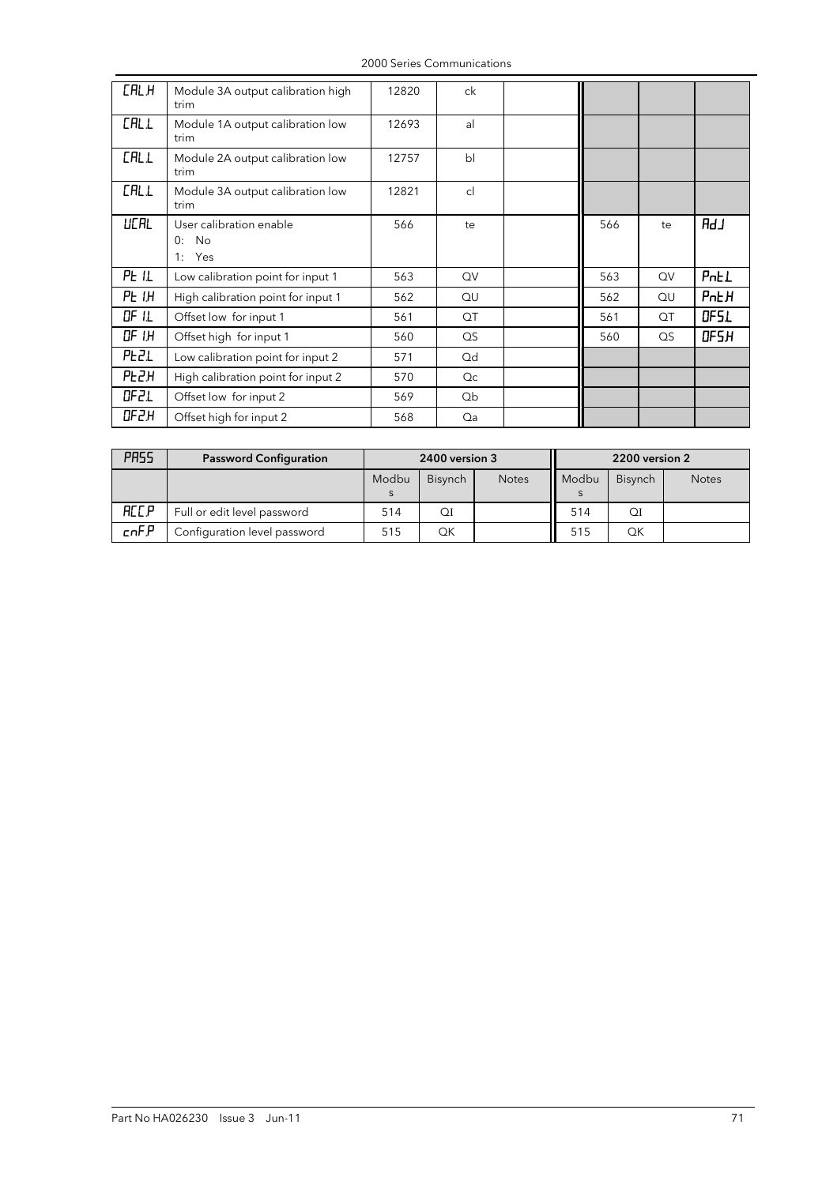| | | | | | | | |
|---|---|---|---|---|---|---|---|
| CAL.H | Module 3A output calibration high trim | 12820 | ck | | | | |
| CAL.L | Module 1A output calibration low trim | 12693 | al | | | | |
| CAL.L | Module 2A output calibration low trim | 12757 | bl | | | | |
| CAL.L | Module 3A output calibration low trim | 12821 | cl | | | | |
| UCAL | User calibration enable<br>0: No<br>1: Yes | 566 | te | | 566 | te | AdJ |
| Pt 1L | Low calibration point for input 1 | 563 | QV | | 563 | QV | PntL |
| Pt 1H | High calibration point for input 1 | 562 | QU | | 562 | QU | PntH |
| OF 1L | Offset low for input 1 | 561 | QT | | 561 | QT | OFS.L |
| OF 1H | Offset high for input 1 | 560 | QS | | 560 | QS | OFS.H |
| Pt2L | Low calibration point for input 2 | 571 | Qd | | | | |
| Pt2H | High calibration point for input 2 | 570 | Qc | | | | |
| OF2L | Offset low for input 2 | 569 | Qb | | | | |
| OF2H | Offset high for input 2 | 568 | Qa | | | | |

| PASS | Password Configuration | 2400 version 3 | | | 2200 version 2 | | |
|---|---|---|---|---|---|---|---|
| | | Modbus | Bisynch | Notes | Modbus | Bisynch | Notes |
| ACC.P | Full or edit level password | 514 | QI | | 514 | QI | |
| cnF.P | Configuration level password | 515 | QK | | 515 | QK | |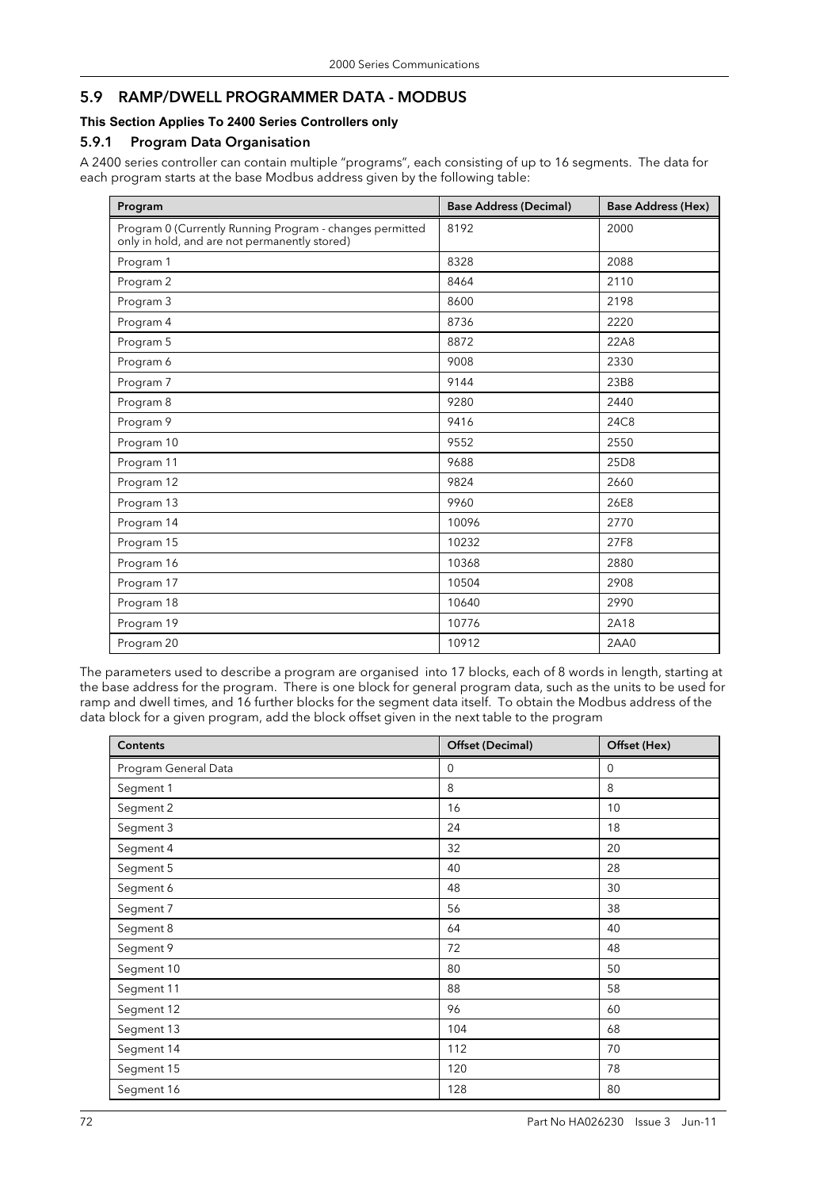## 5.9 RAMP/DWELL PROGRAMMER DATA - MODBUS

**This Section Applies To 2400 Series Controllers only**

### 5.9.1 Program Data Organisation

A 2400 series controller can contain multiple "programs", each consisting of up to 16 segments. The data for each program starts at the base Modbus address given by the following table:

| Program | Base Address (Decimal) | Base Address (Hex) |
|---|---|---|
| Program 0 (Currently Running Program - changes permitted only in hold, and are not permanently stored) | 8192 | 2000 |
| Program 1 | 8328 | 2088 |
| Program 2 | 8464 | 2110 |
| Program 3 | 8600 | 2198 |
| Program 4 | 8736 | 2220 |
| Program 5 | 8872 | 22A8 |
| Program 6 | 9008 | 2330 |
| Program 7 | 9144 | 23B8 |
| Program 8 | 9280 | 2440 |
| Program 9 | 9416 | 24C8 |
| Program 10 | 9552 | 2550 |
| Program 11 | 9688 | 25D8 |
| Program 12 | 9824 | 2660 |
| Program 13 | 9960 | 26E8 |
| Program 14 | 10096 | 2770 |
| Program 15 | 10232 | 27F8 |
| Program 16 | 10368 | 2880 |
| Program 17 | 10504 | 2908 |
| Program 18 | 10640 | 2990 |
| Program 19 | 10776 | 2A18 |
| Program 20 | 10912 | 2AA0 |

The parameters used to describe a program are organised into 17 blocks, each of 8 words in length, starting at the base address for the program. There is one block for general program data, such as the units to be used for ramp and dwell times, and 16 further blocks for the segment data itself. To obtain the Modbus address of the data block for a given program, add the block offset given in the next table to the program

| Contents | Offset (Decimal) | Offset (Hex) |
|---|---|---|
| Program General Data | 0 | 0 |
| Segment 1 | 8 | 8 |
| Segment 2 | 16 | 10 |
| Segment 3 | 24 | 18 |
| Segment 4 | 32 | 20 |
| Segment 5 | 40 | 28 |
| Segment 6 | 48 | 30 |
| Segment 7 | 56 | 38 |
| Segment 8 | 64 | 40 |
| Segment 9 | 72 | 48 |
| Segment 10 | 80 | 50 |
| Segment 11 | 88 | 58 |
| Segment 12 | 96 | 60 |
| Segment 13 | 104 | 68 |
| Segment 14 | 112 | 70 |
| Segment 15 | 120 | 78 |
| Segment 16 | 128 | 80 |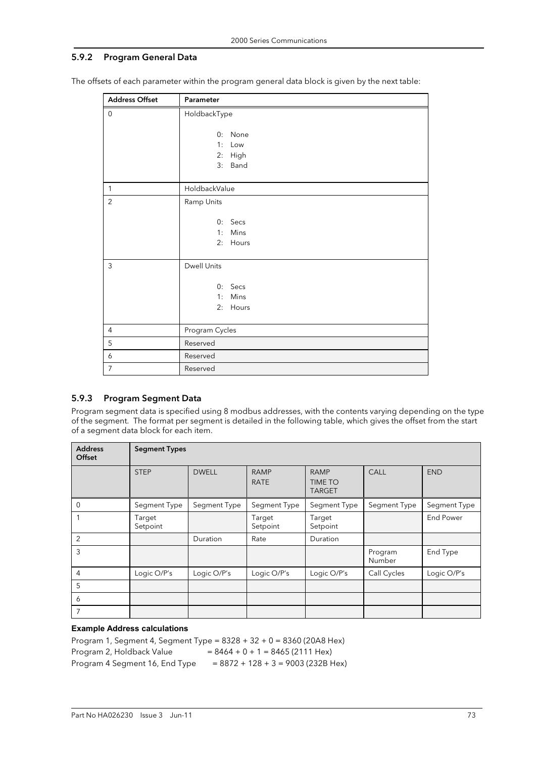### 5.9.2 Program General Data

The offsets of each parameter within the program general data block is given by the next table:

| Address Offset | Parameter |
|---|---|
| 0 | HoldbackType<br><br>0: None<br>1: Low<br>2: High<br>3: Band |
| 1 | HoldbackValue |
| 2 | Ramp Units<br><br>0: Secs<br>1: Mins<br>2: Hours |
| 3 | Dwell Units<br><br>0: Secs<br>1: Mins<br>2: Hours |
| 4 | Program Cycles |
| 5 | Reserved |
| 6 | Reserved |
| 7 | Reserved |

### 5.9.3 Program Segment Data

Program segment data is specified using 8 modbus addresses, with the contents varying depending on the type of the segment. The format per segment is detailed in the following table, which gives the offset from the start of a segment data block for each item.

| Address Offset | Segment Types | | | | | |
|---|---|---|---|---|---|---|
| | STEP | DWELL | RAMP RATE | RAMP TIME TO TARGET | CALL | END |
| 0 | Segment Type | Segment Type | Segment Type | Segment Type | Segment Type | Segment Type |
| 1 | Target Setpoint | | Target Setpoint | Target Setpoint | | End Power |
| 2 | | Duration | Rate | Duration | | |
| 3 | | | | | Program Number | End Type |
| 4 | Logic O/P's | Logic O/P's | Logic O/P's | Logic O/P's | Call Cycles | Logic O/P's |
| 5 | | | | | | |
| 6 | | | | | | |
| 7 | | | | | | |

**Example Address calculations**

Program 1, Segment 4, Segment Type = 8328 + 32 + 0 = 8360 (20A8 Hex)
Program 2, Holdback Value = 8464 + 0 + 1 = 8465 (2111 Hex)
Program 4 Segment 16, End Type = 8872 + 128 + 3 = 9003 (232B Hex)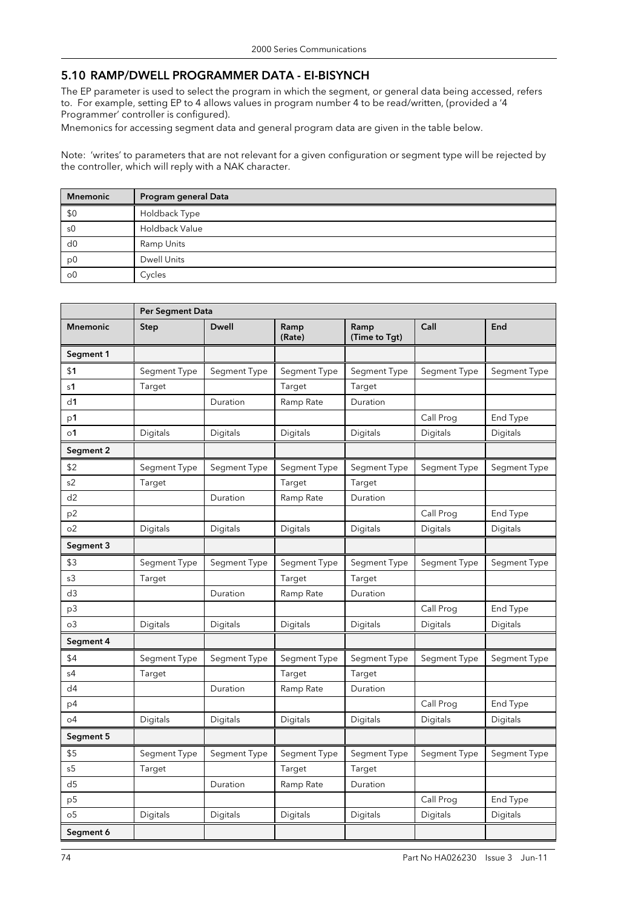## 5.10 RAMP/DWELL PROGRAMMER DATA - EI-BISYNCH

The EP parameter is used to select the program in which the segment, or general data being accessed, refers to. For example, setting EP to 4 allows values in program number 4 to be read/written, (provided a '4 Programmer' controller is configured).

Mnemonics for accessing segment data and general program data are given in the table below.

Note: 'writes' to parameters that are not relevant for a given configuration or segment type will be rejected by the controller, which will reply with a NAK character.

| Mnemonic | Program general Data |
|---|---|
| $0 | Holdback Type |
| s0 | Holdback Value |
| d0 | Ramp Units |
| p0 | Dwell Units |
| o0 | Cycles |

| | Per Segment Data | | | | | |
|---|---|---|---|---|---|---|
| **Mnemonic** | **Step** | **Dwell** | **Ramp (Rate)** | **Ramp (Time to Tgt)** | **Call** | **End** |
| **Segment 1** | | | | | | |
| $**1** | Segment Type | Segment Type | Segment Type | Segment Type | Segment Type | Segment Type |
| s**1** | Target | | Target | Target | | |
| d**1** | | Duration | Ramp Rate | Duration | | |
| p**1** | | | | | Call Prog | End Type |
| o**1** | Digitals | Digitals | Digitals | Digitals | Digitals | Digitals |
| **Segment 2** | | | | | | |
| $2 | Segment Type | Segment Type | Segment Type | Segment Type | Segment Type | Segment Type |
| s2 | Target | | Target | Target | | |
| d2 | | Duration | Ramp Rate | Duration | | |
| p2 | | | | | Call Prog | End Type |
| o2 | Digitals | Digitals | Digitals | Digitals | Digitals | Digitals |
| **Segment 3** | | | | | | |
| $3 | Segment Type | Segment Type | Segment Type | Segment Type | Segment Type | Segment Type |
| s3 | Target | | Target | Target | | |
| d3 | | Duration | Ramp Rate | Duration | | |
| p3 | | | | | Call Prog | End Type |
| o3 | Digitals | Digitals | Digitals | Digitals | Digitals | Digitals |
| **Segment 4** | | | | | | |
| $4 | Segment Type | Segment Type | Segment Type | Segment Type | Segment Type | Segment Type |
| s4 | Target | | Target | Target | | |
| d4 | | Duration | Ramp Rate | Duration | | |
| p4 | | | | | Call Prog | End Type |
| o4 | Digitals | Digitals | Digitals | Digitals | Digitals | Digitals |
| **Segment 5** | | | | | | |
| $5 | Segment Type | Segment Type | Segment Type | Segment Type | Segment Type | Segment Type |
| s5 | Target | | Target | Target | | |
| d5 | | Duration | Ramp Rate | Duration | | |
| p5 | | | | | Call Prog | End Type |
| o5 | Digitals | Digitals | Digitals | Digitals | Digitals | Digitals |
| **Segment 6** | | | | | | |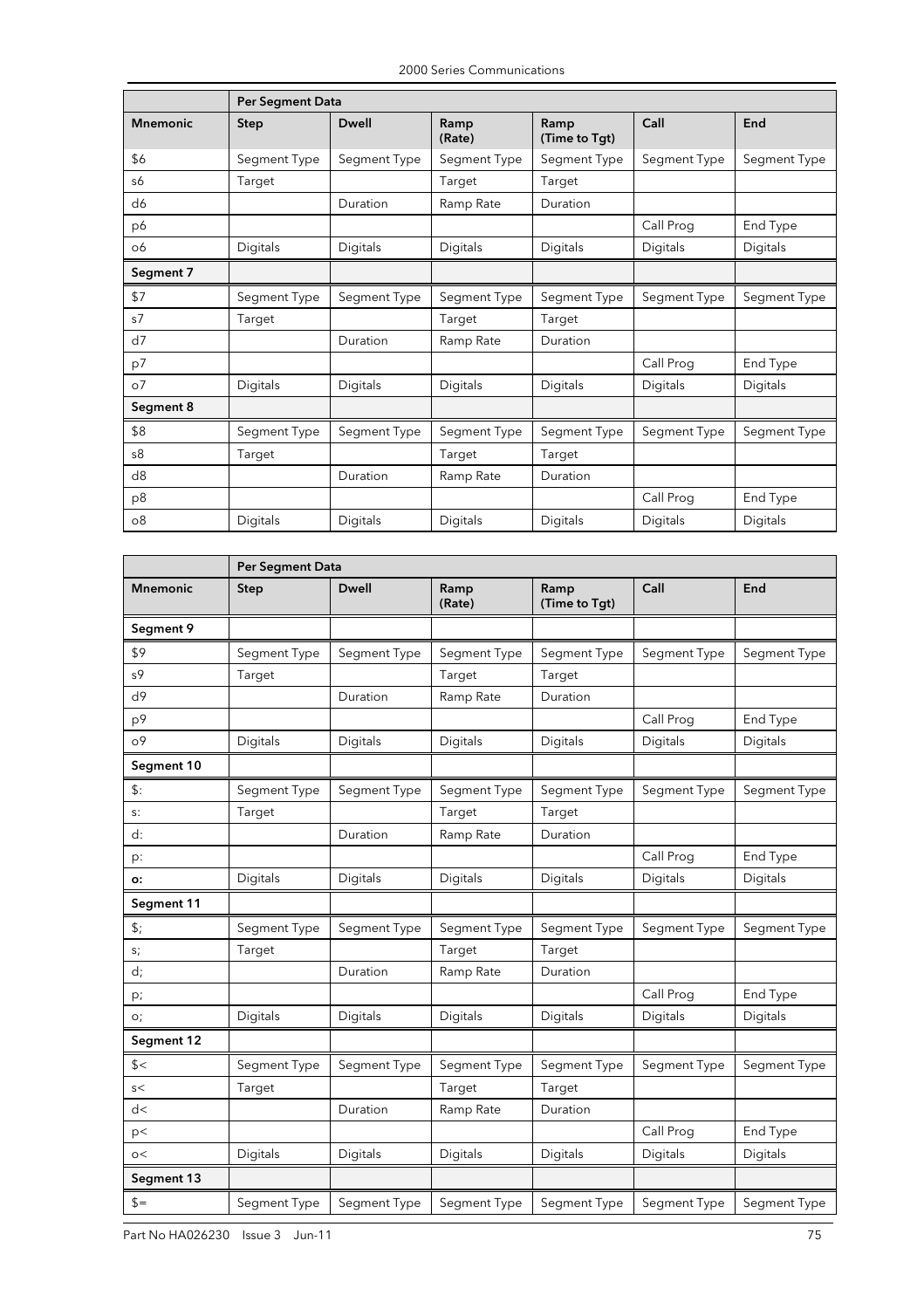| | Per Segment Data | | | | | |
|---|---|---|---|---|---|---|
| **Mnemonic** | **Step** | **Dwell** | **Ramp (Rate)** | **Ramp (Time to Tgt)** | **Call** | **End** |
| $6 | Segment Type | Segment Type | Segment Type | Segment Type | Segment Type | Segment Type |
| s6 | Target | | Target | Target | | |
| d6 | | Duration | Ramp Rate | Duration | | |
| p6 | | | | | Call Prog | End Type |
| o6 | Digitals | Digitals | Digitals | Digitals | Digitals | Digitals |
| **Segment 7** | | | | | | |
| $7 | Segment Type | Segment Type | Segment Type | Segment Type | Segment Type | Segment Type |
| s7 | Target | | Target | Target | | |
| d7 | | Duration | Ramp Rate | Duration | | |
| p7 | | | | | Call Prog | End Type |
| o7 | Digitals | Digitals | Digitals | Digitals | Digitals | Digitals |
| **Segment 8** | | | | | | |
| $8 | Segment Type | Segment Type | Segment Type | Segment Type | Segment Type | Segment Type |
| s8 | Target | | Target | Target | | |
| d8 | | Duration | Ramp Rate | Duration | | |
| p8 | | | | | Call Prog | End Type |
| o8 | Digitals | Digitals | Digitals | Digitals | Digitals | Digitals |

| | Per Segment Data | | | | | |
|---|---|---|---|---|---|---|
| **Mnemonic** | **Step** | **Dwell** | **Ramp (Rate)** | **Ramp (Time to Tgt)** | **Call** | **End** |
| **Segment 9** | | | | | | |
| $9 | Segment Type | Segment Type | Segment Type | Segment Type | Segment Type | Segment Type |
| s9 | Target | | Target | Target | | |
| d9 | | Duration | Ramp Rate | Duration | | |
| p9 | | | | | Call Prog | End Type |
| o9 | Digitals | Digitals | Digitals | Digitals | Digitals | Digitals |
| **Segment 10** | | | | | | |
| $: | Segment Type | Segment Type | Segment Type | Segment Type | Segment Type | Segment Type |
| s: | Target | | Target | Target | | |
| d: | | Duration | Ramp Rate | Duration | | |
| p: | | | | | Call Prog | End Type |
| **o:** | Digitals | Digitals | Digitals | Digitals | Digitals | Digitals |
| **Segment 11** | | | | | | |
| $; | Segment Type | Segment Type | Segment Type | Segment Type | Segment Type | Segment Type |
| s; | Target | | Target | Target | | |
| d; | | Duration | Ramp Rate | Duration | | |
| p; | | | | | Call Prog | End Type |
| o; | Digitals | Digitals | Digitals | Digitals | Digitals | Digitals |
| **Segment 12** | | | | | | |
| $< | Segment Type | Segment Type | Segment Type | Segment Type | Segment Type | Segment Type |
| s< | Target | | Target | Target | | |
| d< | | Duration | Ramp Rate | Duration | | |
| p< | | | | | Call Prog | End Type |
| o< | Digitals | Digitals | Digitals | Digitals | Digitals | Digitals |
| **Segment 13** | | | | | | |
| $= | Segment Type | Segment Type | Segment Type | Segment Type | Segment Type | Segment Type |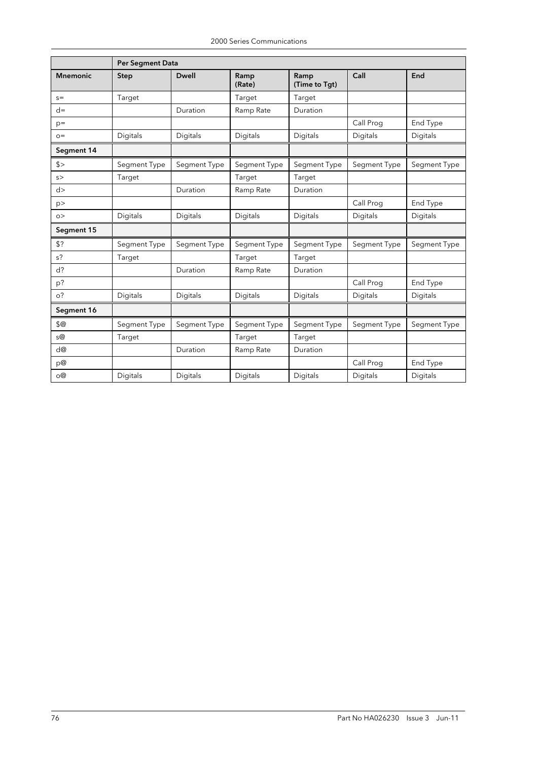| | Per Segment Data | | | | | |
|---|---|---|---|---|---|---|
| **Mnemonic** | **Step** | **Dwell** | **Ramp (Rate)** | **Ramp (Time to Tgt)** | **Call** | **End** |
| s= | Target | | Target | Target | | |
| d= | | Duration | Ramp Rate | Duration | | |
| p= | | | | | Call Prog | End Type |
| o= | Digitals | Digitals | Digitals | Digitals | Digitals | Digitals |
| **Segment 14** | | | | | | |
| $> | Segment Type | Segment Type | Segment Type | Segment Type | Segment Type | Segment Type |
| s> | Target | | Target | Target | | |
| d> | | Duration | Ramp Rate | Duration | | |
| p> | | | | | Call Prog | End Type |
| o> | Digitals | Digitals | Digitals | Digitals | Digitals | Digitals |
| **Segment 15** | | | | | | |
| $? | Segment Type | Segment Type | Segment Type | Segment Type | Segment Type | Segment Type |
| s? | Target | | Target | Target | | |
| d? | | Duration | Ramp Rate | Duration | | |
| p? | | | | | Call Prog | End Type |
| o? | Digitals | Digitals | Digitals | Digitals | Digitals | Digitals |
| **Segment 16** | | | | | | |
| $@ | Segment Type | Segment Type | Segment Type | Segment Type | Segment Type | Segment Type |
| s@ | Target | | Target | Target | | |
| d@ | | Duration | Ramp Rate | Duration | | |
| p@ | | | | | Call Prog | End Type |
| o@ | Digitals | Digitals | Digitals | Digitals | Digitals | Digitals |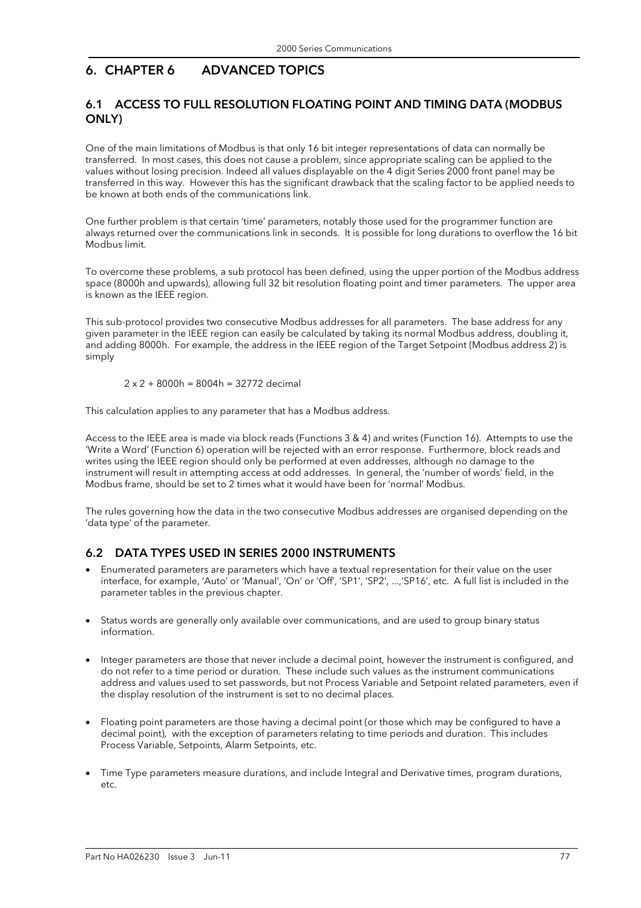# 6. CHAPTER 6 ADVANCED TOPICS

## 6.1 ACCESS TO FULL RESOLUTION FLOATING POINT AND TIMING DATA (MODBUS ONLY)

One of the main limitations of Modbus is that only 16 bit integer representations of data can normally be transferred. In most cases, this does not cause a problem, since appropriate scaling can be applied to the values without losing precision. Indeed all values displayable on the 4 digit Series 2000 front panel may be transferred in this way. However this has the significant drawback that the scaling factor to be applied needs to be known at both ends of the communications link.

One further problem is that certain 'time' parameters, notably those used for the programmer function are always returned over the communications link in seconds. It is possible for long durations to overflow the 16 bit Modbus limit.

To overcome these problems, a sub protocol has been defined, using the upper portion of the Modbus address space (8000h and upwards), allowing full 32 bit resolution floating point and timer parameters. The upper area is known as the IEEE region.

This sub-protocol provides two consecutive Modbus addresses for all parameters. The base address for any given parameter in the IEEE region can easily be calculated by taking its normal Modbus address, doubling it, and adding 8000h. For example, the address in the IEEE region of the Target Setpoint (Modbus address 2) is simply

2 x 2 + 8000h = 8004h = 32772 decimal

This calculation applies to any parameter that has a Modbus address.

Access to the IEEE area is made via block reads (Functions 3 & 4) and writes (Function 16). Attempts to use the 'Write a Word' (Function 6) operation will be rejected with an error response. Furthermore, block reads and writes using the IEEE region should only be performed at even addresses, although no damage to the instrument will result in attempting access at odd addresses. In general, the 'number of words' field, in the Modbus frame, should be set to 2 times what it would have been for 'normal' Modbus.

The rules governing how the data in the two consecutive Modbus addresses are organised depending on the 'data type' of the parameter.

## 6.2 DATA TYPES USED IN SERIES 2000 INSTRUMENTS

- Enumerated parameters are parameters which have a textual representation for their value on the user interface, for example, 'Auto' or 'Manual', 'On' or 'Off', 'SP1', 'SP2', ...,'SP16', etc. A full list is included in the parameter tables in the previous chapter.

- Status words are generally only available over communications, and are used to group binary status information.

- Integer parameters are those that never include a decimal point, however the instrument is configured, and do not refer to a time period or duration. These include such values as the instrument communications address and values used to set passwords, but not Process Variable and Setpoint related parameters, even if the display resolution of the instrument is set to no decimal places.

- Floating point parameters are those having a decimal point (or those which may be configured to have a decimal point), with the exception of parameters relating to time periods and duration. This includes Process Variable, Setpoints, Alarm Setpoints, etc.

- Time Type parameters measure durations, and include Integral and Derivative times, program durations, etc.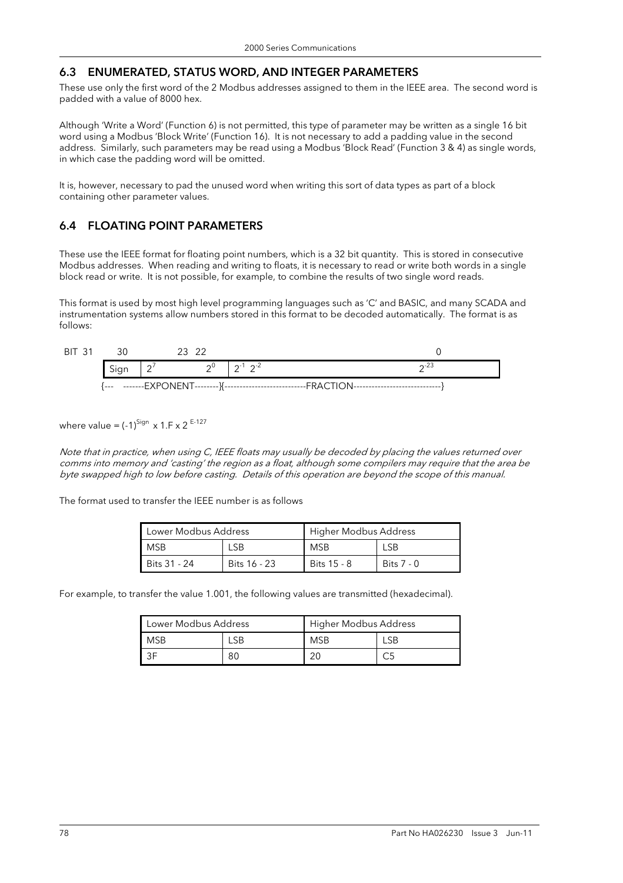## 6.3 ENUMERATED, STATUS WORD, AND INTEGER PARAMETERS

These use only the first word of the 2 Modbus addresses assigned to them in the IEEE area. The second word is padded with a value of 8000 hex.

Although 'Write a Word' (Function 6) is not permitted, this type of parameter may be written as a single 16 bit word using a Modbus 'Block Write' (Function 16). It is not necessary to add a padding value in the second address. Similarly, such parameters may be read using a Modbus 'Block Read' (Function 3 & 4) as single words, in which case the padding word will be omitted.

It is, however, necessary to pad the unused word when writing this sort of data types as part of a block containing other parameter values.

## 6.4 FLOATING POINT PARAMETERS

These use the IEEE format for floating point numbers, which is a 32 bit quantity. This is stored in consecutive Modbus addresses. When reading and writing to floats, it is necessary to read or write both words in a single block read or write. It is not possible, for example, to combine the results of two single word reads.

This format is used by most high level programming languages such as 'C' and BASIC, and many SCADA and instrumentation systems allow numbers stored in this format to be decoded automatically. The format is as follows:

| BIT 31 | 30 | 23 | 22 | 0 |
|---|---|---|---|---|
| Sign | $2^7$ | $2^0$ | $2^{-1}$ $2^{-2}$ | $2^{-23}$ |
| | {--- -------EXPONENT--------} | | {---------------------------FRACTION----------------------------} | |

where value = $(-1)^{Sign} \times 1.F \times 2^{E-127}$

*Note that in practice, when using C, IEEE floats may usually be decoded by placing the values returned over comms into memory and 'casting' the region as a float, although some compilers may require that the area be byte swapped high to low before casting. Details of this operation are beyond the scope of this manual.*

The format used to transfer the IEEE number is as follows

| Lower Modbus Address | | Higher Modbus Address | |
|---|---|---|---|
| MSB | LSB | MSB | LSB |
| Bits 31 - 24 | Bits 16 - 23 | Bits 15 - 8 | Bits 7 - 0 |

For example, to transfer the value 1.001, the following values are transmitted (hexadecimal).

| Lower Modbus Address | | Higher Modbus Address | |
|---|---|---|---|
| MSB | LSB | MSB | LSB |
| 3F | 80 | 20 | C5 |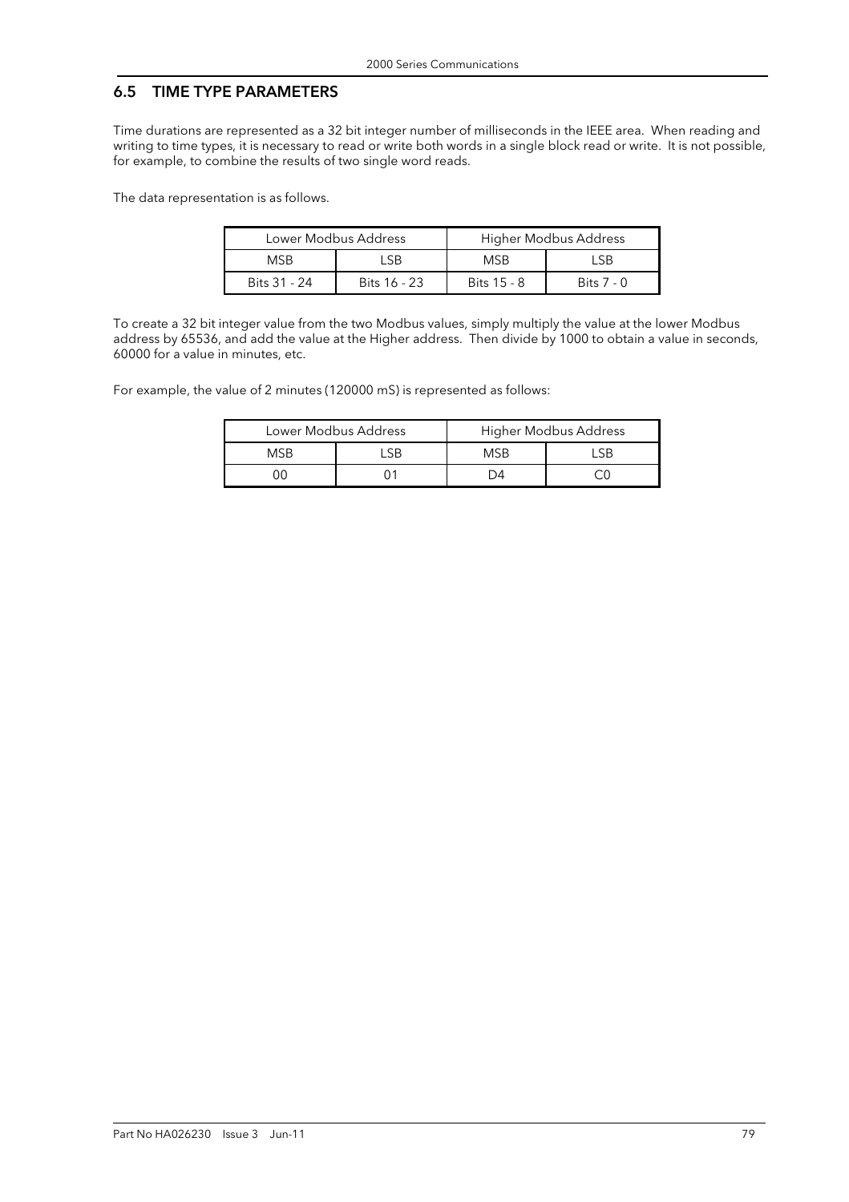## 6.5 TIME TYPE PARAMETERS

Time durations are represented as a 32 bit integer number of milliseconds in the IEEE area. When reading and writing to time types, it is necessary to read or write both words in a single block read or write. It is not possible, for example, to combine the results of two single word reads.

The data representation is as follows.

| Lower Modbus Address | | Higher Modbus Address | |
|---|---|---|---|
| MSB | LSB | MSB | LSB |
| Bits 31 - 24 | Bits 16 - 23 | Bits 15 - 8 | Bits 7 - 0 |

To create a 32 bit integer value from the two Modbus values, simply multiply the value at the lower Modbus address by 65536, and add the value at the Higher address. Then divide by 1000 to obtain a value in seconds, 60000 for a value in minutes, etc.

For example, the value of 2 minutes (120000 mS) is represented as follows:

| Lower Modbus Address | | Higher Modbus Address | |
|---|---|---|---|
| MSB | LSB | MSB | LSB |
| 00 | 01 | D4 | C0 |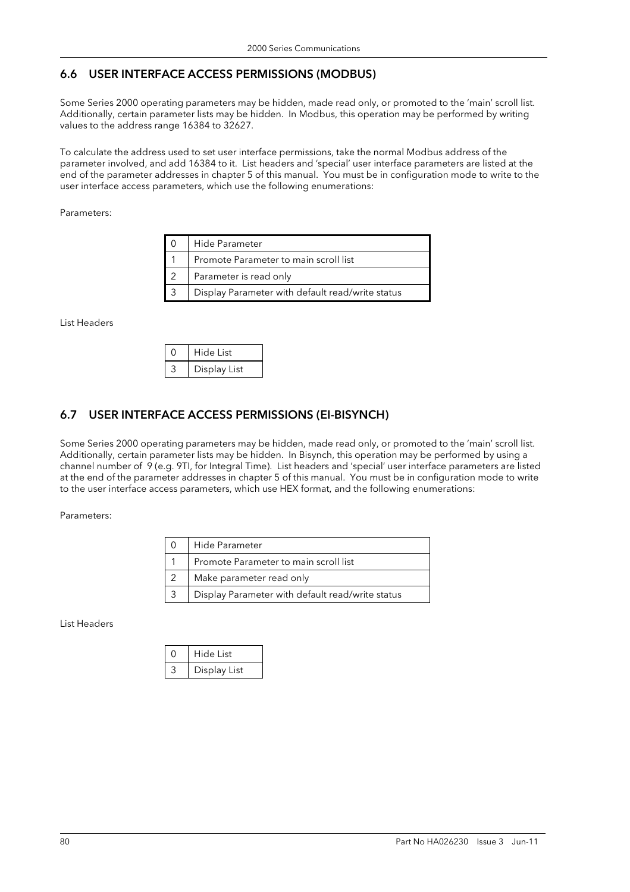## 6.6 USER INTERFACE ACCESS PERMISSIONS (MODBUS)

Some Series 2000 operating parameters may be hidden, made read only, or promoted to the 'main' scroll list. Additionally, certain parameter lists may be hidden. In Modbus, this operation may be performed by writing values to the address range 16384 to 32627.

To calculate the address used to set user interface permissions, take the normal Modbus address of the parameter involved, and add 16384 to it. List headers and 'special' user interface parameters are listed at the end of the parameter addresses in chapter 5 of this manual. You must be in configuration mode to write to the user interface access parameters, which use the following enumerations:

Parameters:

| | |
|---|---|
| 0 | Hide Parameter |
| 1 | Promote Parameter to main scroll list |
| 2 | Parameter is read only |
| 3 | Display Parameter with default read/write status |

List Headers

| | |
|---|---|
| 0 | Hide List |
| 3 | Display List |

## 6.7 USER INTERFACE ACCESS PERMISSIONS (EI-BISYNCH)

Some Series 2000 operating parameters may be hidden, made read only, or promoted to the 'main' scroll list. Additionally, certain parameter lists may be hidden. In Bisynch, this operation may be performed by using a channel number of 9 (e.g. 9TI, for Integral Time). List headers and 'special' user interface parameters are listed at the end of the parameter addresses in chapter 5 of this manual. You must be in configuration mode to write to the user interface access parameters, which use HEX format, and the following enumerations:

Parameters:

| | |
|---|---|
| 0 | Hide Parameter |
| 1 | Promote Parameter to main scroll list |
| 2 | Make parameter read only |
| 3 | Display Parameter with default read/write status |

List Headers

| | |
|---|---|
| 0 | Hide List |
| 3 | Display List |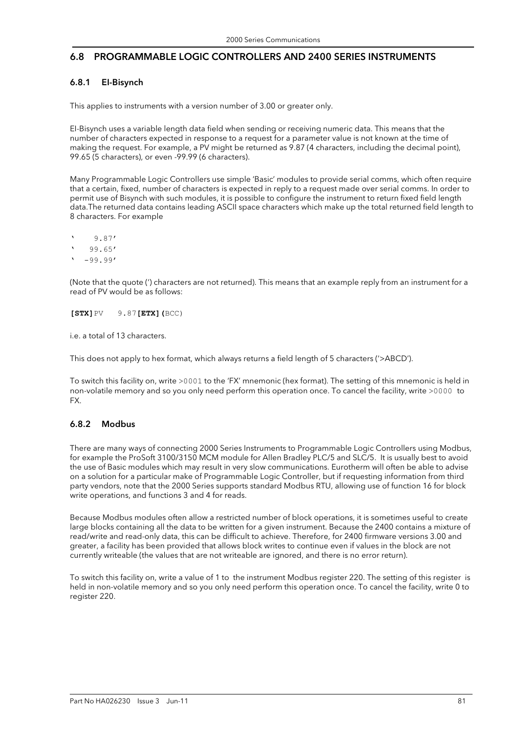## 6.8 PROGRAMMABLE LOGIC CONTROLLERS AND 2400 SERIES INSTRUMENTS

### 6.8.1 EI-Bisynch

This applies to instruments with a version number of 3.00 or greater only.

EI-Bisynch uses a variable length data field when sending or receiving numeric data. This means that the number of characters expected in response to a request for a parameter value is not known at the time of making the request. For example, a PV might be returned as 9.87 (4 characters, including the decimal point), 99.65 (5 characters), or even -99.99 (6 characters).

Many Programmable Logic Controllers use simple 'Basic' modules to provide serial comms, which often require that a certain, fixed, number of characters is expected in reply to a request made over serial comms. In order to permit use of Bisynch with such modules, it is possible to configure the instrument to return fixed field length data.The returned data contains leading ASCII space characters which make up the total returned field length to 8 characters. For example

```
'    9.87'
'   99.65'
'  -99.99'
```

(Note that the quote (') characters are not returned). This means that an example reply from an instrument for a read of PV would be as follows:

**[STX]**PV    9.87**[ETX](**BCC)

i.e. a total of 13 characters.

This does not apply to hex format, which always returns a field length of 5 characters ('>ABCD').

To switch this facility on, write `>0001` to the 'FX' mnemonic (hex format). The setting of this mnemonic is held in non-volatile memory and so you only need perform this operation once. To cancel the facility, write `>0000` to FX.

### 6.8.2 Modbus

There are many ways of connecting 2000 Series Instruments to Programmable Logic Controllers using Modbus, for example the ProSoft 3100/3150 MCM module for Allen Bradley PLC/5 and SLC/5. It is usually best to avoid the use of Basic modules which may result in very slow communications. Eurotherm will often be able to advise on a solution for a particular make of Programmable Logic Controller, but if requesting information from third party vendors, note that the 2000 Series supports standard Modbus RTU, allowing use of function 16 for block write operations, and functions 3 and 4 for reads.

Because Modbus modules often allow a restricted number of block operations, it is sometimes useful to create large blocks containing all the data to be written for a given instrument. Because the 2400 contains a mixture of read/write and read-only data, this can be difficult to achieve. Therefore, for 2400 firmware versions 3.00 and greater, a facility has been provided that allows block writes to continue even if values in the block are not currently writeable (the values that are not writeable are ignored, and there is no error return).

To switch this facility on, write a value of 1 to the instrument Modbus register 220. The setting of this register is held in non-volatile memory and so you only need perform this operation once. To cancel the facility, write 0 to register 220.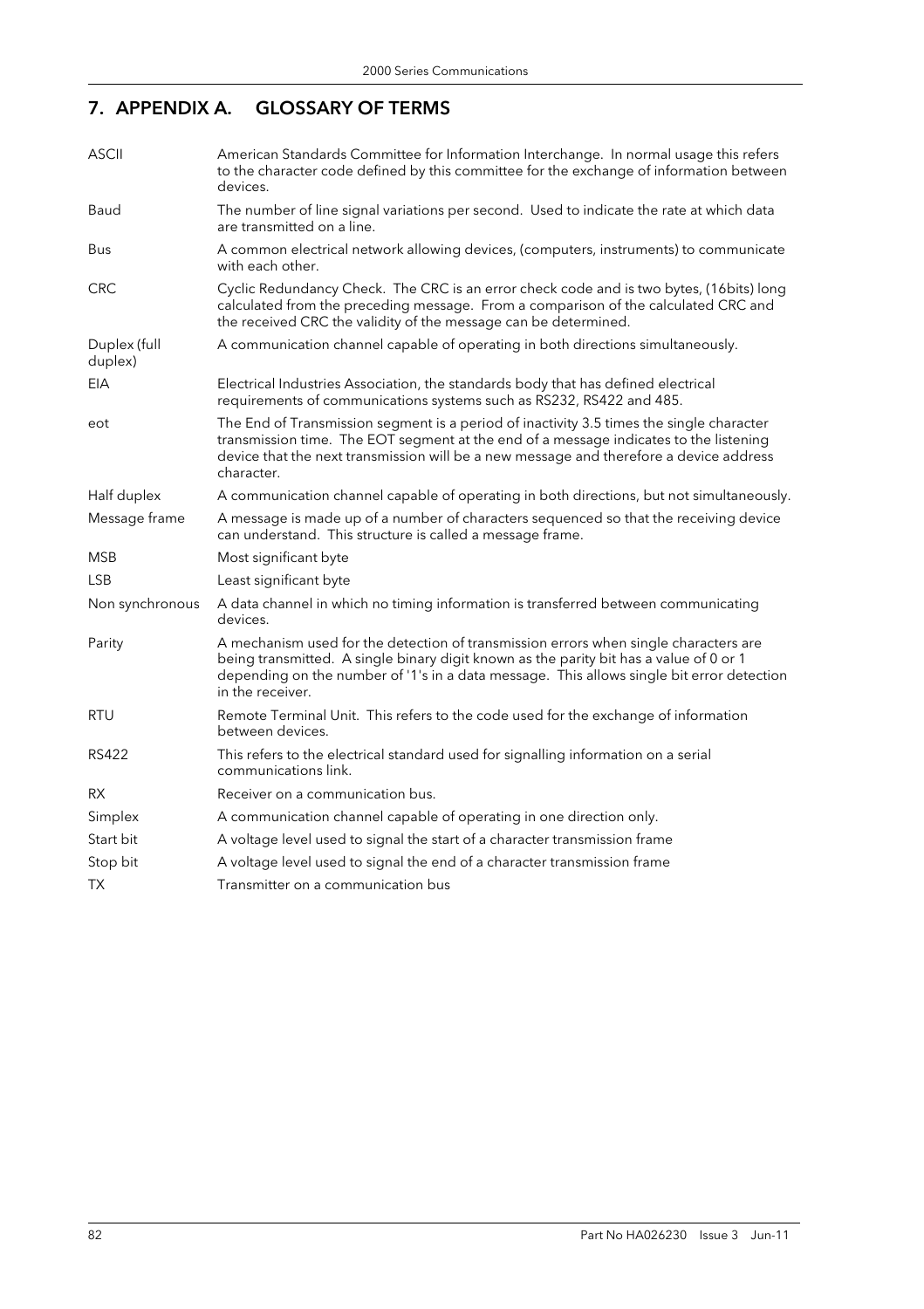# 7. APPENDIX A. GLOSSARY OF TERMS

| | |
|---|---|
| ASCII | American Standards Committee for Information Interchange. In normal usage this refers to the character code defined by this committee for the exchange of information between devices. |
| Baud | The number of line signal variations per second. Used to indicate the rate at which data are transmitted on a line. |
| Bus | A common electrical network allowing devices, (computers, instruments) to communicate with each other. |
| CRC | Cyclic Redundancy Check. The CRC is an error check code and is two bytes, (16bits) long calculated from the preceding message. From a comparison of the calculated CRC and the received CRC the validity of the message can be determined. |
| Duplex (full duplex) | A communication channel capable of operating in both directions simultaneously. |
| EIA | Electrical Industries Association, the standards body that has defined electrical requirements of communications systems such as RS232, RS422 and 485. |
| eot | The End of Transmission segment is a period of inactivity 3.5 times the single character transmission time. The EOT segment at the end of a message indicates to the listening device that the next transmission will be a new message and therefore a device address character. |
| Half duplex | A communication channel capable of operating in both directions, but not simultaneously. |
| Message frame | A message is made up of a number of characters sequenced so that the receiving device can understand. This structure is called a message frame. |
| MSB | Most significant byte |
| LSB | Least significant byte |
| Non synchronous | A data channel in which no timing information is transferred between communicating devices. |
| Parity | A mechanism used for the detection of transmission errors when single characters are being transmitted. A single binary digit known as the parity bit has a value of 0 or 1 depending on the number of '1's in a data message. This allows single bit error detection in the receiver. |
| RTU | Remote Terminal Unit. This refers to the code used for the exchange of information between devices. |
| RS422 | This refers to the electrical standard used for signalling information on a serial communications link. |
| RX | Receiver on a communication bus. |
| Simplex | A communication channel capable of operating in one direction only. |
| Start bit | A voltage level used to signal the start of a character transmission frame |
| Stop bit | A voltage level used to signal the end of a character transmission frame |
| TX | Transmitter on a communication bus |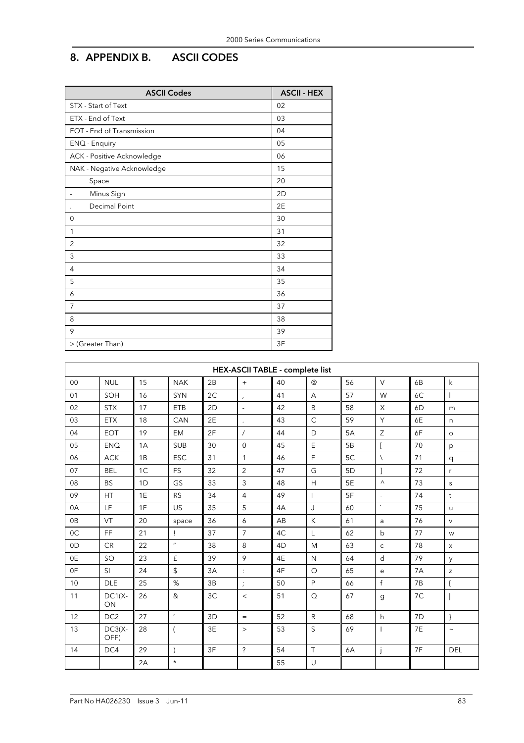## 8. APPENDIX B. ASCII CODES

| ASCII Codes | ASCII - HEX |
|---|---|
| STX - Start of Text | 02 |
| ETX - End of Text | 03 |
| EOT - End of Transmission | 04 |
| ENQ - Enquiry | 05 |
| ACK - Positive Acknowledge | 06 |
| NAK - Negative Acknowledge | 15 |
| Space | 20 |
| - Minus Sign | 2D |
| . Decimal Point | 2E |
| 0 | 30 |
| 1 | 31 |
| 2 | 32 |
| 3 | 33 |
| 4 | 34 |
| 5 | 35 |
| 6 | 36 |
| 7 | 37 |
| 8 | 38 |
| 9 | 39 |
| > (Greater Than) | 3E |

| HEX-ASCII TABLE - complete list | | | | | | | | | | | |
|---|---|---|---|---|---|---|---|---|---|---|---|
| 00 | NUL | 15 | NAK | 2B | + | 40 | @ | 56 | V | 6B | k |
| 01 | SOH | 16 | SYN | 2C | , | 41 | A | 57 | W | 6C | l |
| 02 | STX | 17 | ETB | 2D | - | 42 | B | 58 | X | 6D | m |
| 03 | ETX | 18 | CAN | 2E | . | 43 | C | 59 | Y | 6E | n |
| 04 | EOT | 19 | EM | 2F | / | 44 | D | 5A | Z | 6F | o |
| 05 | ENQ | 1A | SUB | 30 | 0 | 45 | E | 5B | [ | 70 | p |
| 06 | ACK | 1B | ESC | 31 | 1 | 46 | F | 5C | \ | 71 | q |
| 07 | BEL | 1C | FS | 32 | 2 | 47 | G | 5D | ] | 72 | r |
| 08 | BS | 1D | GS | 33 | 3 | 48 | H | 5E | ^ | 73 | s |
| 09 | HT | 1E | RS | 34 | 4 | 49 | I | 5F | - | 74 | t |
| 0A | LF | 1F | US | 35 | 5 | 4A | J | 60 | ` | 75 | u |
| 0B | VT | 20 | space | 36 | 6 | AB | K | 61 | a | 76 | v |
| 0C | FF | 21 | ! | 37 | 7 | 4C | L | 62 | b | 77 | w |
| 0D | CR | 22 | " | 38 | 8 | 4D | M | 63 | c | 78 | x |
| 0E | SO | 23 | £ | 39 | 9 | 4E | N | 64 | d | 79 | y |
| 0F | SI | 24 | $ | 3A | : | 4F | O | 65 | e | 7A | z |
| 10 | DLE | 25 | % | 3B | ; | 50 | P | 66 | f | 7B | { |
| 11 | DC1(X-ON | 26 | & | 3C | < | 51 | Q | 67 | g | 7C | \| |
| 12 | DC2 | 27 | ' | 3D | = | 52 | R | 68 | h | 7D | } |
| 13 | DC3(X-OFF) | 28 | ( | 3E | > | 53 | S | 69 | I | 7E | ~ |
| 14 | DC4 | 29 | ) | 3F | ? | 54 | T | 6A | j | 7F | DEL |
| | | 2A | * | | | 55 | U | | | | |